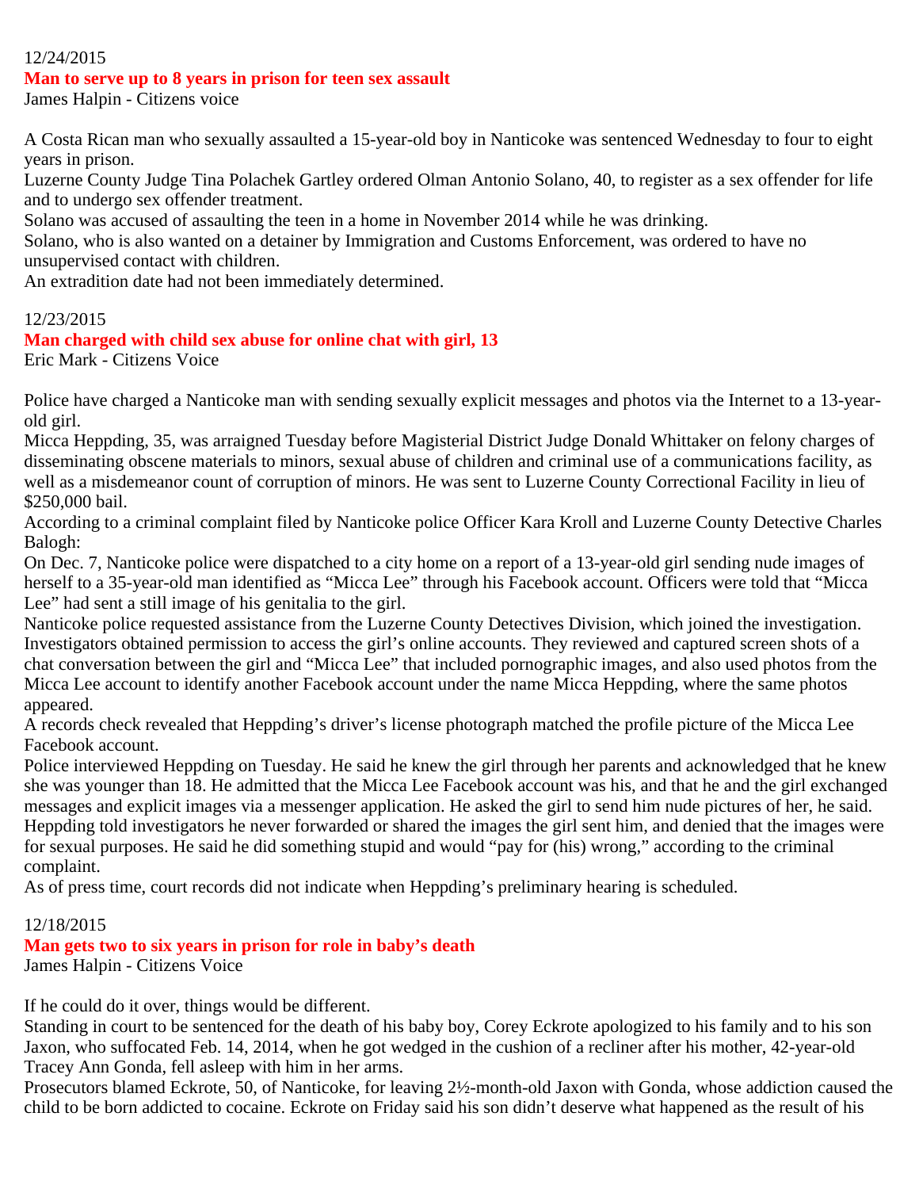12/24/2015

### Man to serve up to 8 years in prison for teen sex assault

James Halpin - Citizens voice

A Costa Rican man who sexually assaulted a 15-year-old boy in Nanticoke was sentenced Wednesday to four to eight years in prison.

Luzerne County Judge Tina Polachek Gartley ordered Olman Antonio Solano, 40, to register as a sex offender for life and to undergo sex offender treatment.

Solano was accused of assaulting the teen in a home in November 2014 while he was drinking.

Solano, who is also wanted on a detainer by Immigration and Customs Enforcement, was ordered to have no unsupervised contact with children.

An extradition date had not been immediately determined.

12/23/2015

### Man charged with child sex abuse for online chat with girl, 13

Eric Mark - Citizens Voice

Police have charged a Nanticoke man with sending sexually explicit messages and photos via the Internet to a 13-year-old girl.

Micca Heppding, 35, was arraigned Tuesday before Magisterial District Judge Donald Whittaker on felony charges of disseminating obscene materials to minors, sexual abuse of children and criminal use of a communications facility, as well as a misdemeanor count of corruption of minors. He was sent to Luzerne County Correctional Facility in lieu of $250,000 bail.

According to a criminal complaint filed by Nanticoke police Officer Kara Kroll and Luzerne County Detective Charles Balogh:

On Dec. 7, Nanticoke police were dispatched to a city home on a report of a 13-year-old girl sending nude images of herself to a 35-year-old man identified as “Micca Lee” through his Facebook account. Officers were told that “Micca Lee” had sent a still image of his genitalia to the girl.

Nanticoke police requested assistance from the Luzerne County Detectives Division, which joined the investigation. Investigators obtained permission to access the girl’s online accounts. They reviewed and captured screen shots of a chat conversation between the girl and “Micca Lee” that included pornographic images, and also used photos from the Micca Lee account to identify another Facebook account under the name Micca Heppding, where the same photos appeared.

A records check revealed that Heppding’s driver’s license photograph matched the profile picture of the Micca Lee Facebook account.

Police interviewed Heppding on Tuesday. He said he knew the girl through her parents and acknowledged that he knew she was younger than 18. He admitted that the Micca Lee Facebook account was his, and that he and the girl exchanged messages and explicit images via a messenger application. He asked the girl to send him nude pictures of her, he said. Heppding told investigators he never forwarded or shared the images the girl sent him, and denied that the images were for sexual purposes. He said he did something stupid and would “pay for (his) wrong,” according to the criminal complaint.

As of press time, court records did not indicate when Heppding’s preliminary hearing is scheduled.

12/18/2015

### Man gets two to six years in prison for role in baby’s death

James Halpin - Citizens Voice

If he could do it over, things would be different.

Standing in court to be sentenced for the death of his baby boy, Corey Eckrote apologized to his family and to his son Jaxon, who suffocated Feb. 14, 2014, when he got wedged in the cushion of a recliner after his mother, 42-year-old Tracey Ann Gonda, fell asleep with him in her arms.

Prosecutors blamed Eckrote, 50, of Nanticoke, for leaving 2½-month-old Jaxon with Gonda, whose addiction caused the child to be born addicted to cocaine. Eckrote on Friday said his son didn’t deserve what happened as the result of his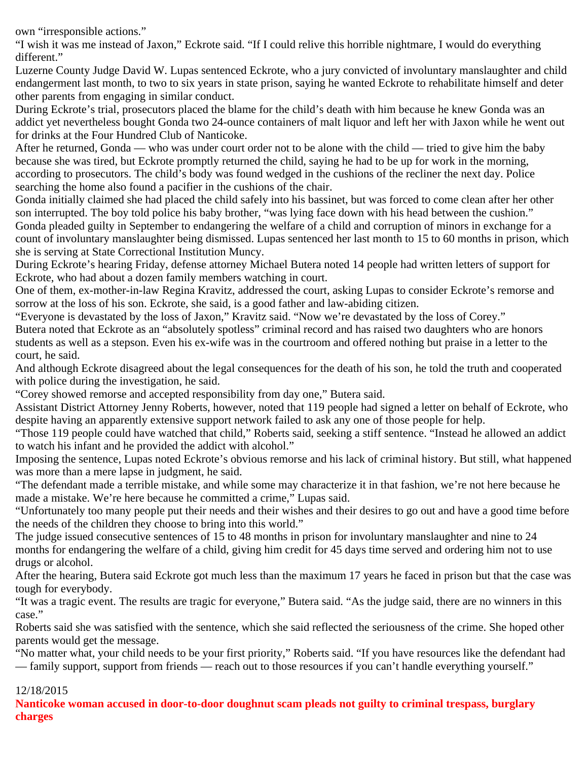own “irresponsible actions.”

“I wish it was me instead of Jaxon,” Eckrote said. “If I could relive this horrible nightmare, I would do everything different.”

Luzerne County Judge David W. Lupas sentenced Eckrote, who a jury convicted of involuntary manslaughter and child endangerment last month, to two to six years in state prison, saying he wanted Eckrote to rehabilitate himself and deter other parents from engaging in similar conduct.

During Eckrote’s trial, prosecutors placed the blame for the child’s death with him because he knew Gonda was an addict yet nevertheless bought Gonda two 24-ounce containers of malt liquor and left her with Jaxon while he went out for drinks at the Four Hundred Club of Nanticoke.

After he returned, Gonda — who was under court order not to be alone with the child — tried to give him the baby because she was tired, but Eckrote promptly returned the child, saying he had to be up for work in the morning, according to prosecutors. The child’s body was found wedged in the cushions of the recliner the next day. Police searching the home also found a pacifier in the cushions of the chair.

Gonda initially claimed she had placed the child safely into his bassinet, but was forced to come clean after her other son interrupted. The boy told police his baby brother, “was lying face down with his head between the cushion.”

Gonda pleaded guilty in September to endangering the welfare of a child and corruption of minors in exchange for a count of involuntary manslaughter being dismissed. Lupas sentenced her last month to 15 to 60 months in prison, which she is serving at State Correctional Institution Muncy.

During Eckrote’s hearing Friday, defense attorney Michael Butera noted 14 people had written letters of support for Eckrote, who had about a dozen family members watching in court.

One of them, ex-mother-in-law Regina Kravitz, addressed the court, asking Lupas to consider Eckrote’s remorse and sorrow at the loss of his son. Eckrote, she said, is a good father and law-abiding citizen.

“Everyone is devastated by the loss of Jaxon,” Kravitz said. “Now we’re devastated by the loss of Corey.”

Butera noted that Eckrote as an “absolutely spotless” criminal record and has raised two daughters who are honors students as well as a stepson. Even his ex-wife was in the courtroom and offered nothing but praise in a letter to the court, he said.

And although Eckrote disagreed about the legal consequences for the death of his son, he told the truth and cooperated with police during the investigation, he said.

“Corey showed remorse and accepted responsibility from day one,” Butera said.

Assistant District Attorney Jenny Roberts, however, noted that 119 people had signed a letter on behalf of Eckrote, who despite having an apparently extensive support network failed to ask any one of those people for help.

“Those 119 people could have watched that child,” Roberts said, seeking a stiff sentence. “Instead he allowed an addict to watch his infant and he provided the addict with alcohol.”

Imposing the sentence, Lupas noted Eckrote’s obvious remorse and his lack of criminal history. But still, what happened was more than a mere lapse in judgment, he said.

“The defendant made a terrible mistake, and while some may characterize it in that fashion, we’re not here because he made a mistake. We’re here because he committed a crime,” Lupas said.

“Unfortunately too many people put their needs and their wishes and their desires to go out and have a good time before the needs of the children they choose to bring into this world.”

The judge issued consecutive sentences of 15 to 48 months in prison for involuntary manslaughter and nine to 24 months for endangering the welfare of a child, giving him credit for 45 days time served and ordering him not to use drugs or alcohol.

After the hearing, Butera said Eckrote got much less than the maximum 17 years he faced in prison but that the case was tough for everybody.

“It was a tragic event. The results are tragic for everyone,” Butera said. “As the judge said, there are no winners in this case.”

Roberts said she was satisfied with the sentence, which she said reflected the seriousness of the crime. She hoped other parents would get the message.

“No matter what, your child needs to be your first priority,” Roberts said. “If you have resources like the defendant had — family support, support from friends — reach out to those resources if you can’t handle everything yourself.”

12/18/2015

**Nanticoke woman accused in door-to-door doughnut scam pleads not guilty to criminal trespass, burglary charges**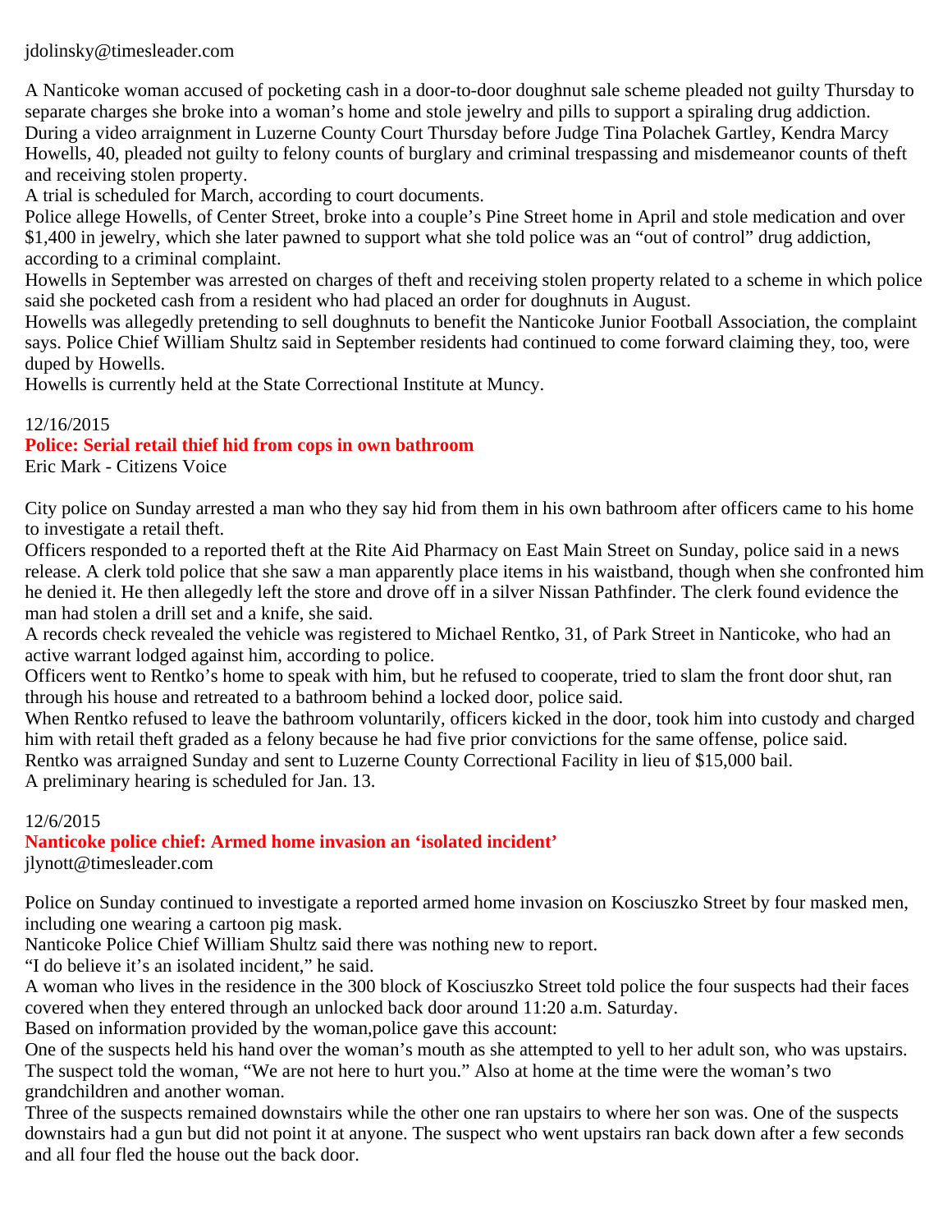jdolinsky@timesleader.com

A Nanticoke woman accused of pocketing cash in a door-to-door doughnut sale scheme pleaded not guilty Thursday to separate charges she broke into a woman's home and stole jewelry and pills to support a spiraling drug addiction.
During a video arraignment in Luzerne County Court Thursday before Judge Tina Polachek Gartley, Kendra Marcy Howells, 40, pleaded not guilty to felony counts of burglary and criminal trespassing and misdemeanor counts of theft and receiving stolen property.
A trial is scheduled for March, according to court documents.
Police allege Howells, of Center Street, broke into a couple's Pine Street home in April and stole medication and over $1,400 in jewelry, which she later pawned to support what she told police was an "out of control" drug addiction, according to a criminal complaint.
Howells in September was arrested on charges of theft and receiving stolen property related to a scheme in which police said she pocketed cash from a resident who had placed an order for doughnuts in August.
Howells was allegedly pretending to sell doughnuts to benefit the Nanticoke Junior Football Association, the complaint says. Police Chief William Shultz said in September residents had continued to come forward claiming they, too, were duped by Howells.
Howells is currently held at the State Correctional Institute at Muncy.

12/16/2015

## Police: Serial retail thief hid from cops in own bathroom

Eric Mark - Citizens Voice

City police on Sunday arrested a man who they say hid from them in his own bathroom after officers came to his home to investigate a retail theft.
Officers responded to a reported theft at the Rite Aid Pharmacy on East Main Street on Sunday, police said in a news release. A clerk told police that she saw a man apparently place items in his waistband, though when she confronted him he denied it. He then allegedly left the store and drove off in a silver Nissan Pathfinder. The clerk found evidence the man had stolen a drill set and a knife, she said.
A records check revealed the vehicle was registered to Michael Rentko, 31, of Park Street in Nanticoke, who had an active warrant lodged against him, according to police.
Officers went to Rentko's home to speak with him, but he refused to cooperate, tried to slam the front door shut, ran through his house and retreated to a bathroom behind a locked door, police said.
When Rentko refused to leave the bathroom voluntarily, officers kicked in the door, took him into custody and charged him with retail theft graded as a felony because he had five prior convictions for the same offense, police said.
Rentko was arraigned Sunday and sent to Luzerne County Correctional Facility in lieu of $15,000 bail.
A preliminary hearing is scheduled for Jan. 13.

12/6/2015

## Nanticoke police chief: Armed home invasion an 'isolated incident'

jlynott@timesleader.com

Police on Sunday continued to investigate a reported armed home invasion on Kosciuszko Street by four masked men, including one wearing a cartoon pig mask.
Nanticoke Police Chief William Shultz said there was nothing new to report.
"I do believe it's an isolated incident," he said.
A woman who lives in the residence in the 300 block of Kosciuszko Street told police the four suspects had their faces covered when they entered through an unlocked back door around 11:20 a.m. Saturday.
Based on information provided by the woman,police gave this account:
One of the suspects held his hand over the woman's mouth as she attempted to yell to her adult son, who was upstairs. The suspect told the woman, "We are not here to hurt you." Also at home at the time were the woman's two grandchildren and another woman.
Three of the suspects remained downstairs while the other one ran upstairs to where her son was. One of the suspects downstairs had a gun but did not point it at anyone. The suspect who went upstairs ran back down after a few seconds and all four fled the house out the back door.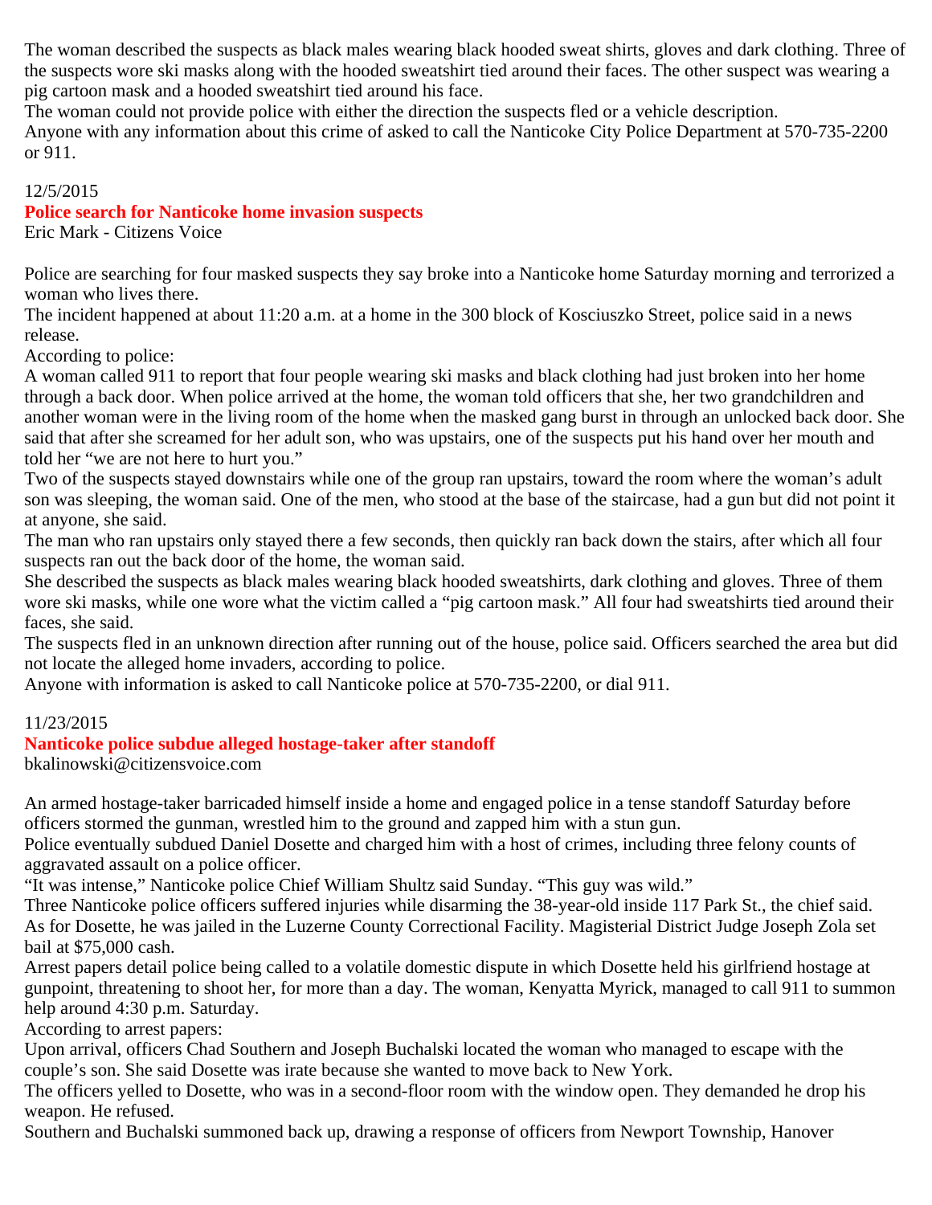The woman described the suspects as black males wearing black hooded sweat shirts, gloves and dark clothing. Three of the suspects wore ski masks along with the hooded sweatshirt tied around their faces. The other suspect was wearing a pig cartoon mask and a hooded sweatshirt tied around his face.
The woman could not provide police with either the direction the suspects fled or a vehicle description.
Anyone with any information about this crime of asked to call the Nanticoke City Police Department at 570-735-2200 or 911.

12/5/2015

**Police search for Nanticoke home invasion suspects**

Eric Mark - Citizens Voice

Police are searching for four masked suspects they say broke into a Nanticoke home Saturday morning and terrorized a woman who lives there.
The incident happened at about 11:20 a.m. at a home in the 300 block of Kosciuszko Street, police said in a news release.
According to police:
A woman called 911 to report that four people wearing ski masks and black clothing had just broken into her home through a back door. When police arrived at the home, the woman told officers that she, her two grandchildren and another woman were in the living room of the home when the masked gang burst in through an unlocked back door. She said that after she screamed for her adult son, who was upstairs, one of the suspects put his hand over her mouth and told her "we are not here to hurt you."
Two of the suspects stayed downstairs while one of the group ran upstairs, toward the room where the woman's adult son was sleeping, the woman said. One of the men, who stood at the base of the staircase, had a gun but did not point it at anyone, she said.
The man who ran upstairs only stayed there a few seconds, then quickly ran back down the stairs, after which all four suspects ran out the back door of the home, the woman said.
She described the suspects as black males wearing black hooded sweatshirts, dark clothing and gloves. Three of them wore ski masks, while one wore what the victim called a "pig cartoon mask." All four had sweatshirts tied around their faces, she said.
The suspects fled in an unknown direction after running out of the house, police said. Officers searched the area but did not locate the alleged home invaders, according to police.
Anyone with information is asked to call Nanticoke police at 570-735-2200, or dial 911.

11/23/2015

**Nanticoke police subdue alleged hostage-taker after standoff**

bkalinowski@citizensvoice.com

An armed hostage-taker barricaded himself inside a home and engaged police in a tense standoff Saturday before officers stormed the gunman, wrestled him to the ground and zapped him with a stun gun.
Police eventually subdued Daniel Dosette and charged him with a host of crimes, including three felony counts of aggravated assault on a police officer.
"It was intense," Nanticoke police Chief William Shultz said Sunday. "This guy was wild."
Three Nanticoke police officers suffered injuries while disarming the 38-year-old inside 117 Park St., the chief said.
As for Dosette, he was jailed in the Luzerne County Correctional Facility. Magisterial District Judge Joseph Zola set bail at $75,000 cash.
Arrest papers detail police being called to a volatile domestic dispute in which Dosette held his girlfriend hostage at gunpoint, threatening to shoot her, for more than a day. The woman, Kenyatta Myrick, managed to call 911 to summon help around 4:30 p.m. Saturday.
According to arrest papers:
Upon arrival, officers Chad Southern and Joseph Buchalski located the woman who managed to escape with the couple's son. She said Dosette was irate because she wanted to move back to New York.
The officers yelled to Dosette, who was in a second-floor room with the window open. They demanded he drop his weapon. He refused.
Southern and Buchalski summoned back up, drawing a response of officers from Newport Township, Hanover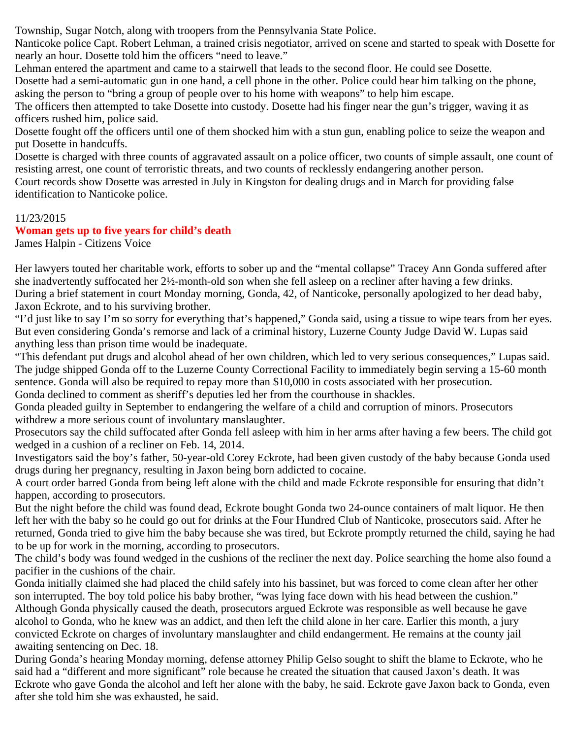Township, Sugar Notch, along with troopers from the Pennsylvania State Police.

Nanticoke police Capt. Robert Lehman, a trained crisis negotiator, arrived on scene and started to speak with Dosette for nearly an hour. Dosette told him the officers "need to leave."

Lehman entered the apartment and came to a stairwell that leads to the second floor. He could see Dosette.

Dosette had a semi-automatic gun in one hand, a cell phone in the other. Police could hear him talking on the phone, asking the person to "bring a group of people over to his home with weapons" to help him escape.

The officers then attempted to take Dosette into custody. Dosette had his finger near the gun's trigger, waving it as officers rushed him, police said.

Dosette fought off the officers until one of them shocked him with a stun gun, enabling police to seize the weapon and put Dosette in handcuffs.

Dosette is charged with three counts of aggravated assault on a police officer, two counts of simple assault, one count of resisting arrest, one count of terroristic threats, and two counts of recklessly endangering another person.

Court records show Dosette was arrested in July in Kingston for dealing drugs and in March for providing false identification to Nanticoke police.

11/23/2015

**Woman gets up to five years for child's death**

James Halpin - Citizens Voice

Her lawyers touted her charitable work, efforts to sober up and the "mental collapse" Tracey Ann Gonda suffered after she inadvertently suffocated her 2½-month-old son when she fell asleep on a recliner after having a few drinks.

During a brief statement in court Monday morning, Gonda, 42, of Nanticoke, personally apologized to her dead baby, Jaxon Eckrote, and to his surviving brother.

"I'd just like to say I'm so sorry for everything that's happened," Gonda said, using a tissue to wipe tears from her eyes.

But even considering Gonda's remorse and lack of a criminal history, Luzerne County Judge David W. Lupas said anything less than prison time would be inadequate.

"This defendant put drugs and alcohol ahead of her own children, which led to very serious consequences," Lupas said.

The judge shipped Gonda off to the Luzerne County Correctional Facility to immediately begin serving a 15-60 month sentence. Gonda will also be required to repay more than $10,000 in costs associated with her prosecution.

Gonda declined to comment as sheriff's deputies led her from the courthouse in shackles.

Gonda pleaded guilty in September to endangering the welfare of a child and corruption of minors. Prosecutors withdrew a more serious count of involuntary manslaughter.

Prosecutors say the child suffocated after Gonda fell asleep with him in her arms after having a few beers. The child got wedged in a cushion of a recliner on Feb. 14, 2014.

Investigators said the boy's father, 50-year-old Corey Eckrote, had been given custody of the baby because Gonda used drugs during her pregnancy, resulting in Jaxon being born addicted to cocaine.

A court order barred Gonda from being left alone with the child and made Eckrote responsible for ensuring that didn't happen, according to prosecutors.

But the night before the child was found dead, Eckrote bought Gonda two 24-ounce containers of malt liquor. He then left her with the baby so he could go out for drinks at the Four Hundred Club of Nanticoke, prosecutors said. After he returned, Gonda tried to give him the baby because she was tired, but Eckrote promptly returned the child, saying he had to be up for work in the morning, according to prosecutors.

The child's body was found wedged in the cushions of the recliner the next day. Police searching the home also found a pacifier in the cushions of the chair.

Gonda initially claimed she had placed the child safely into his bassinet, but was forced to come clean after her other son interrupted. The boy told police his baby brother, "was lying face down with his head between the cushion."

Although Gonda physically caused the death, prosecutors argued Eckrote was responsible as well because he gave alcohol to Gonda, who he knew was an addict, and then left the child alone in her care. Earlier this month, a jury convicted Eckrote on charges of involuntary manslaughter and child endangerment. He remains at the county jail awaiting sentencing on Dec. 18.

During Gonda's hearing Monday morning, defense attorney Philip Gelso sought to shift the blame to Eckrote, who he said had a "different and more significant" role because he created the situation that caused Jaxon's death. It was Eckrote who gave Gonda the alcohol and left her alone with the baby, he said. Eckrote gave Jaxon back to Gonda, even after she told him she was exhausted, he said.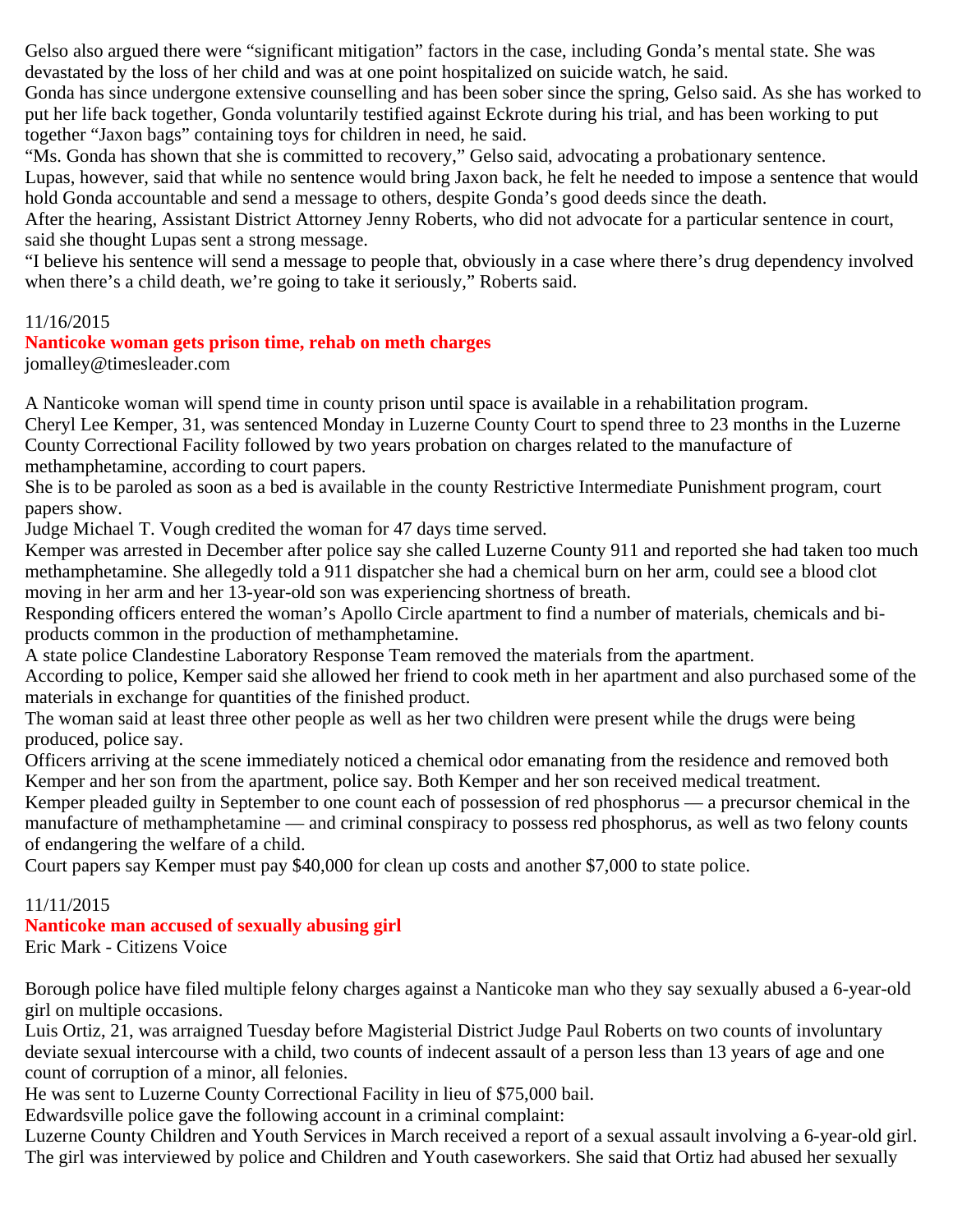Gelso also argued there were "significant mitigation" factors in the case, including Gonda's mental state. She was devastated by the loss of her child and was at one point hospitalized on suicide watch, he said.

Gonda has since undergone extensive counselling and has been sober since the spring, Gelso said. As she has worked to put her life back together, Gonda voluntarily testified against Eckrote during his trial, and has been working to put together "Jaxon bags" containing toys for children in need, he said.

"Ms. Gonda has shown that she is committed to recovery," Gelso said, advocating a probationary sentence.

Lupas, however, said that while no sentence would bring Jaxon back, he felt he needed to impose a sentence that would hold Gonda accountable and send a message to others, despite Gonda's good deeds since the death.

After the hearing, Assistant District Attorney Jenny Roberts, who did not advocate for a particular sentence in court, said she thought Lupas sent a strong message.

"I believe his sentence will send a message to people that, obviously in a case where there's drug dependency involved when there's a child death, we're going to take it seriously," Roberts said.

11/16/2015

## Nanticoke woman gets prison time, rehab on meth charges

jomalley@timesleader.com

A Nanticoke woman will spend time in county prison until space is available in a rehabilitation program.

Cheryl Lee Kemper, 31, was sentenced Monday in Luzerne County Court to spend three to 23 months in the Luzerne County Correctional Facility followed by two years probation on charges related to the manufacture of methamphetamine, according to court papers.

She is to be paroled as soon as a bed is available in the county Restrictive Intermediate Punishment program, court papers show.

Judge Michael T. Vough credited the woman for 47 days time served.

Kemper was arrested in December after police say she called Luzerne County 911 and reported she had taken too much methamphetamine. She allegedly told a 911 dispatcher she had a chemical burn on her arm, could see a blood clot moving in her arm and her 13-year-old son was experiencing shortness of breath.

Responding officers entered the woman's Apollo Circle apartment to find a number of materials, chemicals and bi-products common in the production of methamphetamine.

A state police Clandestine Laboratory Response Team removed the materials from the apartment.

According to police, Kemper said she allowed her friend to cook meth in her apartment and also purchased some of the materials in exchange for quantities of the finished product.

The woman said at least three other people as well as her two children were present while the drugs were being produced, police say.

Officers arriving at the scene immediately noticed a chemical odor emanating from the residence and removed both Kemper and her son from the apartment, police say. Both Kemper and her son received medical treatment.

Kemper pleaded guilty in September to one count each of possession of red phosphorus — a precursor chemical in the manufacture of methamphetamine — and criminal conspiracy to possess red phosphorus, as well as two felony counts of endangering the welfare of a child.

Court papers say Kemper must pay $40,000 for clean up costs and another $7,000 to state police.

11/11/2015

## Nanticoke man accused of sexually abusing girl

Eric Mark - Citizens Voice

Borough police have filed multiple felony charges against a Nanticoke man who they say sexually abused a 6-year-old girl on multiple occasions.

Luis Ortiz, 21, was arraigned Tuesday before Magisterial District Judge Paul Roberts on two counts of involuntary deviate sexual intercourse with a child, two counts of indecent assault of a person less than 13 years of age and one count of corruption of a minor, all felonies.

He was sent to Luzerne County Correctional Facility in lieu of $75,000 bail.

Edwardsville police gave the following account in a criminal complaint:

Luzerne County Children and Youth Services in March received a report of a sexual assault involving a 6-year-old girl. The girl was interviewed by police and Children and Youth caseworkers. She said that Ortiz had abused her sexually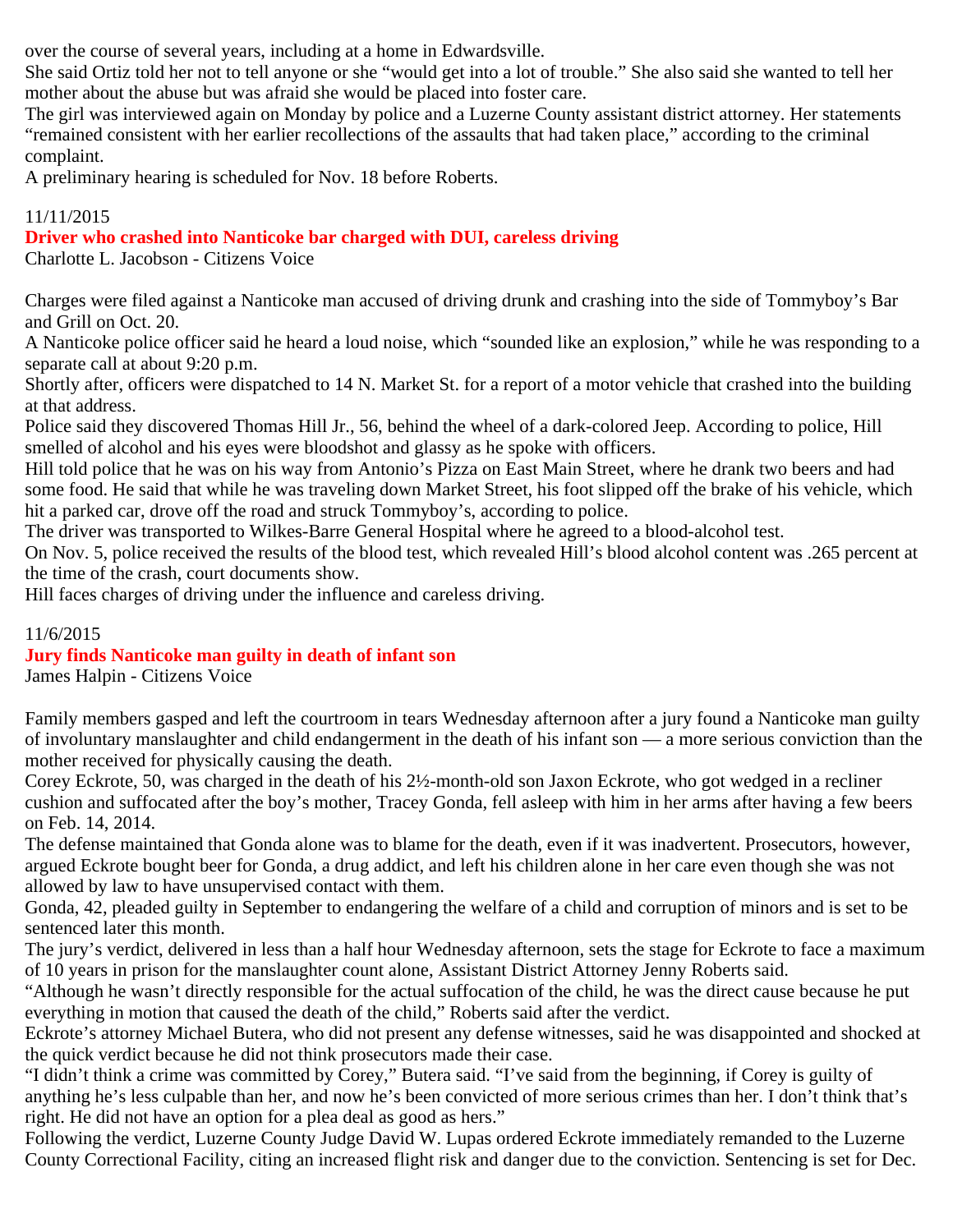over the course of several years, including at a home in Edwardsville.

She said Ortiz told her not to tell anyone or she "would get into a lot of trouble." She also said she wanted to tell her mother about the abuse but was afraid she would be placed into foster care.

The girl was interviewed again on Monday by police and a Luzerne County assistant district attorney. Her statements "remained consistent with her earlier recollections of the assaults that had taken place," according to the criminal complaint.

A preliminary hearing is scheduled for Nov. 18 before Roberts.

11/11/2015

**Driver who crashed into Nanticoke bar charged with DUI, careless driving**

Charlotte L. Jacobson - Citizens Voice

Charges were filed against a Nanticoke man accused of driving drunk and crashing into the side of Tommyboy's Bar and Grill on Oct. 20.

A Nanticoke police officer said he heard a loud noise, which "sounded like an explosion," while he was responding to a separate call at about 9:20 p.m.

Shortly after, officers were dispatched to 14 N. Market St. for a report of a motor vehicle that crashed into the building at that address.

Police said they discovered Thomas Hill Jr., 56, behind the wheel of a dark-colored Jeep. According to police, Hill smelled of alcohol and his eyes were bloodshot and glassy as he spoke with officers.

Hill told police that he was on his way from Antonio's Pizza on East Main Street, where he drank two beers and had some food. He said that while he was traveling down Market Street, his foot slipped off the brake of his vehicle, which hit a parked car, drove off the road and struck Tommyboy's, according to police.

The driver was transported to Wilkes-Barre General Hospital where he agreed to a blood-alcohol test.

On Nov. 5, police received the results of the blood test, which revealed Hill's blood alcohol content was .265 percent at the time of the crash, court documents show.

Hill faces charges of driving under the influence and careless driving.

11/6/2015

**Jury finds Nanticoke man guilty in death of infant son**

James Halpin - Citizens Voice

Family members gasped and left the courtroom in tears Wednesday afternoon after a jury found a Nanticoke man guilty of involuntary manslaughter and child endangerment in the death of his infant son — a more serious conviction than the mother received for physically causing the death.

Corey Eckrote, 50, was charged in the death of his 2½-month-old son Jaxon Eckrote, who got wedged in a recliner cushion and suffocated after the boy's mother, Tracey Gonda, fell asleep with him in her arms after having a few beers on Feb. 14, 2014.

The defense maintained that Gonda alone was to blame for the death, even if it was inadvertent. Prosecutors, however, argued Eckrote bought beer for Gonda, a drug addict, and left his children alone in her care even though she was not allowed by law to have unsupervised contact with them.

Gonda, 42, pleaded guilty in September to endangering the welfare of a child and corruption of minors and is set to be sentenced later this month.

The jury's verdict, delivered in less than a half hour Wednesday afternoon, sets the stage for Eckrote to face a maximum of 10 years in prison for the manslaughter count alone, Assistant District Attorney Jenny Roberts said.

"Although he wasn't directly responsible for the actual suffocation of the child, he was the direct cause because he put everything in motion that caused the death of the child," Roberts said after the verdict.

Eckrote's attorney Michael Butera, who did not present any defense witnesses, said he was disappointed and shocked at the quick verdict because he did not think prosecutors made their case.

"I didn't think a crime was committed by Corey," Butera said. "I've said from the beginning, if Corey is guilty of anything he's less culpable than her, and now he's been convicted of more serious crimes than her. I don't think that's right. He did not have an option for a plea deal as good as hers."

Following the verdict, Luzerne County Judge David W. Lupas ordered Eckrote immediately remanded to the Luzerne County Correctional Facility, citing an increased flight risk and danger due to the conviction. Sentencing is set for Dec.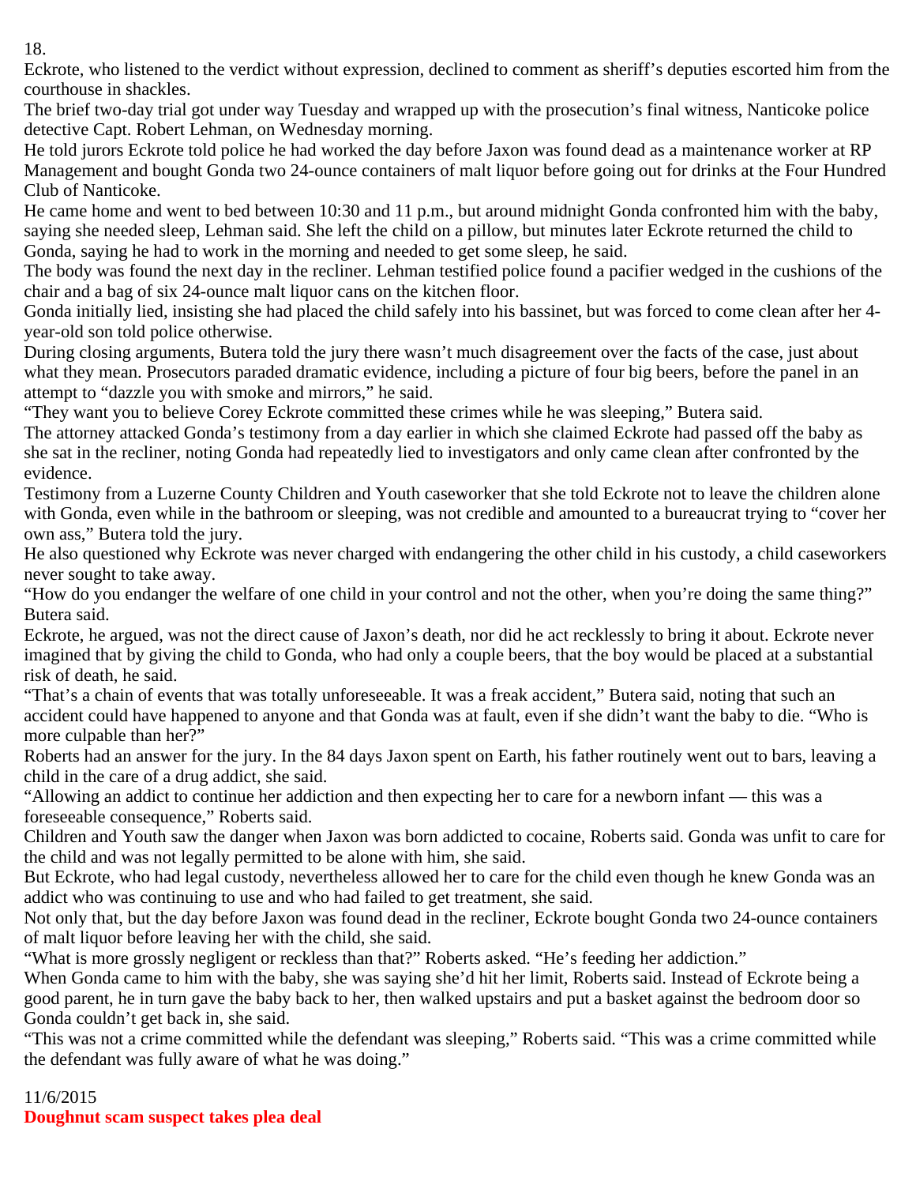18.

Eckrote, who listened to the verdict without expression, declined to comment as sheriff's deputies escorted him from the courthouse in shackles.

The brief two-day trial got under way Tuesday and wrapped up with the prosecution's final witness, Nanticoke police detective Capt. Robert Lehman, on Wednesday morning.

He told jurors Eckrote told police he had worked the day before Jaxon was found dead as a maintenance worker at RP Management and bought Gonda two 24-ounce containers of malt liquor before going out for drinks at the Four Hundred Club of Nanticoke.

He came home and went to bed between 10:30 and 11 p.m., but around midnight Gonda confronted him with the baby, saying she needed sleep, Lehman said. She left the child on a pillow, but minutes later Eckrote returned the child to Gonda, saying he had to work in the morning and needed to get some sleep, he said.

The body was found the next day in the recliner. Lehman testified police found a pacifier wedged in the cushions of the chair and a bag of six 24-ounce malt liquor cans on the kitchen floor.

Gonda initially lied, insisting she had placed the child safely into his bassinet, but was forced to come clean after her 4-year-old son told police otherwise.

During closing arguments, Butera told the jury there wasn't much disagreement over the facts of the case, just about what they mean. Prosecutors paraded dramatic evidence, including a picture of four big beers, before the panel in an attempt to "dazzle you with smoke and mirrors," he said.

"They want you to believe Corey Eckrote committed these crimes while he was sleeping," Butera said.

The attorney attacked Gonda's testimony from a day earlier in which she claimed Eckrote had passed off the baby as she sat in the recliner, noting Gonda had repeatedly lied to investigators and only came clean after confronted by the evidence.

Testimony from a Luzerne County Children and Youth caseworker that she told Eckrote not to leave the children alone with Gonda, even while in the bathroom or sleeping, was not credible and amounted to a bureaucrat trying to "cover her own ass," Butera told the jury.

He also questioned why Eckrote was never charged with endangering the other child in his custody, a child caseworkers never sought to take away.

"How do you endanger the welfare of one child in your control and not the other, when you're doing the same thing?" Butera said.

Eckrote, he argued, was not the direct cause of Jaxon's death, nor did he act recklessly to bring it about. Eckrote never imagined that by giving the child to Gonda, who had only a couple beers, that the boy would be placed at a substantial risk of death, he said.

"That's a chain of events that was totally unforeseeable. It was a freak accident," Butera said, noting that such an accident could have happened to anyone and that Gonda was at fault, even if she didn't want the baby to die. "Who is more culpable than her?"

Roberts had an answer for the jury. In the 84 days Jaxon spent on Earth, his father routinely went out to bars, leaving a child in the care of a drug addict, she said.

"Allowing an addict to continue her addiction and then expecting her to care for a newborn infant — this was a foreseeable consequence," Roberts said.

Children and Youth saw the danger when Jaxon was born addicted to cocaine, Roberts said. Gonda was unfit to care for the child and was not legally permitted to be alone with him, she said.

But Eckrote, who had legal custody, nevertheless allowed her to care for the child even though he knew Gonda was an addict who was continuing to use and who had failed to get treatment, she said.

Not only that, but the day before Jaxon was found dead in the recliner, Eckrote bought Gonda two 24-ounce containers of malt liquor before leaving her with the child, she said.

"What is more grossly negligent or reckless than that?" Roberts asked. "He's feeding her addiction."

When Gonda came to him with the baby, she was saying she'd hit her limit, Roberts said. Instead of Eckrote being a good parent, he in turn gave the baby back to her, then walked upstairs and put a basket against the bedroom door so Gonda couldn't get back in, she said.

"This was not a crime committed while the defendant was sleeping," Roberts said. "This was a crime committed while the defendant was fully aware of what he was doing."

11/6/2015

**Doughnut scam suspect takes plea deal**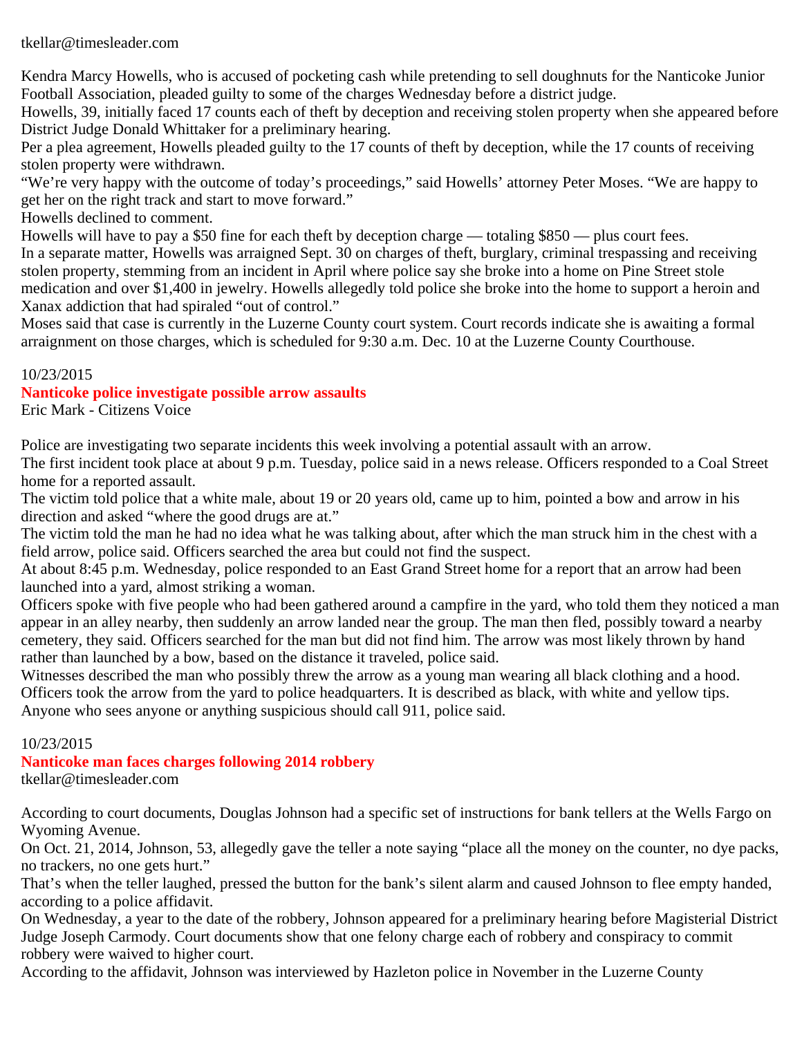tkellar@timesleader.com

Kendra Marcy Howells, who is accused of pocketing cash while pretending to sell doughnuts for the Nanticoke Junior Football Association, pleaded guilty to some of the charges Wednesday before a district judge.

Howells, 39, initially faced 17 counts each of theft by deception and receiving stolen property when she appeared before District Judge Donald Whittaker for a preliminary hearing.

Per a plea agreement, Howells pleaded guilty to the 17 counts of theft by deception, while the 17 counts of receiving stolen property were withdrawn.

"We're very happy with the outcome of today's proceedings," said Howells' attorney Peter Moses. "We are happy to get her on the right track and start to move forward."

Howells declined to comment.

Howells will have to pay a $50 fine for each theft by deception charge — totaling $850 — plus court fees.

In a separate matter, Howells was arraigned Sept. 30 on charges of theft, burglary, criminal trespassing and receiving stolen property, stemming from an incident in April where police say she broke into a home on Pine Street stole medication and over $1,400 in jewelry. Howells allegedly told police she broke into the home to support a heroin and Xanax addiction that had spiraled "out of control."

Moses said that case is currently in the Luzerne County court system. Court records indicate she is awaiting a formal arraignment on those charges, which is scheduled for 9:30 a.m. Dec. 10 at the Luzerne County Courthouse.

10/23/2015

## Nanticoke police investigate possible arrow assaults

Eric Mark - Citizens Voice

Police are investigating two separate incidents this week involving a potential assault with an arrow.

The first incident took place at about 9 p.m. Tuesday, police said in a news release. Officers responded to a Coal Street home for a reported assault.

The victim told police that a white male, about 19 or 20 years old, came up to him, pointed a bow and arrow in his direction and asked "where the good drugs are at."

The victim told the man he had no idea what he was talking about, after which the man struck him in the chest with a field arrow, police said. Officers searched the area but could not find the suspect.

At about 8:45 p.m. Wednesday, police responded to an East Grand Street home for a report that an arrow had been launched into a yard, almost striking a woman.

Officers spoke with five people who had been gathered around a campfire in the yard, who told them they noticed a man appear in an alley nearby, then suddenly an arrow landed near the group. The man then fled, possibly toward a nearby cemetery, they said. Officers searched for the man but did not find him. The arrow was most likely thrown by hand rather than launched by a bow, based on the distance it traveled, police said.

Witnesses described the man who possibly threw the arrow as a young man wearing all black clothing and a hood.

Officers took the arrow from the yard to police headquarters. It is described as black, with white and yellow tips.

Anyone who sees anyone or anything suspicious should call 911, police said.

10/23/2015

## Nanticoke man faces charges following 2014 robbery

tkellar@timesleader.com

According to court documents, Douglas Johnson had a specific set of instructions for bank tellers at the Wells Fargo on Wyoming Avenue.

On Oct. 21, 2014, Johnson, 53, allegedly gave the teller a note saying "place all the money on the counter, no dye packs, no trackers, no one gets hurt."

That's when the teller laughed, pressed the button for the bank's silent alarm and caused Johnson to flee empty handed, according to a police affidavit.

On Wednesday, a year to the date of the robbery, Johnson appeared for a preliminary hearing before Magisterial District Judge Joseph Carmody. Court documents show that one felony charge each of robbery and conspiracy to commit robbery were waived to higher court.

According to the affidavit, Johnson was interviewed by Hazleton police in November in the Luzerne County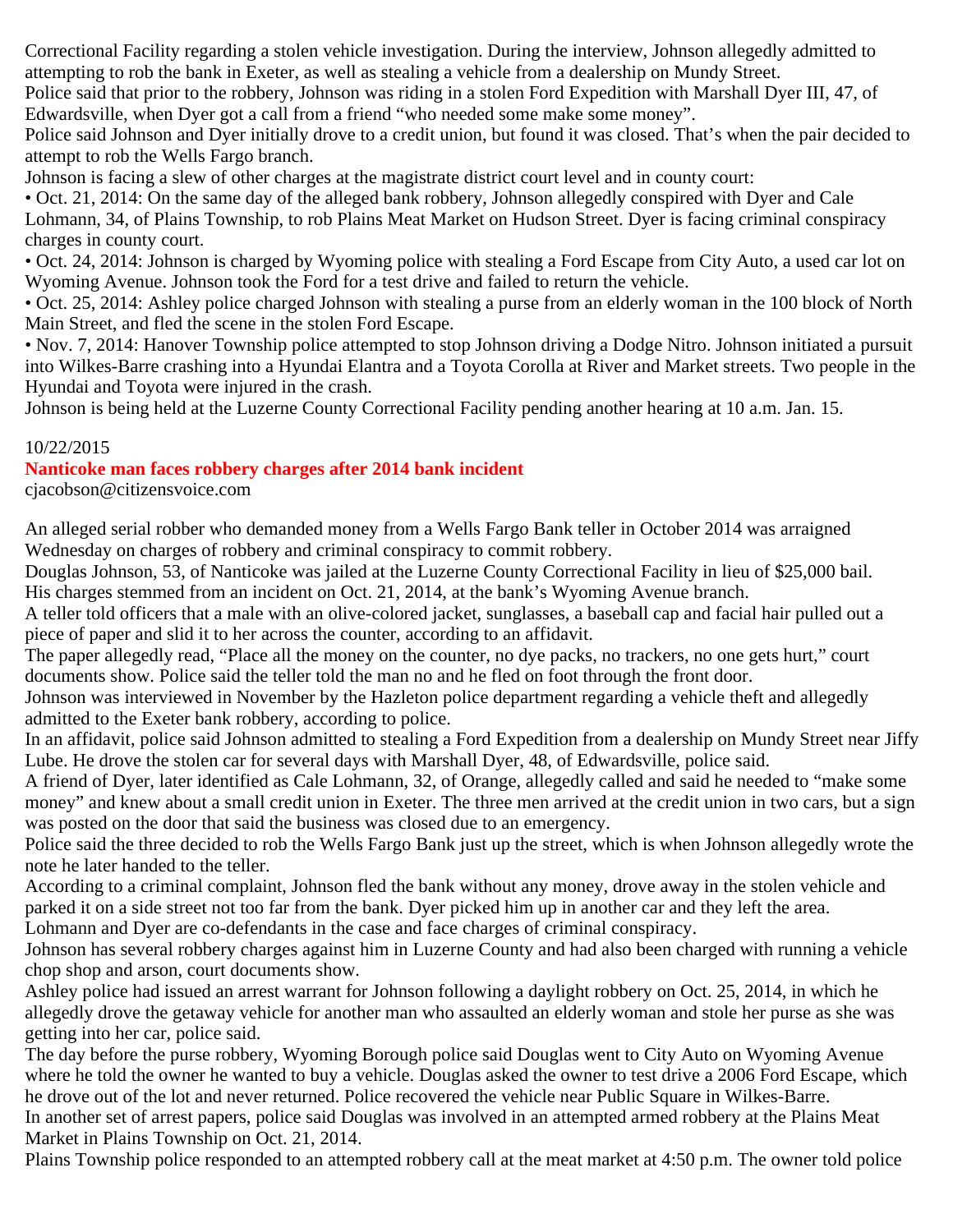Correctional Facility regarding a stolen vehicle investigation. During the interview, Johnson allegedly admitted to attempting to rob the bank in Exeter, as well as stealing a vehicle from a dealership on Mundy Street.

Police said that prior to the robbery, Johnson was riding in a stolen Ford Expedition with Marshall Dyer III, 47, of Edwardsville, when Dyer got a call from a friend "who needed some make some money".

Police said Johnson and Dyer initially drove to a credit union, but found it was closed. That's when the pair decided to attempt to rob the Wells Fargo branch.

Johnson is facing a slew of other charges at the magistrate district court level and in county court:

- Oct. 21, 2014: On the same day of the alleged bank robbery, Johnson allegedly conspired with Dyer and Cale Lohmann, 34, of Plains Township, to rob Plains Meat Market on Hudson Street. Dyer is facing criminal conspiracy charges in county court.
- Oct. 24, 2014: Johnson is charged by Wyoming police with stealing a Ford Escape from City Auto, a used car lot on Wyoming Avenue. Johnson took the Ford for a test drive and failed to return the vehicle.
- Oct. 25, 2014: Ashley police charged Johnson with stealing a purse from an elderly woman in the 100 block of North Main Street, and fled the scene in the stolen Ford Escape.
- Nov. 7, 2014: Hanover Township police attempted to stop Johnson driving a Dodge Nitro. Johnson initiated a pursuit into Wilkes-Barre crashing into a Hyundai Elantra and a Toyota Corolla at River and Market streets. Two people in the Hyundai and Toyota were injured in the crash.

Johnson is being held at the Luzerne County Correctional Facility pending another hearing at 10 a.m. Jan. 15.

10/22/2015

**Nanticoke man faces robbery charges after 2014 bank incident**

cjacobson@citizensvoice.com

An alleged serial robber who demanded money from a Wells Fargo Bank teller in October 2014 was arraigned Wednesday on charges of robbery and criminal conspiracy to commit robbery.

Douglas Johnson, 53, of Nanticoke was jailed at the Luzerne County Correctional Facility in lieu of $25,000 bail.

His charges stemmed from an incident on Oct. 21, 2014, at the bank's Wyoming Avenue branch.

A teller told officers that a male with an olive-colored jacket, sunglasses, a baseball cap and facial hair pulled out a piece of paper and slid it to her across the counter, according to an affidavit.

The paper allegedly read, "Place all the money on the counter, no dye packs, no trackers, no one gets hurt," court documents show. Police said the teller told the man no and he fled on foot through the front door.

Johnson was interviewed in November by the Hazleton police department regarding a vehicle theft and allegedly admitted to the Exeter bank robbery, according to police.

In an affidavit, police said Johnson admitted to stealing a Ford Expedition from a dealership on Mundy Street near Jiffy Lube. He drove the stolen car for several days with Marshall Dyer, 48, of Edwardsville, police said.

A friend of Dyer, later identified as Cale Lohmann, 32, of Orange, allegedly called and said he needed to "make some money" and knew about a small credit union in Exeter. The three men arrived at the credit union in two cars, but a sign was posted on the door that said the business was closed due to an emergency.

Police said the three decided to rob the Wells Fargo Bank just up the street, which is when Johnson allegedly wrote the note he later handed to the teller.

According to a criminal complaint, Johnson fled the bank without any money, drove away in the stolen vehicle and parked it on a side street not too far from the bank. Dyer picked him up in another car and they left the area.

Lohmann and Dyer are co-defendants in the case and face charges of criminal conspiracy.

Johnson has several robbery charges against him in Luzerne County and had also been charged with running a vehicle chop shop and arson, court documents show.

Ashley police had issued an arrest warrant for Johnson following a daylight robbery on Oct. 25, 2014, in which he allegedly drove the getaway vehicle for another man who assaulted an elderly woman and stole her purse as she was getting into her car, police said.

The day before the purse robbery, Wyoming Borough police said Douglas went to City Auto on Wyoming Avenue where he told the owner he wanted to buy a vehicle. Douglas asked the owner to test drive a 2006 Ford Escape, which he drove out of the lot and never returned. Police recovered the vehicle near Public Square in Wilkes-Barre.

In another set of arrest papers, police said Douglas was involved in an attempted armed robbery at the Plains Meat Market in Plains Township on Oct. 21, 2014.

Plains Township police responded to an attempted robbery call at the meat market at 4:50 p.m. The owner told police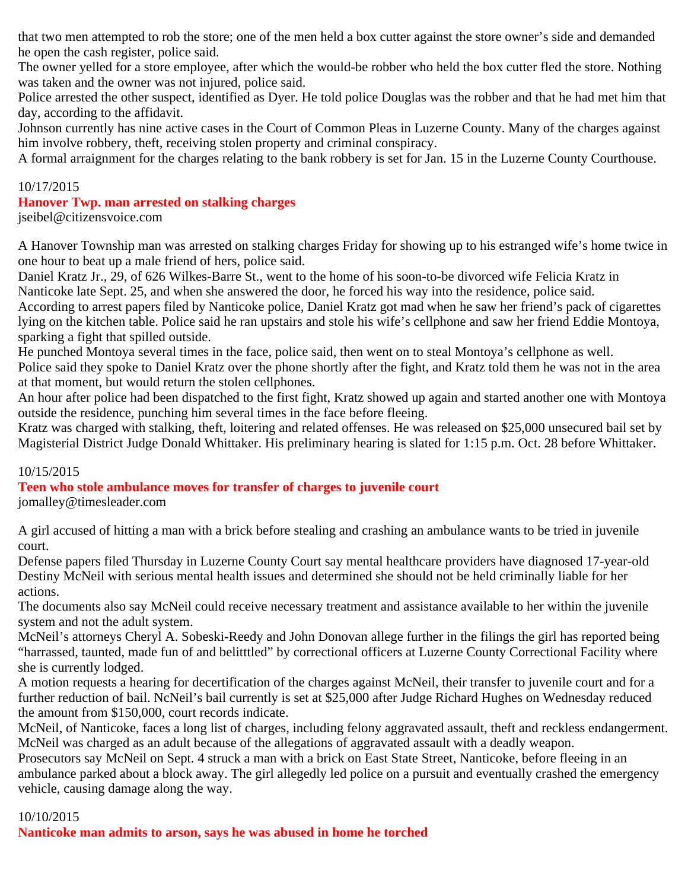that two men attempted to rob the store; one of the men held a box cutter against the store owner's side and demanded he open the cash register, police said.
The owner yelled for a store employee, after which the would-be robber who held the box cutter fled the store. Nothing was taken and the owner was not injured, police said.
Police arrested the other suspect, identified as Dyer. He told police Douglas was the robber and that he had met him that day, according to the affidavit.
Johnson currently has nine active cases in the Court of Common Pleas in Luzerne County. Many of the charges against him involve robbery, theft, receiving stolen property and criminal conspiracy.
A formal arraignment for the charges relating to the bank robbery is set for Jan. 15 in the Luzerne County Courthouse.

10/17/2015
**Hanover Twp. man arrested on stalking charges**
jseibel@citizensvoice.com

A Hanover Township man was arrested on stalking charges Friday for showing up to his estranged wife's home twice in one hour to beat up a male friend of hers, police said.
Daniel Kratz Jr., 29, of 626 Wilkes-Barre St., went to the home of his soon-to-be divorced wife Felicia Kratz in Nanticoke late Sept. 25, and when she answered the door, he forced his way into the residence, police said.
According to arrest papers filed by Nanticoke police, Daniel Kratz got mad when he saw her friend's pack of cigarettes lying on the kitchen table. Police said he ran upstairs and stole his wife's cellphone and saw her friend Eddie Montoya, sparking a fight that spilled outside.
He punched Montoya several times in the face, police said, then went on to steal Montoya's cellphone as well.
Police said they spoke to Daniel Kratz over the phone shortly after the fight, and Kratz told them he was not in the area at that moment, but would return the stolen cellphones.
An hour after police had been dispatched to the first fight, Kratz showed up again and started another one with Montoya outside the residence, punching him several times in the face before fleeing.
Kratz was charged with stalking, theft, loitering and related offenses. He was released on $25,000 unsecured bail set by Magisterial District Judge Donald Whittaker. His preliminary hearing is slated for 1:15 p.m. Oct. 28 before Whittaker.

10/15/2015
**Teen who stole ambulance moves for transfer of charges to juvenile court**
jomalley@timesleader.com

A girl accused of hitting a man with a brick before stealing and crashing an ambulance wants to be tried in juvenile court.
Defense papers filed Thursday in Luzerne County Court say mental healthcare providers have diagnosed 17-year-old Destiny McNeil with serious mental health issues and determined she should not be held criminally liable for her actions.
The documents also say McNeil could receive necessary treatment and assistance available to her within the juvenile system and not the adult system.
McNeil's attorneys Cheryl A. Sobeski-Reedy and John Donovan allege further in the filings the girl has reported being "harrassed, taunted, made fun of and belitttled" by correctional officers at Luzerne County Correctional Facility where she is currently lodged.
A motion requests a hearing for decertification of the charges against McNeil, their transfer to juvenile court and for a further reduction of bail. NcNeil's bail currently is set at $25,000 after Judge Richard Hughes on Wednesday reduced the amount from $150,000, court records indicate.
McNeil, of Nanticoke, faces a long list of charges, including felony aggravated assault, theft and reckless endangerment. McNeil was charged as an adult because of the allegations of aggravated assault with a deadly weapon.
Prosecutors say McNeil on Sept. 4 struck a man with a brick on East State Street, Nanticoke, before fleeing in an ambulance parked about a block away. The girl allegedly led police on a pursuit and eventually crashed the emergency vehicle, causing damage along the way.

10/10/2015
**Nanticoke man admits to arson, says he was abused in home he torched**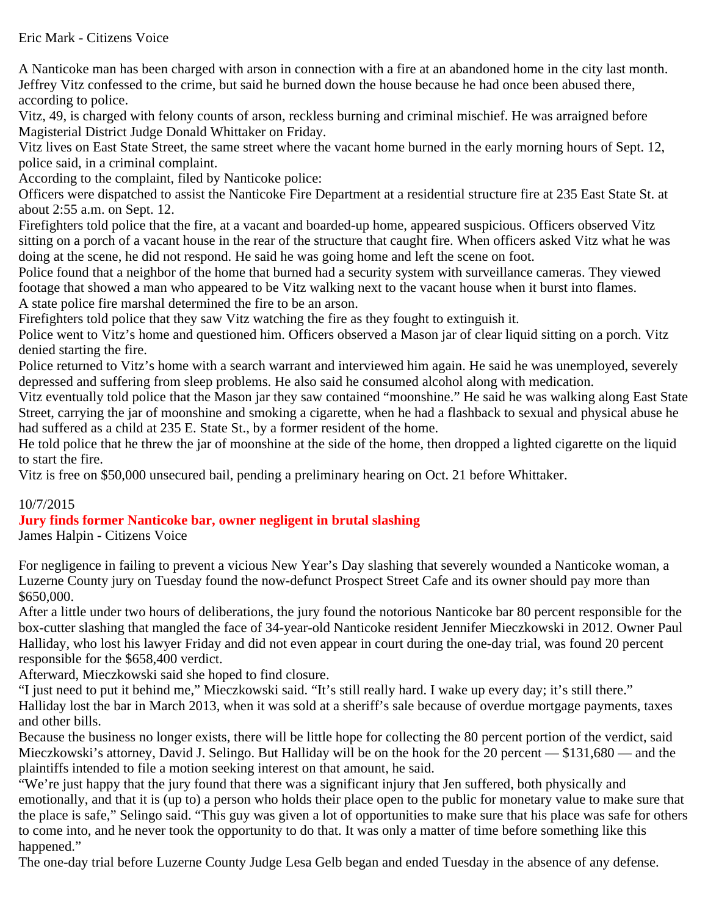Eric Mark - Citizens Voice

A Nanticoke man has been charged with arson in connection with a fire at an abandoned home in the city last month. Jeffrey Vitz confessed to the crime, but said he burned down the house because he had once been abused there, according to police.

Vitz, 49, is charged with felony counts of arson, reckless burning and criminal mischief. He was arraigned before Magisterial District Judge Donald Whittaker on Friday.

Vitz lives on East State Street, the same street where the vacant home burned in the early morning hours of Sept. 12, police said, in a criminal complaint.

According to the complaint, filed by Nanticoke police:

Officers were dispatched to assist the Nanticoke Fire Department at a residential structure fire at 235 East State St. at about 2:55 a.m. on Sept. 12.

Firefighters told police that the fire, at a vacant and boarded-up home, appeared suspicious. Officers observed Vitz sitting on a porch of a vacant house in the rear of the structure that caught fire. When officers asked Vitz what he was doing at the scene, he did not respond. He said he was going home and left the scene on foot.

Police found that a neighbor of the home that burned had a security system with surveillance cameras. They viewed footage that showed a man who appeared to be Vitz walking next to the vacant house when it burst into flames.

A state police fire marshal determined the fire to be an arson.

Firefighters told police that they saw Vitz watching the fire as they fought to extinguish it.

Police went to Vitz's home and questioned him. Officers observed a Mason jar of clear liquid sitting on a porch. Vitz denied starting the fire.

Police returned to Vitz's home with a search warrant and interviewed him again. He said he was unemployed, severely depressed and suffering from sleep problems. He also said he consumed alcohol along with medication.

Vitz eventually told police that the Mason jar they saw contained "moonshine." He said he was walking along East State Street, carrying the jar of moonshine and smoking a cigarette, when he had a flashback to sexual and physical abuse he had suffered as a child at 235 E. State St., by a former resident of the home.

He told police that he threw the jar of moonshine at the side of the home, then dropped a lighted cigarette on the liquid to start the fire.

Vitz is free on $50,000 unsecured bail, pending a preliminary hearing on Oct. 21 before Whittaker.

10/7/2015

## Jury finds former Nanticoke bar, owner negligent in brutal slashing

James Halpin - Citizens Voice

For negligence in failing to prevent a vicious New Year's Day slashing that severely wounded a Nanticoke woman, a Luzerne County jury on Tuesday found the now-defunct Prospect Street Cafe and its owner should pay more than $650,000.

After a little under two hours of deliberations, the jury found the notorious Nanticoke bar 80 percent responsible for the box-cutter slashing that mangled the face of 34-year-old Nanticoke resident Jennifer Mieczkowski in 2012. Owner Paul Halliday, who lost his lawyer Friday and did not even appear in court during the one-day trial, was found 20 percent responsible for the $658,400 verdict.

Afterward, Mieczkowski said she hoped to find closure.

"I just need to put it behind me," Mieczkowski said. "It's still really hard. I wake up every day; it's still there."

Halliday lost the bar in March 2013, when it was sold at a sheriff's sale because of overdue mortgage payments, taxes and other bills.

Because the business no longer exists, there will be little hope for collecting the 80 percent portion of the verdict, said Mieczkowski's attorney, David J. Selingo. But Halliday will be on the hook for the 20 percent — $131,680 — and the plaintiffs intended to file a motion seeking interest on that amount, he said.

"We're just happy that the jury found that there was a significant injury that Jen suffered, both physically and emotionally, and that it is (up to) a person who holds their place open to the public for monetary value to make sure that the place is safe," Selingo said. "This guy was given a lot of opportunities to make sure that his place was safe for others to come into, and he never took the opportunity to do that. It was only a matter of time before something like this happened."

The one-day trial before Luzerne County Judge Lesa Gelb began and ended Tuesday in the absence of any defense.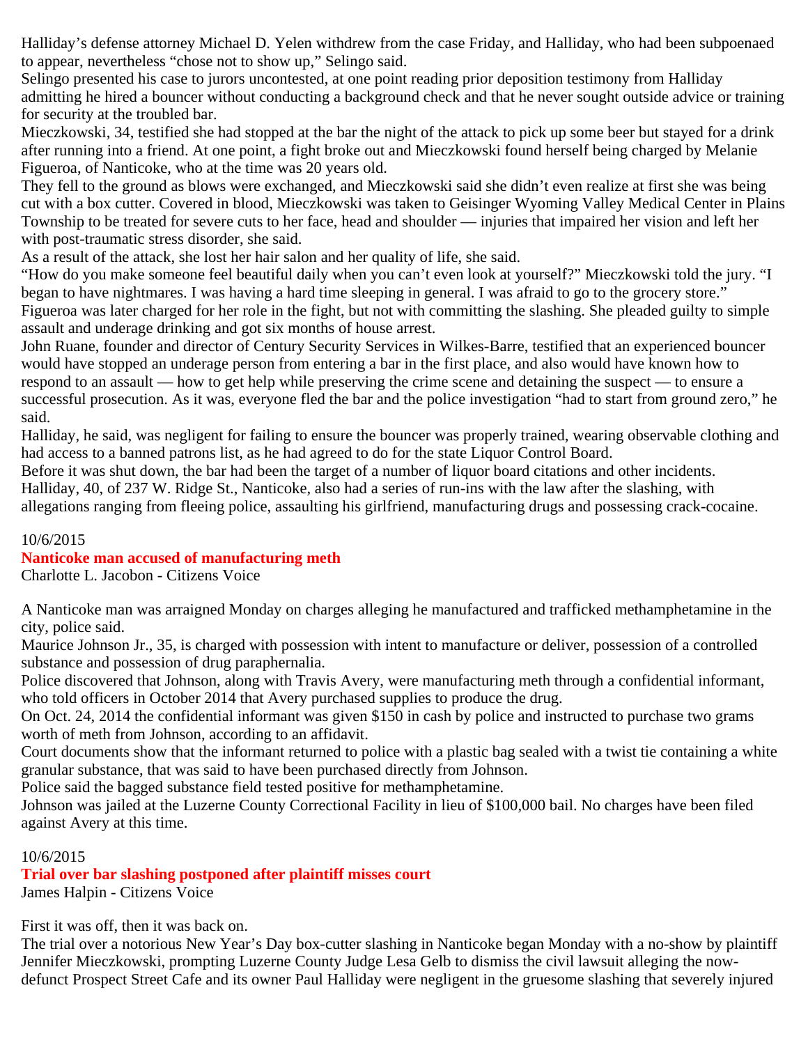Halliday's defense attorney Michael D. Yelen withdrew from the case Friday, and Halliday, who had been subpoenaed to appear, nevertheless "chose not to show up," Selingo said.

Selingo presented his case to jurors uncontested, at one point reading prior deposition testimony from Halliday admitting he hired a bouncer without conducting a background check and that he never sought outside advice or training for security at the troubled bar.

Mieczkowski, 34, testified she had stopped at the bar the night of the attack to pick up some beer but stayed for a drink after running into a friend. At one point, a fight broke out and Mieczkowski found herself being charged by Melanie Figueroa, of Nanticoke, who at the time was 20 years old.

They fell to the ground as blows were exchanged, and Mieczkowski said she didn't even realize at first she was being cut with a box cutter. Covered in blood, Mieczkowski was taken to Geisinger Wyoming Valley Medical Center in Plains Township to be treated for severe cuts to her face, head and shoulder — injuries that impaired her vision and left her with post-traumatic stress disorder, she said.

As a result of the attack, she lost her hair salon and her quality of life, she said.

"How do you make someone feel beautiful daily when you can't even look at yourself?" Mieczkowski told the jury. "I began to have nightmares. I was having a hard time sleeping in general. I was afraid to go to the grocery store."

Figueroa was later charged for her role in the fight, but not with committing the slashing. She pleaded guilty to simple assault and underage drinking and got six months of house arrest.

John Ruane, founder and director of Century Security Services in Wilkes-Barre, testified that an experienced bouncer would have stopped an underage person from entering a bar in the first place, and also would have known how to respond to an assault — how to get help while preserving the crime scene and detaining the suspect — to ensure a successful prosecution. As it was, everyone fled the bar and the police investigation "had to start from ground zero," he said.

Halliday, he said, was negligent for failing to ensure the bouncer was properly trained, wearing observable clothing and had access to a banned patrons list, as he had agreed to do for the state Liquor Control Board.

Before it was shut down, the bar had been the target of a number of liquor board citations and other incidents.

Halliday, 40, of 237 W. Ridge St., Nanticoke, also had a series of run-ins with the law after the slashing, with allegations ranging from fleeing police, assaulting his girlfriend, manufacturing drugs and possessing crack-cocaine.

10/6/2015

**Nanticoke man accused of manufacturing meth**

Charlotte L. Jacobon - Citizens Voice

A Nanticoke man was arraigned Monday on charges alleging he manufactured and trafficked methamphetamine in the city, police said.

Maurice Johnson Jr., 35, is charged with possession with intent to manufacture or deliver, possession of a controlled substance and possession of drug paraphernalia.

Police discovered that Johnson, along with Travis Avery, were manufacturing meth through a confidential informant, who told officers in October 2014 that Avery purchased supplies to produce the drug.

On Oct. 24, 2014 the confidential informant was given $150 in cash by police and instructed to purchase two grams worth of meth from Johnson, according to an affidavit.

Court documents show that the informant returned to police with a plastic bag sealed with a twist tie containing a white granular substance, that was said to have been purchased directly from Johnson.

Police said the bagged substance field tested positive for methamphetamine.

Johnson was jailed at the Luzerne County Correctional Facility in lieu of $100,000 bail. No charges have been filed against Avery at this time.

10/6/2015

**Trial over bar slashing postponed after plaintiff misses court**

James Halpin - Citizens Voice

First it was off, then it was back on.

The trial over a notorious New Year's Day box-cutter slashing in Nanticoke began Monday with a no-show by plaintiff Jennifer Mieczkowski, prompting Luzerne County Judge Lesa Gelb to dismiss the civil lawsuit alleging the now-defunct Prospect Street Cafe and its owner Paul Halliday were negligent in the gruesome slashing that severely injured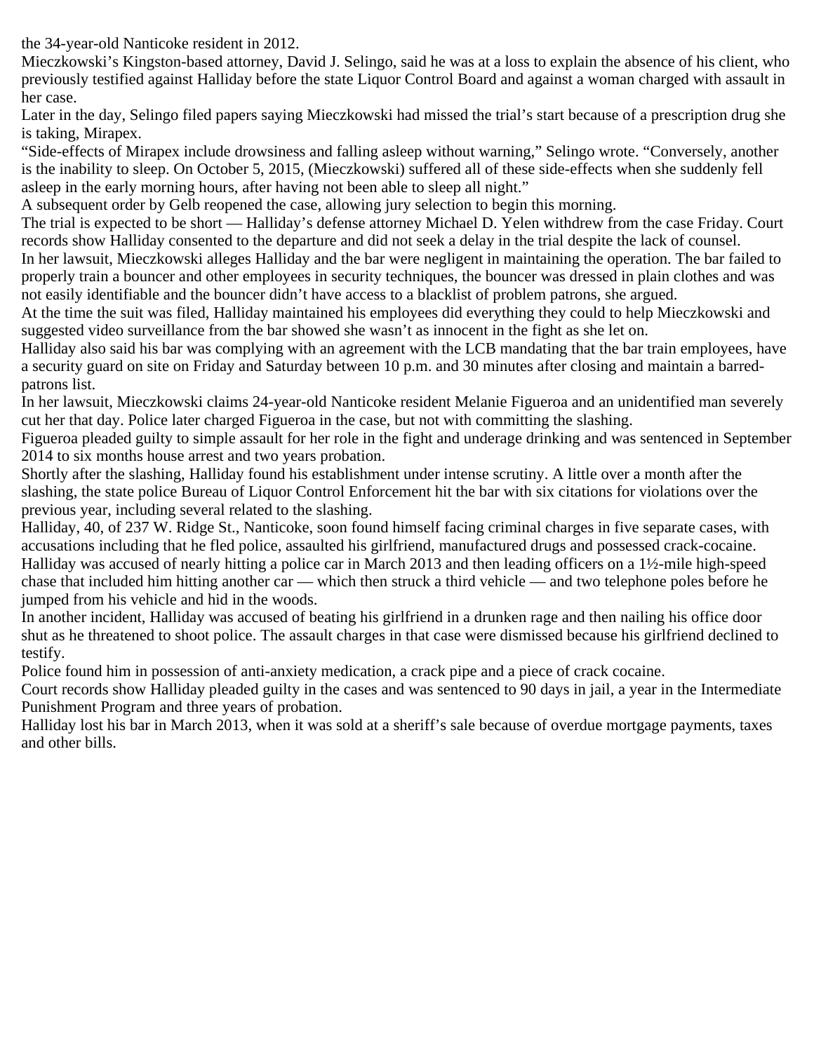the 34-year-old Nanticoke resident in 2012.

Mieczkowski's Kingston-based attorney, David J. Selingo, said he was at a loss to explain the absence of his client, who previously testified against Halliday before the state Liquor Control Board and against a woman charged with assault in her case.

Later in the day, Selingo filed papers saying Mieczkowski had missed the trial's start because of a prescription drug she is taking, Mirapex.

"Side-effects of Mirapex include drowsiness and falling asleep without warning," Selingo wrote. "Conversely, another is the inability to sleep. On October 5, 2015, (Mieczkowski) suffered all of these side-effects when she suddenly fell asleep in the early morning hours, after having not been able to sleep all night."

A subsequent order by Gelb reopened the case, allowing jury selection to begin this morning.

The trial is expected to be short — Halliday's defense attorney Michael D. Yelen withdrew from the case Friday. Court records show Halliday consented to the departure and did not seek a delay in the trial despite the lack of counsel.

In her lawsuit, Mieczkowski alleges Halliday and the bar were negligent in maintaining the operation. The bar failed to properly train a bouncer and other employees in security techniques, the bouncer was dressed in plain clothes and was not easily identifiable and the bouncer didn't have access to a blacklist of problem patrons, she argued.

At the time the suit was filed, Halliday maintained his employees did everything they could to help Mieczkowski and suggested video surveillance from the bar showed she wasn't as innocent in the fight as she let on.

Halliday also said his bar was complying with an agreement with the LCB mandating that the bar train employees, have a security guard on site on Friday and Saturday between 10 p.m. and 30 minutes after closing and maintain a barred-patrons list.

In her lawsuit, Mieczkowski claims 24-year-old Nanticoke resident Melanie Figueroa and an unidentified man severely cut her that day. Police later charged Figueroa in the case, but not with committing the slashing.

Figueroa pleaded guilty to simple assault for her role in the fight and underage drinking and was sentenced in September 2014 to six months house arrest and two years probation.

Shortly after the slashing, Halliday found his establishment under intense scrutiny. A little over a month after the slashing, the state police Bureau of Liquor Control Enforcement hit the bar with six citations for violations over the previous year, including several related to the slashing.

Halliday, 40, of 237 W. Ridge St., Nanticoke, soon found himself facing criminal charges in five separate cases, with accusations including that he fled police, assaulted his girlfriend, manufactured drugs and possessed crack-cocaine.

Halliday was accused of nearly hitting a police car in March 2013 and then leading officers on a 1½-mile high-speed chase that included him hitting another car — which then struck a third vehicle — and two telephone poles before he jumped from his vehicle and hid in the woods.

In another incident, Halliday was accused of beating his girlfriend in a drunken rage and then nailing his office door shut as he threatened to shoot police. The assault charges in that case were dismissed because his girlfriend declined to testify.

Police found him in possession of anti-anxiety medication, a crack pipe and a piece of crack cocaine.

Court records show Halliday pleaded guilty in the cases and was sentenced to 90 days in jail, a year in the Intermediate Punishment Program and three years of probation.

Halliday lost his bar in March 2013, when it was sold at a sheriff's sale because of overdue mortgage payments, taxes and other bills.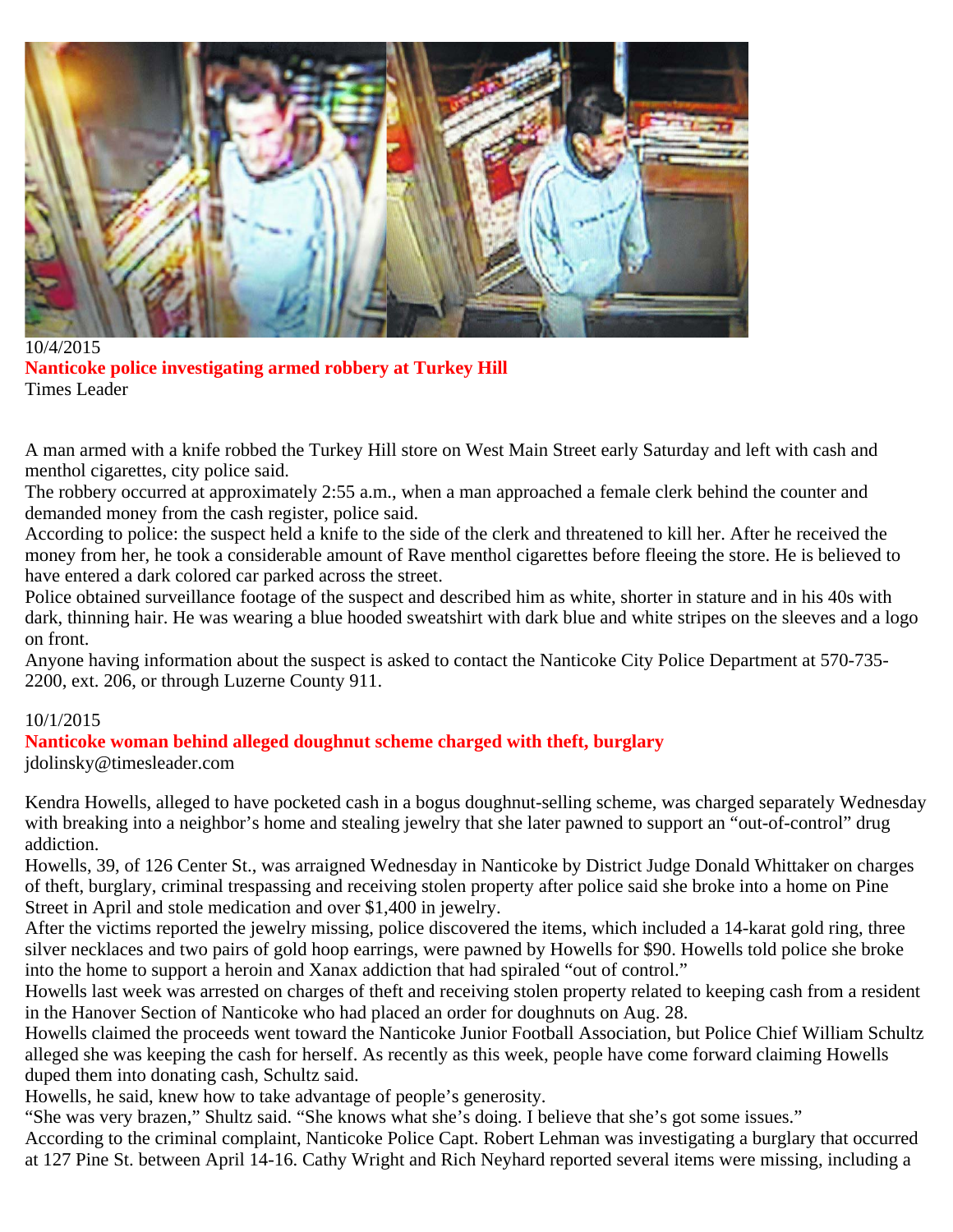10/4/2015

**Nanticoke police investigating armed robbery at Turkey Hill**

Times Leader

A man armed with a knife robbed the Turkey Hill store on West Main Street early Saturday and left with cash and menthol cigarettes, city police said.

The robbery occurred at approximately 2:55 a.m., when a man approached a female clerk behind the counter and demanded money from the cash register, police said.

According to police: the suspect held a knife to the side of the clerk and threatened to kill her. After he received the money from her, he took a considerable amount of Rave menthol cigarettes before fleeing the store. He is believed to have entered a dark colored car parked across the street.

Police obtained surveillance footage of the suspect and described him as white, shorter in stature and in his 40s with dark, thinning hair. He was wearing a blue hooded sweatshirt with dark blue and white stripes on the sleeves and a logo on front.

Anyone having information about the suspect is asked to contact the Nanticoke City Police Department at 570-735-2200, ext. 206, or through Luzerne County 911.

10/1/2015

**Nanticoke woman behind alleged doughnut scheme charged with theft, burglary**

jdolinsky@timesleader.com

Kendra Howells, alleged to have pocketed cash in a bogus doughnut-selling scheme, was charged separately Wednesday with breaking into a neighbor's home and stealing jewelry that she later pawned to support an "out-of-control" drug addiction.

Howells, 39, of 126 Center St., was arraigned Wednesday in Nanticoke by District Judge Donald Whittaker on charges of theft, burglary, criminal trespassing and receiving stolen property after police said she broke into a home on Pine Street in April and stole medication and over $1,400 in jewelry.

After the victims reported the jewelry missing, police discovered the items, which included a 14-karat gold ring, three silver necklaces and two pairs of gold hoop earrings, were pawned by Howells for $90. Howells told police she broke into the home to support a heroin and Xanax addiction that had spiraled "out of control."

Howells last week was arrested on charges of theft and receiving stolen property related to keeping cash from a resident in the Hanover Section of Nanticoke who had placed an order for doughnuts on Aug. 28.

Howells claimed the proceeds went toward the Nanticoke Junior Football Association, but Police Chief William Schultz alleged she was keeping the cash for herself. As recently as this week, people have come forward claiming Howells duped them into donating cash, Schultz said.

Howells, he said, knew how to take advantage of people's generosity.

"She was very brazen," Shultz said. "She knows what she's doing. I believe that she's got some issues."

According to the criminal complaint, Nanticoke Police Capt. Robert Lehman was investigating a burglary that occurred at 127 Pine St. between April 14-16. Cathy Wright and Rich Neyhard reported several items were missing, including a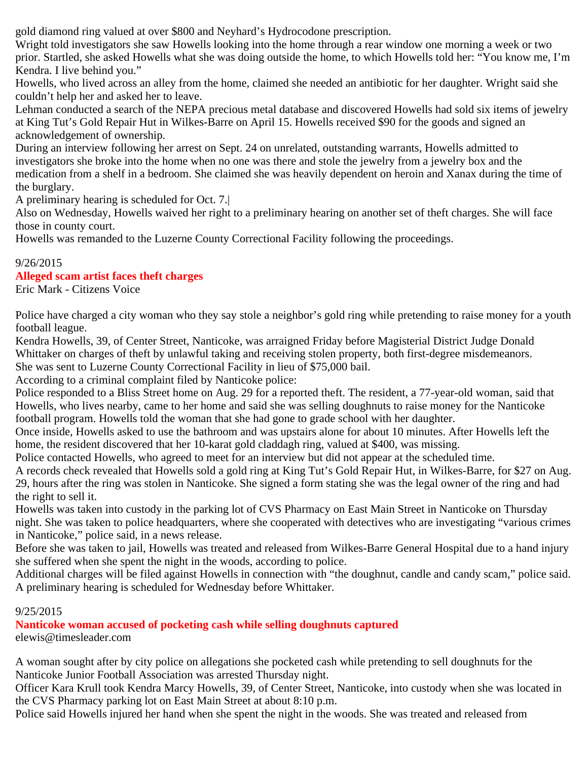gold diamond ring valued at over $800 and Neyhard's Hydrocodone prescription.

Wright told investigators she saw Howells looking into the home through a rear window one morning a week or two prior. Startled, she asked Howells what she was doing outside the home, to which Howells told her: "You know me, I'm Kendra. I live behind you."

Howells, who lived across an alley from the home, claimed she needed an antibiotic for her daughter. Wright said she couldn't help her and asked her to leave.

Lehman conducted a search of the NEPA precious metal database and discovered Howells had sold six items of jewelry at King Tut's Gold Repair Hut in Wilkes-Barre on April 15. Howells received $90 for the goods and signed an acknowledgement of ownership.

During an interview following her arrest on Sept. 24 on unrelated, outstanding warrants, Howells admitted to investigators she broke into the home when no one was there and stole the jewelry from a jewelry box and the medication from a shelf in a bedroom. She claimed she was heavily dependent on heroin and Xanax during the time of the burglary.

A preliminary hearing is scheduled for Oct. 7.|

Also on Wednesday, Howells waived her right to a preliminary hearing on another set of theft charges. She will face those in county court.

Howells was remanded to the Luzerne County Correctional Facility following the proceedings.

9/26/2015

**Alleged scam artist faces theft charges**

Eric Mark - Citizens Voice

Police have charged a city woman who they say stole a neighbor's gold ring while pretending to raise money for a youth football league.

Kendra Howells, 39, of Center Street, Nanticoke, was arraigned Friday before Magisterial District Judge Donald Whittaker on charges of theft by unlawful taking and receiving stolen property, both first-degree misdemeanors.

She was sent to Luzerne County Correctional Facility in lieu of $75,000 bail.

According to a criminal complaint filed by Nanticoke police:

Police responded to a Bliss Street home on Aug. 29 for a reported theft. The resident, a 77-year-old woman, said that Howells, who lives nearby, came to her home and said she was selling doughnuts to raise money for the Nanticoke football program. Howells told the woman that she had gone to grade school with her daughter.

Once inside, Howells asked to use the bathroom and was upstairs alone for about 10 minutes. After Howells left the home, the resident discovered that her 10-karat gold claddagh ring, valued at $400, was missing.

Police contacted Howells, who agreed to meet for an interview but did not appear at the scheduled time.

A records check revealed that Howells sold a gold ring at King Tut's Gold Repair Hut, in Wilkes-Barre, for $27 on Aug. 29, hours after the ring was stolen in Nanticoke. She signed a form stating she was the legal owner of the ring and had the right to sell it.

Howells was taken into custody in the parking lot of CVS Pharmacy on East Main Street in Nanticoke on Thursday night. She was taken to police headquarters, where she cooperated with detectives who are investigating "various crimes in Nanticoke," police said, in a news release.

Before she was taken to jail, Howells was treated and released from Wilkes-Barre General Hospital due to a hand injury she suffered when she spent the night in the woods, according to police.

Additional charges will be filed against Howells in connection with "the doughnut, candle and candy scam," police said.

A preliminary hearing is scheduled for Wednesday before Whittaker.

9/25/2015

**Nanticoke woman accused of pocketing cash while selling doughnuts captured**

elewis@timesleader.com

A woman sought after by city police on allegations she pocketed cash while pretending to sell doughnuts for the Nanticoke Junior Football Association was arrested Thursday night.

Officer Kara Krull took Kendra Marcy Howells, 39, of Center Street, Nanticoke, into custody when she was located in the CVS Pharmacy parking lot on East Main Street at about 8:10 p.m.

Police said Howells injured her hand when she spent the night in the woods. She was treated and released from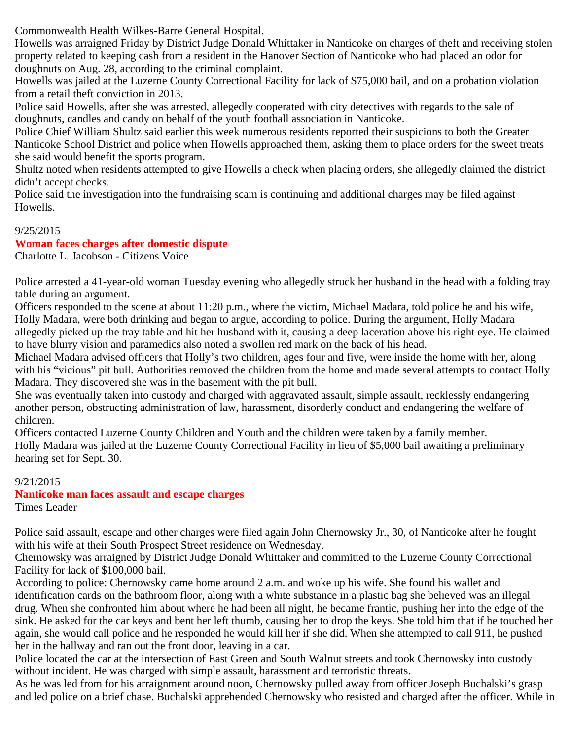Commonwealth Health Wilkes-Barre General Hospital.

Howells was arraigned Friday by District Judge Donald Whittaker in Nanticoke on charges of theft and receiving stolen property related to keeping cash from a resident in the Hanover Section of Nanticoke who had placed an odor for doughnuts on Aug. 28, according to the criminal complaint.

Howells was jailed at the Luzerne County Correctional Facility for lack of $75,000 bail, and on a probation violation from a retail theft conviction in 2013.

Police said Howells, after she was arrested, allegedly cooperated with city detectives with regards to the sale of doughnuts, candles and candy on behalf of the youth football association in Nanticoke.

Police Chief William Shultz said earlier this week numerous residents reported their suspicions to both the Greater Nanticoke School District and police when Howells approached them, asking them to place orders for the sweet treats she said would benefit the sports program.

Shultz noted when residents attempted to give Howells a check when placing orders, she allegedly claimed the district didn't accept checks.

Police said the investigation into the fundraising scam is continuing and additional charges may be filed against Howells.

9/25/2015

**Woman faces charges after domestic dispute**

Charlotte L. Jacobson - Citizens Voice

Police arrested a 41-year-old woman Tuesday evening who allegedly struck her husband in the head with a folding tray table during an argument.

Officers responded to the scene at about 11:20 p.m., where the victim, Michael Madara, told police he and his wife, Holly Madara, were both drinking and began to argue, according to police. During the argument, Holly Madara allegedly picked up the tray table and hit her husband with it, causing a deep laceration above his right eye. He claimed to have blurry vision and paramedics also noted a swollen red mark on the back of his head.

Michael Madara advised officers that Holly's two children, ages four and five, were inside the home with her, along with his "vicious" pit bull. Authorities removed the children from the home and made several attempts to contact Holly Madara. They discovered she was in the basement with the pit bull.

She was eventually taken into custody and charged with aggravated assault, simple assault, recklessly endangering another person, obstructing administration of law, harassment, disorderly conduct and endangering the welfare of children.

Officers contacted Luzerne County Children and Youth and the children were taken by a family member.

Holly Madara was jailed at the Luzerne County Correctional Facility in lieu of $5,000 bail awaiting a preliminary hearing set for Sept. 30.

9/21/2015

**Nanticoke man faces assault and escape charges**

Times Leader

Police said assault, escape and other charges were filed again John Chernowsky Jr., 30, of Nanticoke after he fought with his wife at their South Prospect Street residence on Wednesday.

Chernowsky was arraigned by District Judge Donald Whittaker and committed to the Luzerne County Correctional Facility for lack of $100,000 bail.

According to police: Chernowsky came home around 2 a.m. and woke up his wife. She found his wallet and identification cards on the bathroom floor, along with a white substance in a plastic bag she believed was an illegal drug. When she confronted him about where he had been all night, he became frantic, pushing her into the edge of the sink. He asked for the car keys and bent her left thumb, causing her to drop the keys. She told him that if he touched her again, she would call police and he responded he would kill her if she did. When she attempted to call 911, he pushed her in the hallway and ran out the front door, leaving in a car.

Police located the car at the intersection of East Green and South Walnut streets and took Chernowsky into custody without incident. He was charged with simple assault, harassment and terroristic threats.

As he was led from for his arraignment around noon, Chernowsky pulled away from officer Joseph Buchalski's grasp and led police on a brief chase. Buchalski apprehended Chernowsky who resisted and charged after the officer. While in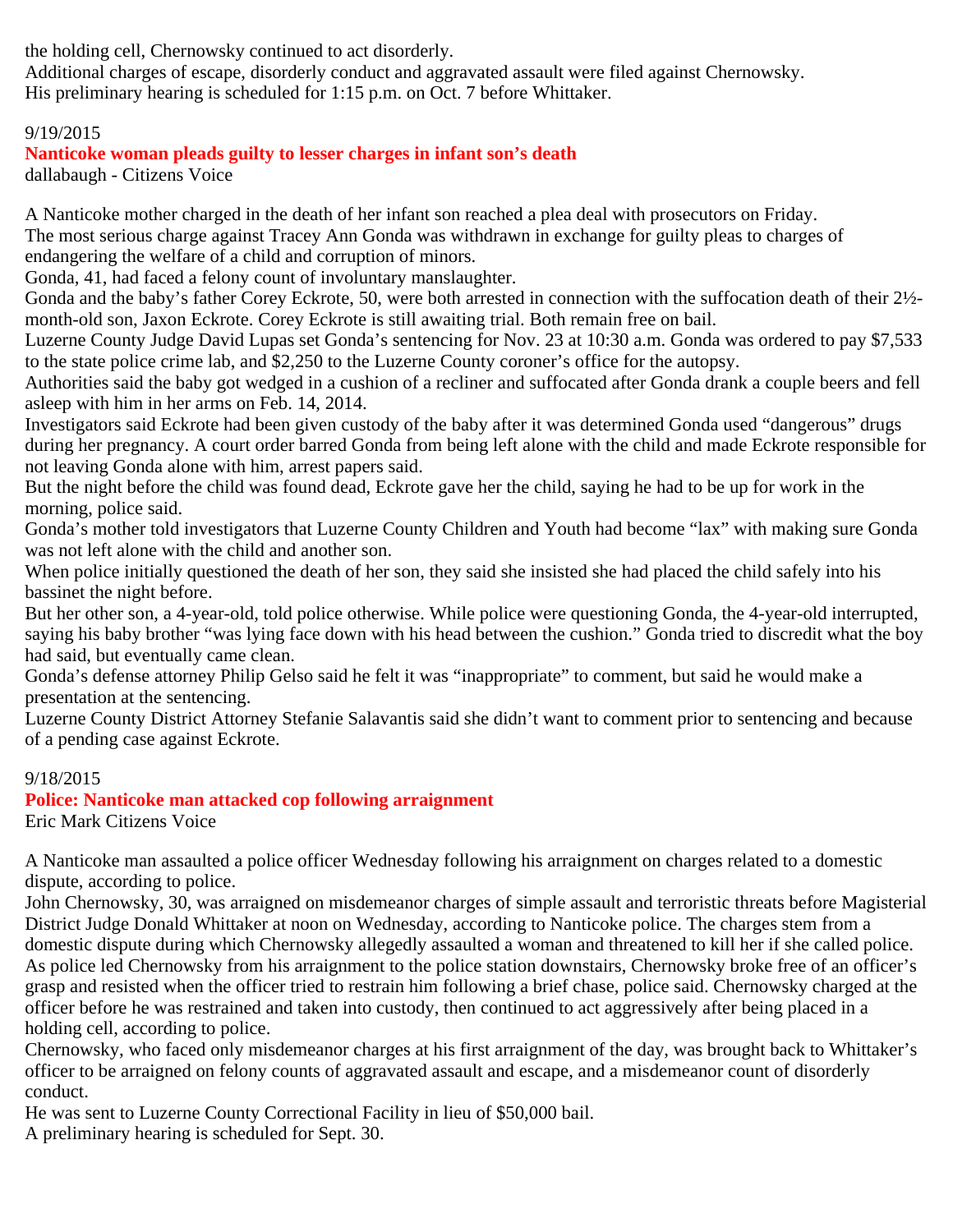the holding cell, Chernowsky continued to act disorderly.
Additional charges of escape, disorderly conduct and aggravated assault were filed against Chernowsky.
His preliminary hearing is scheduled for 1:15 p.m. on Oct. 7 before Whittaker.

9/19/2015

**Nanticoke woman pleads guilty to lesser charges in infant son's death**

dallabaugh - Citizens Voice

A Nanticoke mother charged in the death of her infant son reached a plea deal with prosecutors on Friday.
The most serious charge against Tracey Ann Gonda was withdrawn in exchange for guilty pleas to charges of endangering the welfare of a child and corruption of minors.
Gonda, 41, had faced a felony count of involuntary manslaughter.
Gonda and the baby's father Corey Eckrote, 50, were both arrested in connection with the suffocation death of their 2½-month-old son, Jaxon Eckrote. Corey Eckrote is still awaiting trial. Both remain free on bail.
Luzerne County Judge David Lupas set Gonda's sentencing for Nov. 23 at 10:30 a.m. Gonda was ordered to pay $7,533 to the state police crime lab, and $2,250 to the Luzerne County coroner's office for the autopsy.
Authorities said the baby got wedged in a cushion of a recliner and suffocated after Gonda drank a couple beers and fell asleep with him in her arms on Feb. 14, 2014.
Investigators said Eckrote had been given custody of the baby after it was determined Gonda used "dangerous" drugs during her pregnancy. A court order barred Gonda from being left alone with the child and made Eckrote responsible for not leaving Gonda alone with him, arrest papers said.
But the night before the child was found dead, Eckrote gave her the child, saying he had to be up for work in the morning, police said.
Gonda's mother told investigators that Luzerne County Children and Youth had become "lax" with making sure Gonda was not left alone with the child and another son.
When police initially questioned the death of her son, they said she insisted she had placed the child safely into his bassinet the night before.
But her other son, a 4-year-old, told police otherwise. While police were questioning Gonda, the 4-year-old interrupted, saying his baby brother "was lying face down with his head between the cushion." Gonda tried to discredit what the boy had said, but eventually came clean.
Gonda's defense attorney Philip Gelso said he felt it was "inappropriate" to comment, but said he would make a presentation at the sentencing.
Luzerne County District Attorney Stefanie Salavantis said she didn't want to comment prior to sentencing and because of a pending case against Eckrote.

9/18/2015

**Police: Nanticoke man attacked cop following arraignment**

Eric Mark Citizens Voice

A Nanticoke man assaulted a police officer Wednesday following his arraignment on charges related to a domestic dispute, according to police.
John Chernowsky, 30, was arraigned on misdemeanor charges of simple assault and terroristic threats before Magisterial District Judge Donald Whittaker at noon on Wednesday, according to Nanticoke police. The charges stem from a domestic dispute during which Chernowsky allegedly assaulted a woman and threatened to kill her if she called police.
As police led Chernowsky from his arraignment to the police station downstairs, Chernowsky broke free of an officer's grasp and resisted when the officer tried to restrain him following a brief chase, police said. Chernowsky charged at the officer before he was restrained and taken into custody, then continued to act aggressively after being placed in a holding cell, according to police.
Chernowsky, who faced only misdemeanor charges at his first arraignment of the day, was brought back to Whittaker's officer to be arraigned on felony counts of aggravated assault and escape, and a misdemeanor count of disorderly conduct.
He was sent to Luzerne County Correctional Facility in lieu of $50,000 bail.
A preliminary hearing is scheduled for Sept. 30.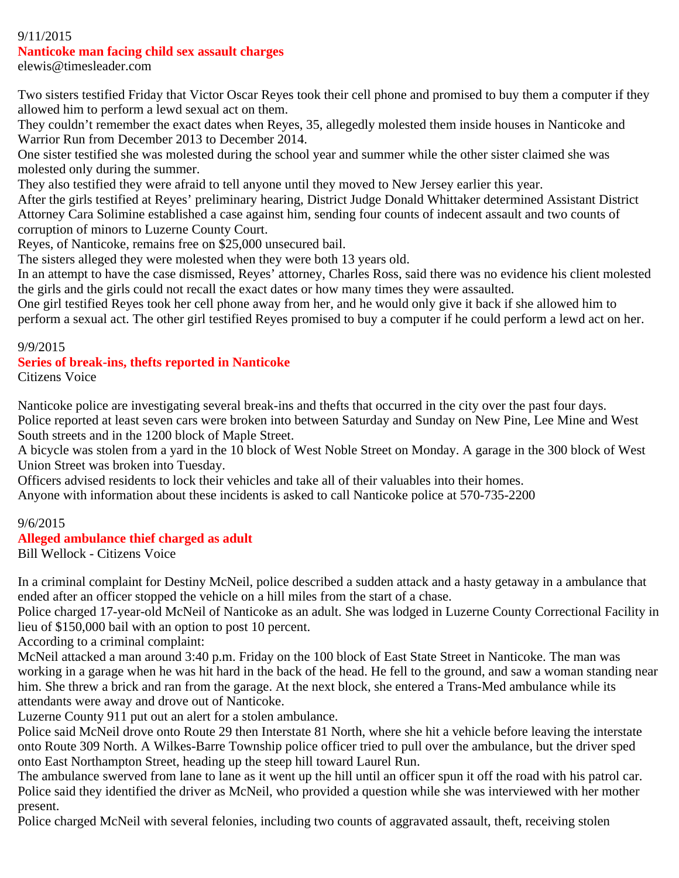9/11/2015

### Nanticoke man facing child sex assault charges

elewis@timesleader.com

Two sisters testified Friday that Victor Oscar Reyes took their cell phone and promised to buy them a computer if they allowed him to perform a lewd sexual act on them.

They couldn't remember the exact dates when Reyes, 35, allegedly molested them inside houses in Nanticoke and Warrior Run from December 2013 to December 2014.

One sister testified she was molested during the school year and summer while the other sister claimed she was molested only during the summer.

They also testified they were afraid to tell anyone until they moved to New Jersey earlier this year.

After the girls testified at Reyes' preliminary hearing, District Judge Donald Whittaker determined Assistant District Attorney Cara Solimine established a case against him, sending four counts of indecent assault and two counts of corruption of minors to Luzerne County Court.

Reyes, of Nanticoke, remains free on $25,000 unsecured bail.

The sisters alleged they were molested when they were both 13 years old.

In an attempt to have the case dismissed, Reyes' attorney, Charles Ross, said there was no evidence his client molested the girls and the girls could not recall the exact dates or how many times they were assaulted.

One girl testified Reyes took her cell phone away from her, and he would only give it back if she allowed him to perform a sexual act. The other girl testified Reyes promised to buy a computer if he could perform a lewd act on her.

9/9/2015

### Series of break-ins, thefts reported in Nanticoke

Citizens Voice

Nanticoke police are investigating several break-ins and thefts that occurred in the city over the past four days.

Police reported at least seven cars were broken into between Saturday and Sunday on New Pine, Lee Mine and West South streets and in the 1200 block of Maple Street.

A bicycle was stolen from a yard in the 10 block of West Noble Street on Monday. A garage in the 300 block of West Union Street was broken into Tuesday.

Officers advised residents to lock their vehicles and take all of their valuables into their homes.

Anyone with information about these incidents is asked to call Nanticoke police at 570-735-2200

9/6/2015

### Alleged ambulance thief charged as adult

Bill Wellock - Citizens Voice

In a criminal complaint for Destiny McNeil, police described a sudden attack and a hasty getaway in a ambulance that ended after an officer stopped the vehicle on a hill miles from the start of a chase.

Police charged 17-year-old McNeil of Nanticoke as an adult. She was lodged in Luzerne County Correctional Facility in lieu of $150,000 bail with an option to post 10 percent.

According to a criminal complaint:

McNeil attacked a man around 3:40 p.m. Friday on the 100 block of East State Street in Nanticoke. The man was working in a garage when he was hit hard in the back of the head. He fell to the ground, and saw a woman standing near him. She threw a brick and ran from the garage. At the next block, she entered a Trans-Med ambulance while its attendants were away and drove out of Nanticoke.

Luzerne County 911 put out an alert for a stolen ambulance.

Police said McNeil drove onto Route 29 then Interstate 81 North, where she hit a vehicle before leaving the interstate onto Route 309 North. A Wilkes-Barre Township police officer tried to pull over the ambulance, but the driver sped onto East Northampton Street, heading up the steep hill toward Laurel Run.

The ambulance swerved from lane to lane as it went up the hill until an officer spun it off the road with his patrol car. Police said they identified the driver as McNeil, who provided a question while she was interviewed with her mother present.

Police charged McNeil with several felonies, including two counts of aggravated assault, theft, receiving stolen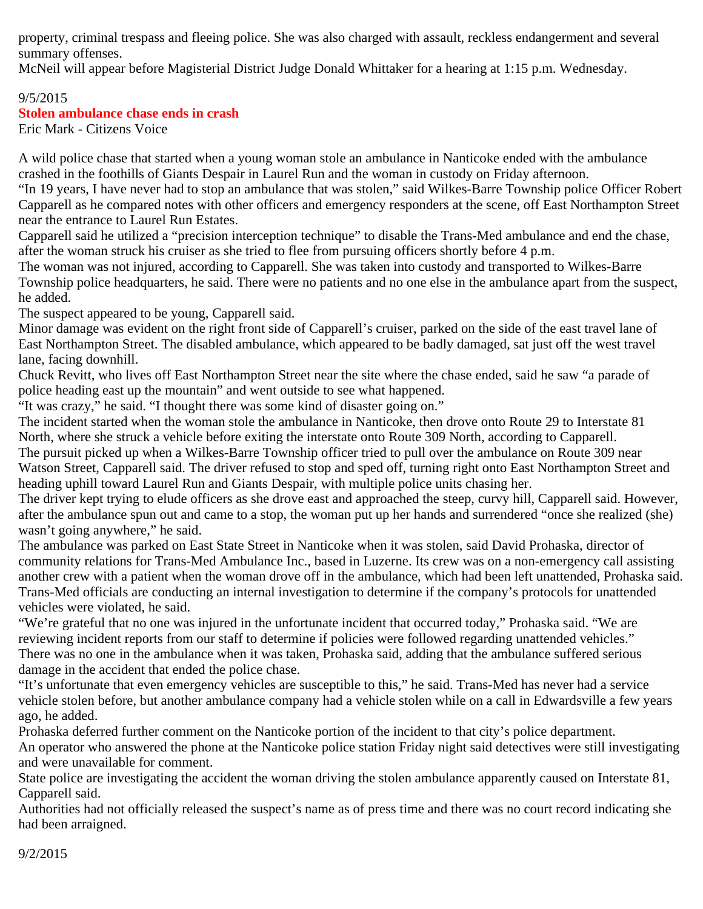property, criminal trespass and fleeing police. She was also charged with assault, reckless endangerment and several summary offenses.

McNeil will appear before Magisterial District Judge Donald Whittaker for a hearing at 1:15 p.m. Wednesday.

9/5/2015

**Stolen ambulance chase ends in crash**

Eric Mark - Citizens Voice

A wild police chase that started when a young woman stole an ambulance in Nanticoke ended with the ambulance crashed in the foothills of Giants Despair in Laurel Run and the woman in custody on Friday afternoon.

"In 19 years, I have never had to stop an ambulance that was stolen," said Wilkes-Barre Township police Officer Robert Capparell as he compared notes with other officers and emergency responders at the scene, off East Northampton Street near the entrance to Laurel Run Estates.

Capparell said he utilized a "precision interception technique" to disable the Trans-Med ambulance and end the chase, after the woman struck his cruiser as she tried to flee from pursuing officers shortly before 4 p.m.

The woman was not injured, according to Capparell. She was taken into custody and transported to Wilkes-Barre Township police headquarters, he said. There were no patients and no one else in the ambulance apart from the suspect, he added.

The suspect appeared to be young, Capparell said.

Minor damage was evident on the right front side of Capparell's cruiser, parked on the side of the east travel lane of East Northampton Street. The disabled ambulance, which appeared to be badly damaged, sat just off the west travel lane, facing downhill.

Chuck Revitt, who lives off East Northampton Street near the site where the chase ended, said he saw "a parade of police heading east up the mountain" and went outside to see what happened.

"It was crazy," he said. "I thought there was some kind of disaster going on."

The incident started when the woman stole the ambulance in Nanticoke, then drove onto Route 29 to Interstate 81 North, where she struck a vehicle before exiting the interstate onto Route 309 North, according to Capparell.

The pursuit picked up when a Wilkes-Barre Township officer tried to pull over the ambulance on Route 309 near Watson Street, Capparell said. The driver refused to stop and sped off, turning right onto East Northampton Street and heading uphill toward Laurel Run and Giants Despair, with multiple police units chasing her.

The driver kept trying to elude officers as she drove east and approached the steep, curvy hill, Capparell said. However, after the ambulance spun out and came to a stop, the woman put up her hands and surrendered "once she realized (she) wasn't going anywhere," he said.

The ambulance was parked on East State Street in Nanticoke when it was stolen, said David Prohaska, director of community relations for Trans-Med Ambulance Inc., based in Luzerne. Its crew was on a non-emergency call assisting another crew with a patient when the woman drove off in the ambulance, which had been left unattended, Prohaska said. Trans-Med officials are conducting an internal investigation to determine if the company's protocols for unattended vehicles were violated, he said.

"We're grateful that no one was injured in the unfortunate incident that occurred today," Prohaska said. "We are reviewing incident reports from our staff to determine if policies were followed regarding unattended vehicles."

There was no one in the ambulance when it was taken, Prohaska said, adding that the ambulance suffered serious damage in the accident that ended the police chase.

"It's unfortunate that even emergency vehicles are susceptible to this," he said. Trans-Med has never had a service vehicle stolen before, but another ambulance company had a vehicle stolen while on a call in Edwardsville a few years ago, he added.

Prohaska deferred further comment on the Nanticoke portion of the incident to that city's police department.

An operator who answered the phone at the Nanticoke police station Friday night said detectives were still investigating and were unavailable for comment.

State police are investigating the accident the woman driving the stolen ambulance apparently caused on Interstate 81, Capparell said.

Authorities had not officially released the suspect's name as of press time and there was no court record indicating she had been arraigned.

9/2/2015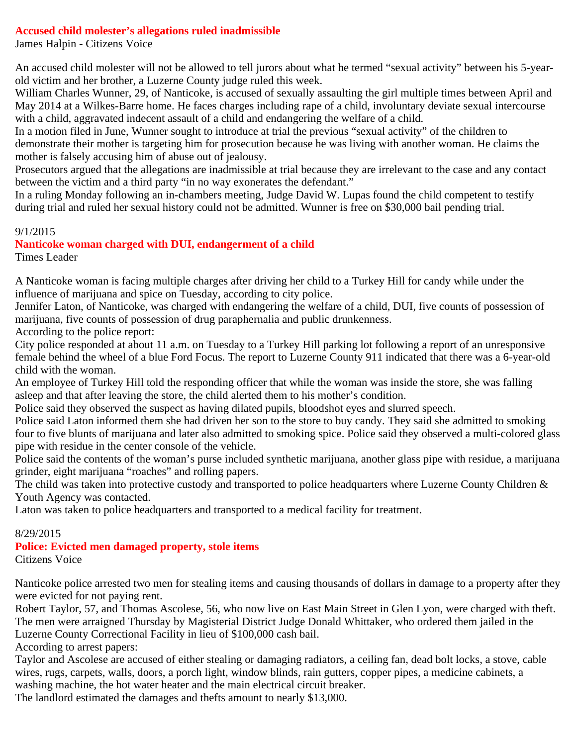### Accused child molester's allegations ruled inadmissible

James Halpin - Citizens Voice

An accused child molester will not be allowed to tell jurors about what he termed "sexual activity" between his 5-year-old victim and her brother, a Luzerne County judge ruled this week.

William Charles Wunner, 29, of Nanticoke, is accused of sexually assaulting the girl multiple times between April and May 2014 at a Wilkes-Barre home. He faces charges including rape of a child, involuntary deviate sexual intercourse with a child, aggravated indecent assault of a child and endangering the welfare of a child.

In a motion filed in June, Wunner sought to introduce at trial the previous "sexual activity" of the children to demonstrate their mother is targeting him for prosecution because he was living with another woman. He claims the mother is falsely accusing him of abuse out of jealousy.

Prosecutors argued that the allegations are inadmissible at trial because they are irrelevant to the case and any contact between the victim and a third party "in no way exonerates the defendant."

In a ruling Monday following an in-chambers meeting, Judge David W. Lupas found the child competent to testify during trial and ruled her sexual history could not be admitted. Wunner is free on $30,000 bail pending trial.

9/1/2015

### Nanticoke woman charged with DUI, endangerment of a child

Times Leader

A Nanticoke woman is facing multiple charges after driving her child to a Turkey Hill for candy while under the influence of marijuana and spice on Tuesday, according to city police.

Jennifer Laton, of Nanticoke, was charged with endangering the welfare of a child, DUI, five counts of possession of marijuana, five counts of possession of drug paraphernalia and public drunkenness.

According to the police report:

City police responded at about 11 a.m. on Tuesday to a Turkey Hill parking lot following a report of an unresponsive female behind the wheel of a blue Ford Focus. The report to Luzerne County 911 indicated that there was a 6-year-old child with the woman.

An employee of Turkey Hill told the responding officer that while the woman was inside the store, she was falling asleep and that after leaving the store, the child alerted them to his mother's condition.

Police said they observed the suspect as having dilated pupils, bloodshot eyes and slurred speech.

Police said Laton informed them she had driven her son to the store to buy candy. They said she admitted to smoking four to five blunts of marijuana and later also admitted to smoking spice. Police said they observed a multi-colored glass pipe with residue in the center console of the vehicle.

Police said the contents of the woman's purse included synthetic marijuana, another glass pipe with residue, a marijuana grinder, eight marijuana "roaches" and rolling papers.

The child was taken into protective custody and transported to police headquarters where Luzerne County Children & Youth Agency was contacted.

Laton was taken to police headquarters and transported to a medical facility for treatment.

8/29/2015

### Police: Evicted men damaged property, stole items

Citizens Voice

Nanticoke police arrested two men for stealing items and causing thousands of dollars in damage to a property after they were evicted for not paying rent.

Robert Taylor, 57, and Thomas Ascolese, 56, who now live on East Main Street in Glen Lyon, were charged with theft. The men were arraigned Thursday by Magisterial District Judge Donald Whittaker, who ordered them jailed in the Luzerne County Correctional Facility in lieu of $100,000 cash bail.

According to arrest papers:

Taylor and Ascolese are accused of either stealing or damaging radiators, a ceiling fan, dead bolt locks, a stove, cable wires, rugs, carpets, walls, doors, a porch light, window blinds, rain gutters, copper pipes, a medicine cabinets, a washing machine, the hot water heater and the main electrical circuit breaker.

The landlord estimated the damages and thefts amount to nearly $13,000.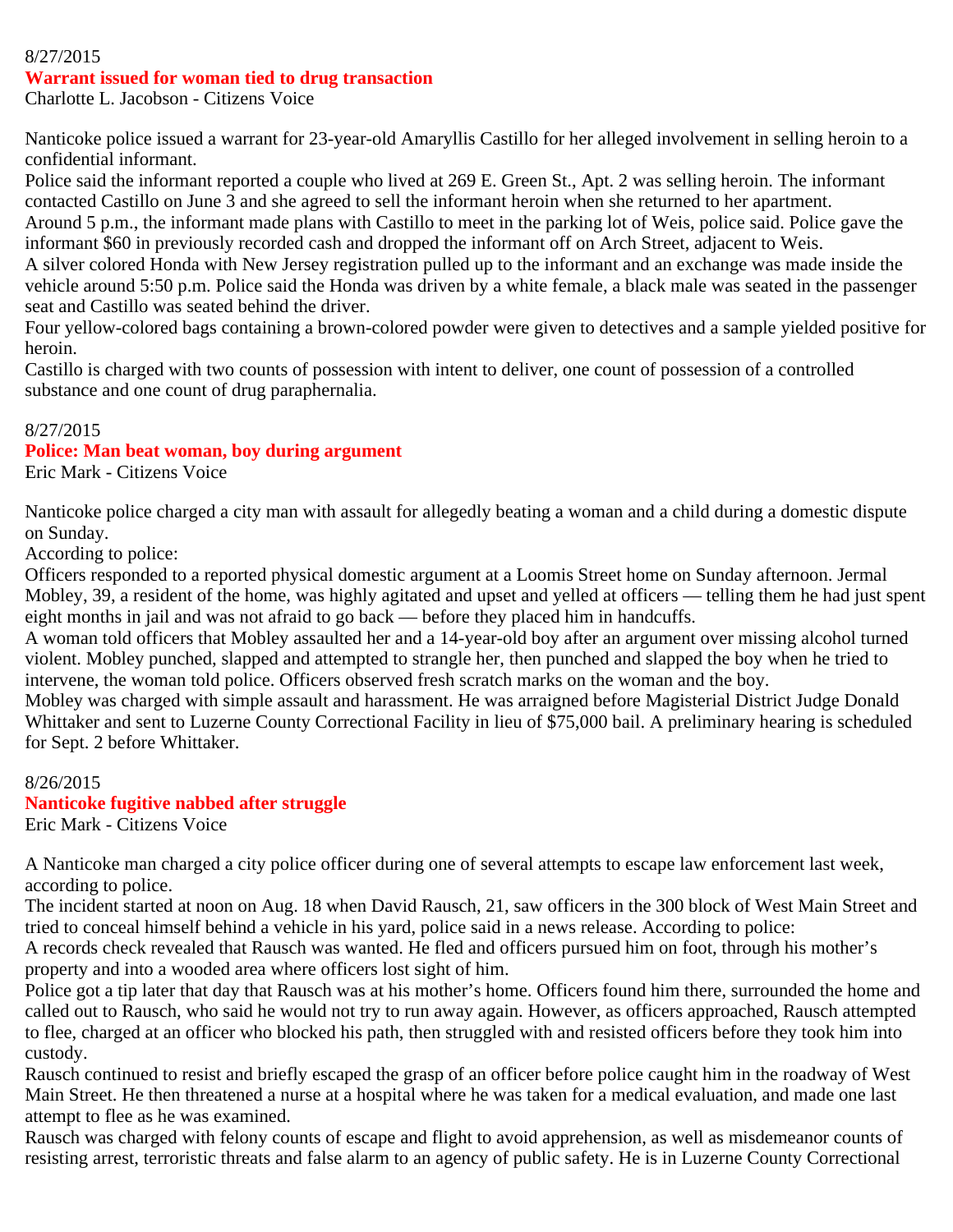8/27/2015

**Warrant issued for woman tied to drug transaction**

Charlotte L. Jacobson - Citizens Voice

Nanticoke police issued a warrant for 23-year-old Amaryllis Castillo for her alleged involvement in selling heroin to a confidential informant.

Police said the informant reported a couple who lived at 269 E. Green St., Apt. 2 was selling heroin. The informant contacted Castillo on June 3 and she agreed to sell the informant heroin when she returned to her apartment.

Around 5 p.m., the informant made plans with Castillo to meet in the parking lot of Weis, police said. Police gave the informant $60 in previously recorded cash and dropped the informant off on Arch Street, adjacent to Weis.

A silver colored Honda with New Jersey registration pulled up to the informant and an exchange was made inside the vehicle around 5:50 p.m. Police said the Honda was driven by a white female, a black male was seated in the passenger seat and Castillo was seated behind the driver.

Four yellow-colored bags containing a brown-colored powder were given to detectives and a sample yielded positive for heroin.

Castillo is charged with two counts of possession with intent to deliver, one count of possession of a controlled substance and one count of drug paraphernalia.

8/27/2015

**Police: Man beat woman, boy during argument**

Eric Mark - Citizens Voice

Nanticoke police charged a city man with assault for allegedly beating a woman and a child during a domestic dispute on Sunday.

According to police:

Officers responded to a reported physical domestic argument at a Loomis Street home on Sunday afternoon. Jermal Mobley, 39, a resident of the home, was highly agitated and upset and yelled at officers — telling them he had just spent eight months in jail and was not afraid to go back — before they placed him in handcuffs.

A woman told officers that Mobley assaulted her and a 14-year-old boy after an argument over missing alcohol turned violent. Mobley punched, slapped and attempted to strangle her, then punched and slapped the boy when he tried to intervene, the woman told police. Officers observed fresh scratch marks on the woman and the boy.

Mobley was charged with simple assault and harassment. He was arraigned before Magisterial District Judge Donald Whittaker and sent to Luzerne County Correctional Facility in lieu of $75,000 bail. A preliminary hearing is scheduled for Sept. 2 before Whittaker.

8/26/2015

**Nanticoke fugitive nabbed after struggle**

Eric Mark - Citizens Voice

A Nanticoke man charged a city police officer during one of several attempts to escape law enforcement last week, according to police.

The incident started at noon on Aug. 18 when David Rausch, 21, saw officers in the 300 block of West Main Street and tried to conceal himself behind a vehicle in his yard, police said in a news release. According to police:

A records check revealed that Rausch was wanted. He fled and officers pursued him on foot, through his mother's property and into a wooded area where officers lost sight of him.

Police got a tip later that day that Rausch was at his mother's home. Officers found him there, surrounded the home and called out to Rausch, who said he would not try to run away again. However, as officers approached, Rausch attempted to flee, charged at an officer who blocked his path, then struggled with and resisted officers before they took him into custody.

Rausch continued to resist and briefly escaped the grasp of an officer before police caught him in the roadway of West Main Street. He then threatened a nurse at a hospital where he was taken for a medical evaluation, and made one last attempt to flee as he was examined.

Rausch was charged with felony counts of escape and flight to avoid apprehension, as well as misdemeanor counts of resisting arrest, terroristic threats and false alarm to an agency of public safety. He is in Luzerne County Correctional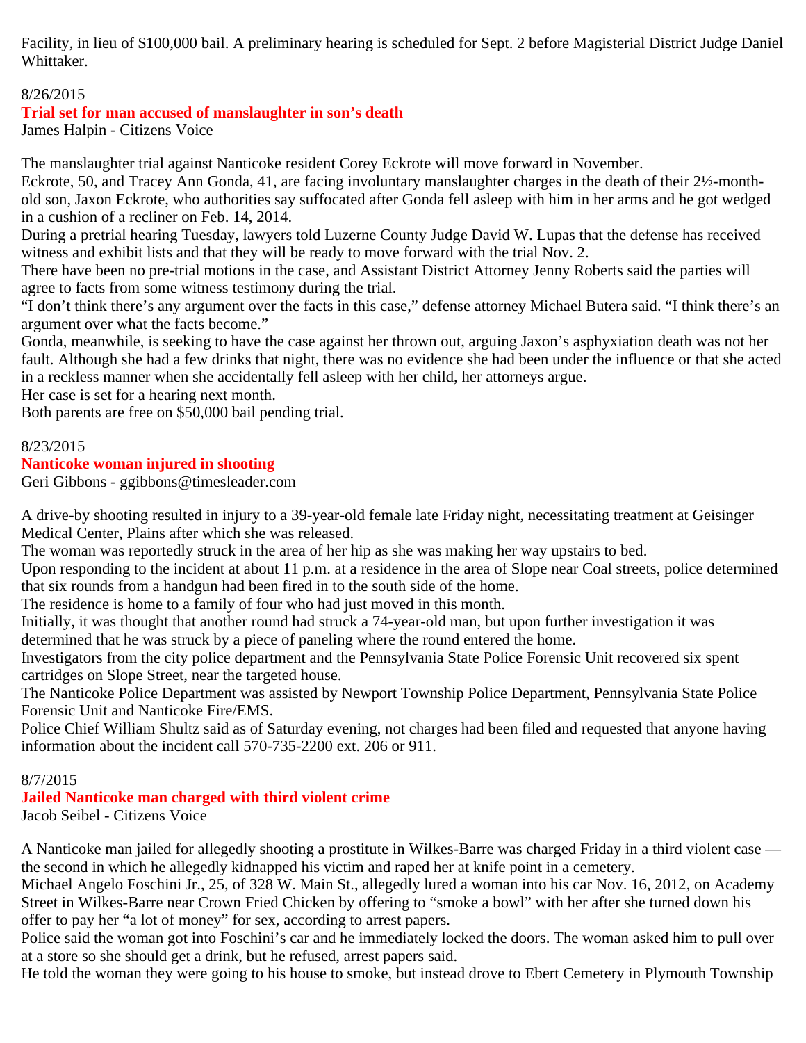Facility, in lieu of $100,000 bail. A preliminary hearing is scheduled for Sept. 2 before Magisterial District Judge Daniel Whittaker.

8/26/2015

**Trial set for man accused of manslaughter in son's death**

James Halpin - Citizens Voice

The manslaughter trial against Nanticoke resident Corey Eckrote will move forward in November.

Eckrote, 50, and Tracey Ann Gonda, 41, are facing involuntary manslaughter charges in the death of their 2½-month-old son, Jaxon Eckrote, who authorities say suffocated after Gonda fell asleep with him in her arms and he got wedged in a cushion of a recliner on Feb. 14, 2014.

During a pretrial hearing Tuesday, lawyers told Luzerne County Judge David W. Lupas that the defense has received witness and exhibit lists and that they will be ready to move forward with the trial Nov. 2.

There have been no pre-trial motions in the case, and Assistant District Attorney Jenny Roberts said the parties will agree to facts from some witness testimony during the trial.

"I don't think there's any argument over the facts in this case," defense attorney Michael Butera said. "I think there's an argument over what the facts become."

Gonda, meanwhile, is seeking to have the case against her thrown out, arguing Jaxon's asphyxiation death was not her fault. Although she had a few drinks that night, there was no evidence she had been under the influence or that she acted in a reckless manner when she accidentally fell asleep with her child, her attorneys argue.

Her case is set for a hearing next month.

Both parents are free on $50,000 bail pending trial.

8/23/2015

**Nanticoke woman injured in shooting**

Geri Gibbons - ggibbons@timesleader.com

A drive-by shooting resulted in injury to a 39-year-old female late Friday night, necessitating treatment at Geisinger Medical Center, Plains after which she was released.

The woman was reportedly struck in the area of her hip as she was making her way upstairs to bed.

Upon responding to the incident at about 11 p.m. at a residence in the area of Slope near Coal streets, police determined that six rounds from a handgun had been fired in to the south side of the home.

The residence is home to a family of four who had just moved in this month.

Initially, it was thought that another round had struck a 74-year-old man, but upon further investigation it was determined that he was struck by a piece of paneling where the round entered the home.

Investigators from the city police department and the Pennsylvania State Police Forensic Unit recovered six spent cartridges on Slope Street, near the targeted house.

The Nanticoke Police Department was assisted by Newport Township Police Department, Pennsylvania State Police Forensic Unit and Nanticoke Fire/EMS.

Police Chief William Shultz said as of Saturday evening, not charges had been filed and requested that anyone having information about the incident call 570-735-2200 ext. 206 or 911.

8/7/2015

**Jailed Nanticoke man charged with third violent crime**

Jacob Seibel - Citizens Voice

A Nanticoke man jailed for allegedly shooting a prostitute in Wilkes-Barre was charged Friday in a third violent case — the second in which he allegedly kidnapped his victim and raped her at knife point in a cemetery.

Michael Angelo Foschini Jr., 25, of 328 W. Main St., allegedly lured a woman into his car Nov. 16, 2012, on Academy Street in Wilkes-Barre near Crown Fried Chicken by offering to "smoke a bowl" with her after she turned down his offer to pay her "a lot of money" for sex, according to arrest papers.

Police said the woman got into Foschini's car and he immediately locked the doors. The woman asked him to pull over at a store so she should get a drink, but he refused, arrest papers said.

He told the woman they were going to his house to smoke, but instead drove to Ebert Cemetery in Plymouth Township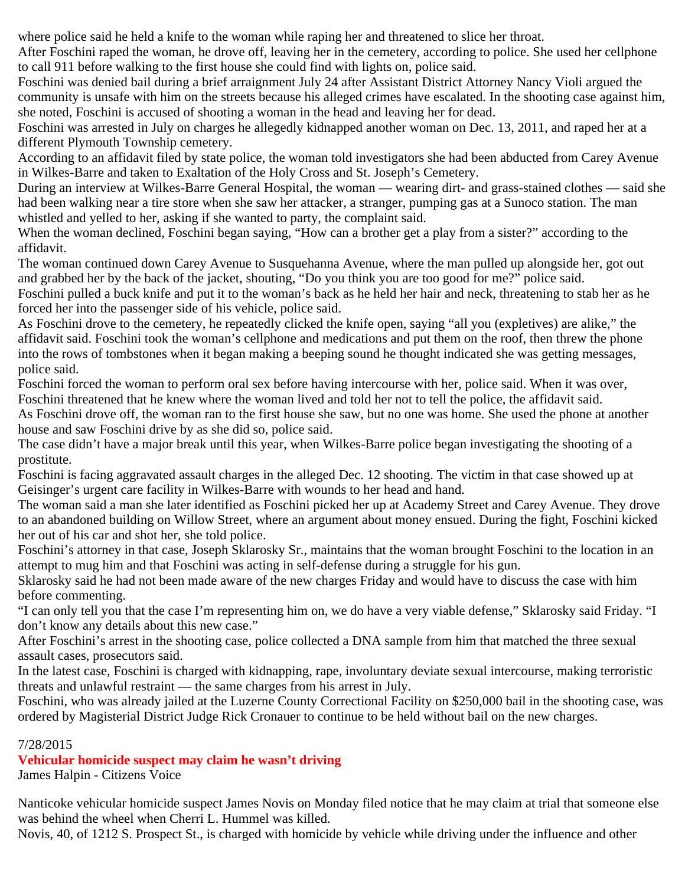where police said he held a knife to the woman while raping her and threatened to slice her throat.

After Foschini raped the woman, he drove off, leaving her in the cemetery, according to police. She used her cellphone to call 911 before walking to the first house she could find with lights on, police said.

Foschini was denied bail during a brief arraignment July 24 after Assistant District Attorney Nancy Violi argued the community is unsafe with him on the streets because his alleged crimes have escalated. In the shooting case against him, she noted, Foschini is accused of shooting a woman in the head and leaving her for dead.

Foschini was arrested in July on charges he allegedly kidnapped another woman on Dec. 13, 2011, and raped her at a different Plymouth Township cemetery.

According to an affidavit filed by state police, the woman told investigators she had been abducted from Carey Avenue in Wilkes-Barre and taken to Exaltation of the Holy Cross and St. Joseph's Cemetery.

During an interview at Wilkes-Barre General Hospital, the woman — wearing dirt- and grass-stained clothes — said she had been walking near a tire store when she saw her attacker, a stranger, pumping gas at a Sunoco station. The man whistled and yelled to her, asking if she wanted to party, the complaint said.

When the woman declined, Foschini began saying, "How can a brother get a play from a sister?" according to the affidavit.

The woman continued down Carey Avenue to Susquehanna Avenue, where the man pulled up alongside her, got out and grabbed her by the back of the jacket, shouting, "Do you think you are too good for me?" police said.

Foschini pulled a buck knife and put it to the woman's back as he held her hair and neck, threatening to stab her as he forced her into the passenger side of his vehicle, police said.

As Foschini drove to the cemetery, he repeatedly clicked the knife open, saying "all you (expletives) are alike," the affidavit said. Foschini took the woman's cellphone and medications and put them on the roof, then threw the phone into the rows of tombstones when it began making a beeping sound he thought indicated she was getting messages, police said.

Foschini forced the woman to perform oral sex before having intercourse with her, police said. When it was over, Foschini threatened that he knew where the woman lived and told her not to tell the police, the affidavit said.

As Foschini drove off, the woman ran to the first house she saw, but no one was home. She used the phone at another house and saw Foschini drive by as she did so, police said.

The case didn't have a major break until this year, when Wilkes-Barre police began investigating the shooting of a prostitute.

Foschini is facing aggravated assault charges in the alleged Dec. 12 shooting. The victim in that case showed up at Geisinger's urgent care facility in Wilkes-Barre with wounds to her head and hand.

The woman said a man she later identified as Foschini picked her up at Academy Street and Carey Avenue. They drove to an abandoned building on Willow Street, where an argument about money ensued. During the fight, Foschini kicked her out of his car and shot her, she told police.

Foschini's attorney in that case, Joseph Sklarosky Sr., maintains that the woman brought Foschini to the location in an attempt to mug him and that Foschini was acting in self-defense during a struggle for his gun.

Sklarosky said he had not been made aware of the new charges Friday and would have to discuss the case with him before commenting.

"I can only tell you that the case I'm representing him on, we do have a very viable defense," Sklarosky said Friday. "I don't know any details about this new case."

After Foschini's arrest in the shooting case, police collected a DNA sample from him that matched the three sexual assault cases, prosecutors said.

In the latest case, Foschini is charged with kidnapping, rape, involuntary deviate sexual intercourse, making terroristic threats and unlawful restraint — the same charges from his arrest in July.

Foschini, who was already jailed at the Luzerne County Correctional Facility on $250,000 bail in the shooting case, was ordered by Magisterial District Judge Rick Cronauer to continue to be held without bail on the new charges.

7/28/2015

## Vehicular homicide suspect may claim he wasn't driving

James Halpin - Citizens Voice

Nanticoke vehicular homicide suspect James Novis on Monday filed notice that he may claim at trial that someone else was behind the wheel when Cherri L. Hummel was killed.

Novis, 40, of 1212 S. Prospect St., is charged with homicide by vehicle while driving under the influence and other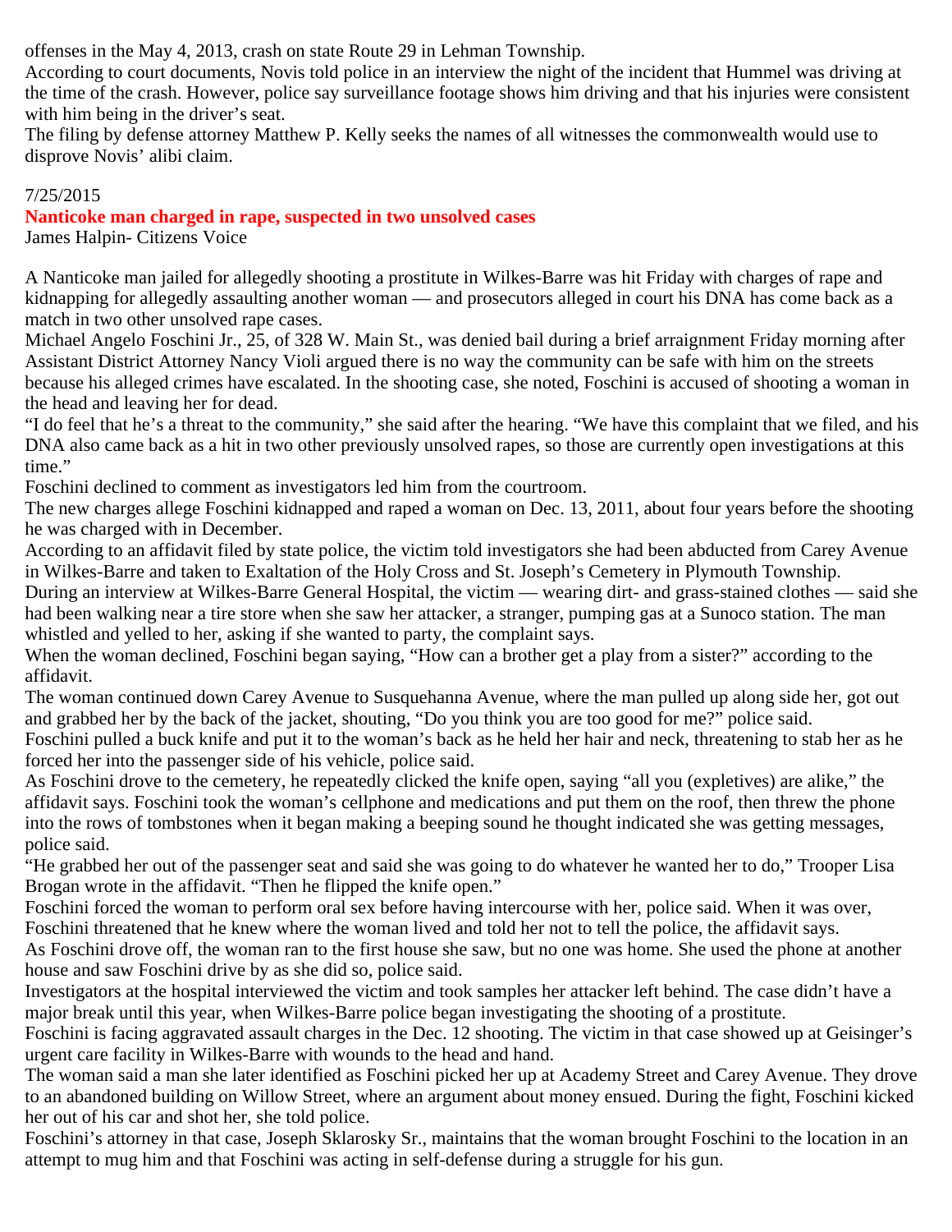offenses in the May 4, 2013, crash on state Route 29 in Lehman Township.

According to court documents, Novis told police in an interview the night of the incident that Hummel was driving at the time of the crash. However, police say surveillance footage shows him driving and that his injuries were consistent with him being in the driver's seat.

The filing by defense attorney Matthew P. Kelly seeks the names of all witnesses the commonwealth would use to disprove Novis' alibi claim.

7/25/2015

**Nanticoke man charged in rape, suspected in two unsolved cases**

James Halpin- Citizens Voice

A Nanticoke man jailed for allegedly shooting a prostitute in Wilkes-Barre was hit Friday with charges of rape and kidnapping for allegedly assaulting another woman — and prosecutors alleged in court his DNA has come back as a match in two other unsolved rape cases.

Michael Angelo Foschini Jr., 25, of 328 W. Main St., was denied bail during a brief arraignment Friday morning after Assistant District Attorney Nancy Violi argued there is no way the community can be safe with him on the streets because his alleged crimes have escalated. In the shooting case, she noted, Foschini is accused of shooting a woman in the head and leaving her for dead.

"I do feel that he's a threat to the community," she said after the hearing. "We have this complaint that we filed, and his DNA also came back as a hit in two other previously unsolved rapes, so those are currently open investigations at this time."

Foschini declined to comment as investigators led him from the courtroom.

The new charges allege Foschini kidnapped and raped a woman on Dec. 13, 2011, about four years before the shooting he was charged with in December.

According to an affidavit filed by state police, the victim told investigators she had been abducted from Carey Avenue in Wilkes-Barre and taken to Exaltation of the Holy Cross and St. Joseph's Cemetery in Plymouth Township.

During an interview at Wilkes-Barre General Hospital, the victim — wearing dirt- and grass-stained clothes — said she had been walking near a tire store when she saw her attacker, a stranger, pumping gas at a Sunoco station. The man whistled and yelled to her, asking if she wanted to party, the complaint says.

When the woman declined, Foschini began saying, "How can a brother get a play from a sister?" according to the affidavit.

The woman continued down Carey Avenue to Susquehanna Avenue, where the man pulled up along side her, got out and grabbed her by the back of the jacket, shouting, "Do you think you are too good for me?" police said.

Foschini pulled a buck knife and put it to the woman's back as he held her hair and neck, threatening to stab her as he forced her into the passenger side of his vehicle, police said.

As Foschini drove to the cemetery, he repeatedly clicked the knife open, saying "all you (expletives) are alike," the affidavit says. Foschini took the woman's cellphone and medications and put them on the roof, then threw the phone into the rows of tombstones when it began making a beeping sound he thought indicated she was getting messages, police said.

"He grabbed her out of the passenger seat and said she was going to do whatever he wanted her to do," Trooper Lisa Brogan wrote in the affidavit. "Then he flipped the knife open."

Foschini forced the woman to perform oral sex before having intercourse with her, police said. When it was over, Foschini threatened that he knew where the woman lived and told her not to tell the police, the affidavit says.

As Foschini drove off, the woman ran to the first house she saw, but no one was home. She used the phone at another house and saw Foschini drive by as she did so, police said.

Investigators at the hospital interviewed the victim and took samples her attacker left behind. The case didn't have a major break until this year, when Wilkes-Barre police began investigating the shooting of a prostitute.

Foschini is facing aggravated assault charges in the Dec. 12 shooting. The victim in that case showed up at Geisinger's urgent care facility in Wilkes-Barre with wounds to the head and hand.

The woman said a man she later identified as Foschini picked her up at Academy Street and Carey Avenue. They drove to an abandoned building on Willow Street, where an argument about money ensued. During the fight, Foschini kicked her out of his car and shot her, she told police.

Foschini's attorney in that case, Joseph Sklarosky Sr., maintains that the woman brought Foschini to the location in an attempt to mug him and that Foschini was acting in self-defense during a struggle for his gun.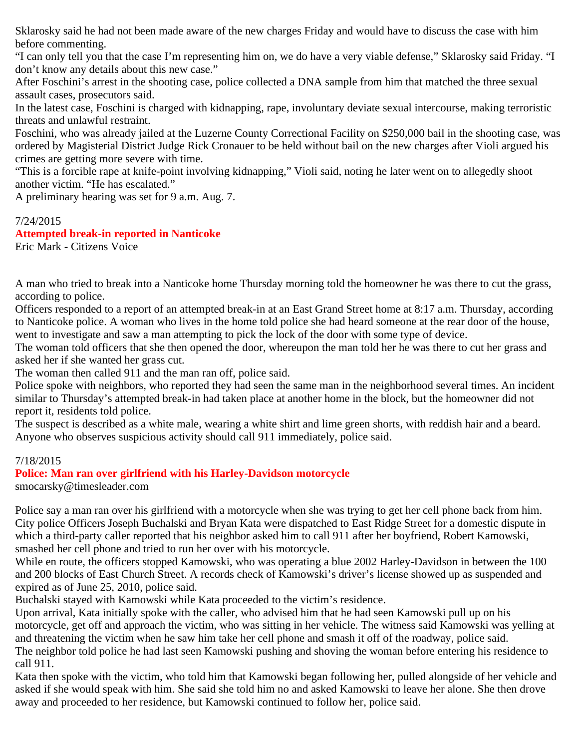Sklarosky said he had not been made aware of the new charges Friday and would have to discuss the case with him before commenting.

"I can only tell you that the case I'm representing him on, we do have a very viable defense," Sklarosky said Friday. "I don't know any details about this new case."

After Foschini's arrest in the shooting case, police collected a DNA sample from him that matched the three sexual assault cases, prosecutors said.

In the latest case, Foschini is charged with kidnapping, rape, involuntary deviate sexual intercourse, making terroristic threats and unlawful restraint.

Foschini, who was already jailed at the Luzerne County Correctional Facility on $250,000 bail in the shooting case, was ordered by Magisterial District Judge Rick Cronauer to be held without bail on the new charges after Violi argued his crimes are getting more severe with time.

"This is a forcible rape at knife-point involving kidnapping," Violi said, noting he later went on to allegedly shoot another victim. "He has escalated."

A preliminary hearing was set for 9 a.m. Aug. 7.

7/24/2015

### Attempted break-in reported in Nanticoke

Eric Mark - Citizens Voice

A man who tried to break into a Nanticoke home Thursday morning told the homeowner he was there to cut the grass, according to police.

Officers responded to a report of an attempted break-in at an East Grand Street home at 8:17 a.m. Thursday, according to Nanticoke police. A woman who lives in the home told police she had heard someone at the rear door of the house, went to investigate and saw a man attempting to pick the lock of the door with some type of device.

The woman told officers that she then opened the door, whereupon the man told her he was there to cut her grass and asked her if she wanted her grass cut.

The woman then called 911 and the man ran off, police said.

Police spoke with neighbors, who reported they had seen the same man in the neighborhood several times. An incident similar to Thursday's attempted break-in had taken place at another home in the block, but the homeowner did not report it, residents told police.

The suspect is described as a white male, wearing a white shirt and lime green shorts, with reddish hair and a beard. Anyone who observes suspicious activity should call 911 immediately, police said.

7/18/2015

### Police: Man ran over girlfriend with his Harley-Davidson motorcycle

smocarsky@timesleader.com

Police say a man ran over his girlfriend with a motorcycle when she was trying to get her cell phone back from him.

City police Officers Joseph Buchalski and Bryan Kata were dispatched to East Ridge Street for a domestic dispute in which a third-party caller reported that his neighbor asked him to call 911 after her boyfriend, Robert Kamowski, smashed her cell phone and tried to run her over with his motorcycle.

While en route, the officers stopped Kamowski, who was operating a blue 2002 Harley-Davidson in between the 100 and 200 blocks of East Church Street. A records check of Kamowski's driver's license showed up as suspended and expired as of June 25, 2010, police said.

Buchalski stayed with Kamowski while Kata proceeded to the victim's residence.

Upon arrival, Kata initially spoke with the caller, who advised him that he had seen Kamowski pull up on his motorcycle, get off and approach the victim, who was sitting in her vehicle. The witness said Kamowski was yelling at and threatening the victim when he saw him take her cell phone and smash it off of the roadway, police said.

The neighbor told police he had last seen Kamowski pushing and shoving the woman before entering his residence to call 911.

Kata then spoke with the victim, who told him that Kamowski began following her, pulled alongside of her vehicle and asked if she would speak with him. She said she told him no and asked Kamowski to leave her alone. She then drove away and proceeded to her residence, but Kamowski continued to follow her, police said.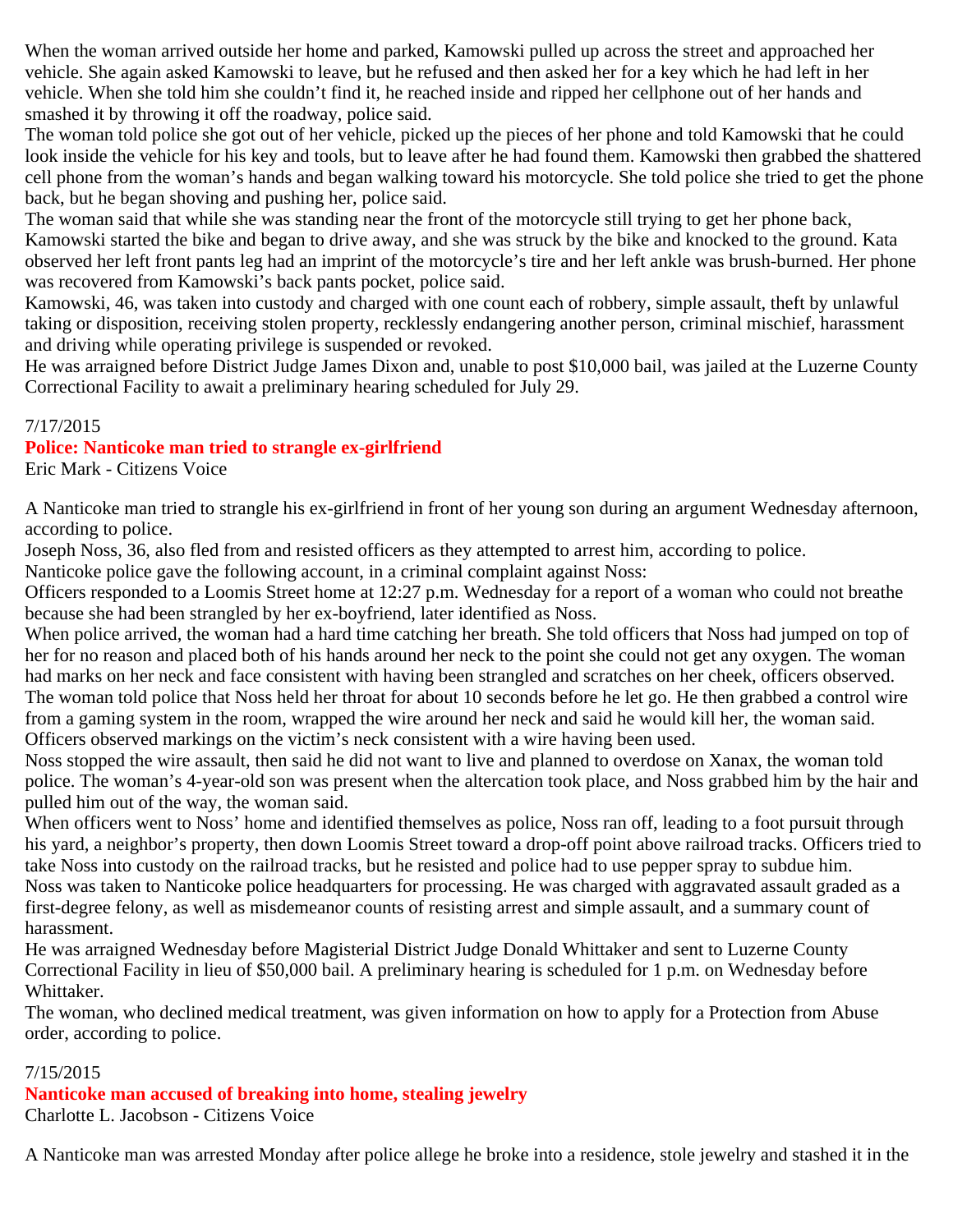When the woman arrived outside her home and parked, Kamowski pulled up across the street and approached her vehicle. She again asked Kamowski to leave, but he refused and then asked her for a key which he had left in her vehicle. When she told him she couldn't find it, he reached inside and ripped her cellphone out of her hands and smashed it by throwing it off the roadway, police said.

The woman told police she got out of her vehicle, picked up the pieces of her phone and told Kamowski that he could look inside the vehicle for his key and tools, but to leave after he had found them. Kamowski then grabbed the shattered cell phone from the woman's hands and began walking toward his motorcycle. She told police she tried to get the phone back, but he began shoving and pushing her, police said.

The woman said that while she was standing near the front of the motorcycle still trying to get her phone back, Kamowski started the bike and began to drive away, and she was struck by the bike and knocked to the ground. Kata observed her left front pants leg had an imprint of the motorcycle's tire and her left ankle was brush-burned. Her phone was recovered from Kamowski's back pants pocket, police said.

Kamowski, 46, was taken into custody and charged with one count each of robbery, simple assault, theft by unlawful taking or disposition, receiving stolen property, recklessly endangering another person, criminal mischief, harassment and driving while operating privilege is suspended or revoked.

He was arraigned before District Judge James Dixon and, unable to post $10,000 bail, was jailed at the Luzerne County Correctional Facility to await a preliminary hearing scheduled for July 29.

7/17/2015

**Police: Nanticoke man tried to strangle ex-girlfriend**

Eric Mark - Citizens Voice

A Nanticoke man tried to strangle his ex-girlfriend in front of her young son during an argument Wednesday afternoon, according to police.

Joseph Noss, 36, also fled from and resisted officers as they attempted to arrest him, according to police.

Nanticoke police gave the following account, in a criminal complaint against Noss:

Officers responded to a Loomis Street home at 12:27 p.m. Wednesday for a report of a woman who could not breathe because she had been strangled by her ex-boyfriend, later identified as Noss.

When police arrived, the woman had a hard time catching her breath. She told officers that Noss had jumped on top of her for no reason and placed both of his hands around her neck to the point she could not get any oxygen. The woman had marks on her neck and face consistent with having been strangled and scratches on her cheek, officers observed.

The woman told police that Noss held her throat for about 10 seconds before he let go. He then grabbed a control wire from a gaming system in the room, wrapped the wire around her neck and said he would kill her, the woman said. Officers observed markings on the victim's neck consistent with a wire having been used.

Noss stopped the wire assault, then said he did not want to live and planned to overdose on Xanax, the woman told police. The woman's 4-year-old son was present when the altercation took place, and Noss grabbed him by the hair and pulled him out of the way, the woman said.

When officers went to Noss' home and identified themselves as police, Noss ran off, leading to a foot pursuit through his yard, a neighbor's property, then down Loomis Street toward a drop-off point above railroad tracks. Officers tried to take Noss into custody on the railroad tracks, but he resisted and police had to use pepper spray to subdue him.

Noss was taken to Nanticoke police headquarters for processing. He was charged with aggravated assault graded as a first-degree felony, as well as misdemeanor counts of resisting arrest and simple assault, and a summary count of harassment.

He was arraigned Wednesday before Magisterial District Judge Donald Whittaker and sent to Luzerne County Correctional Facility in lieu of $50,000 bail. A preliminary hearing is scheduled for 1 p.m. on Wednesday before Whittaker.

The woman, who declined medical treatment, was given information on how to apply for a Protection from Abuse order, according to police.

7/15/2015

**Nanticoke man accused of breaking into home, stealing jewelry**

Charlotte L. Jacobson - Citizens Voice

A Nanticoke man was arrested Monday after police allege he broke into a residence, stole jewelry and stashed it in the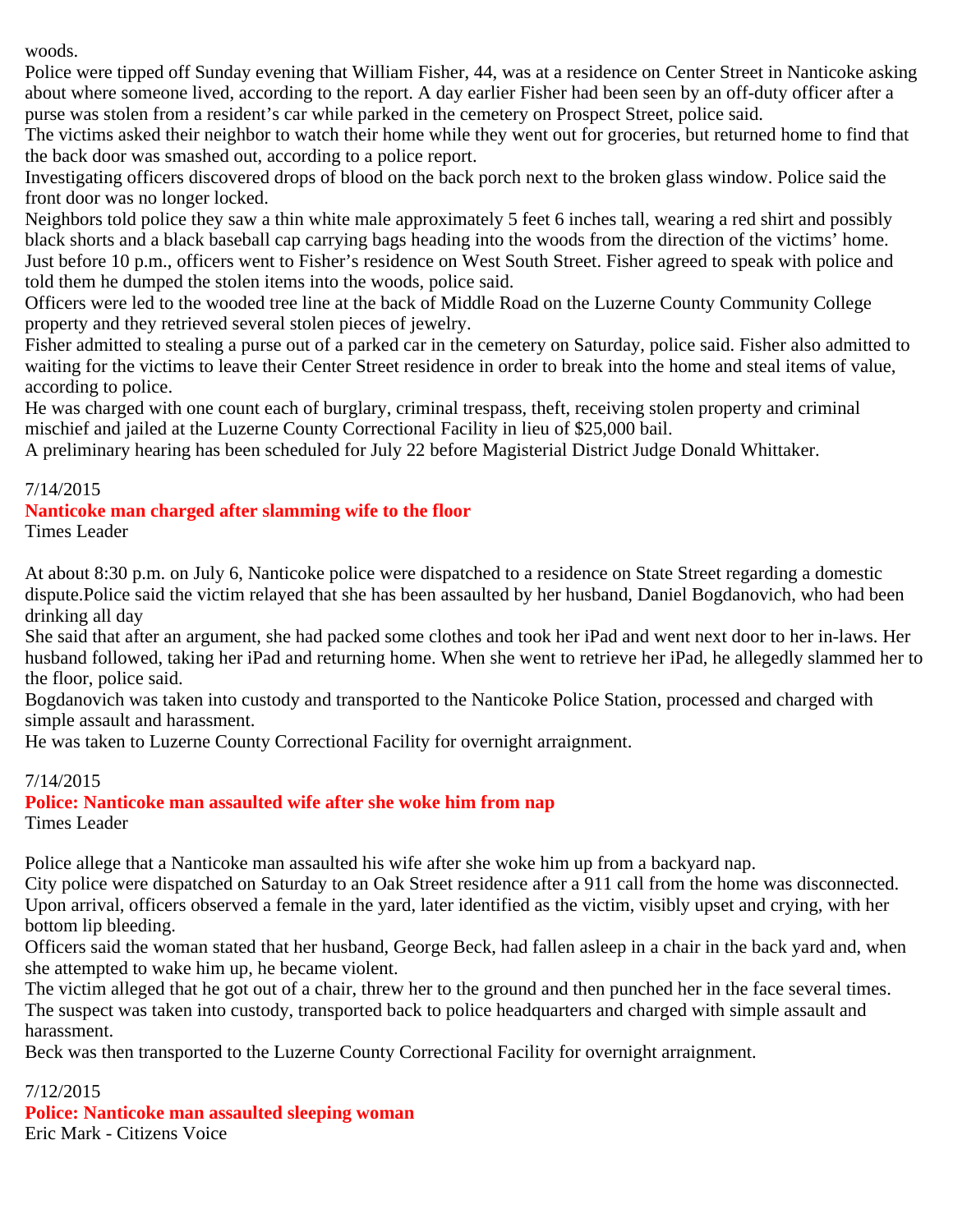woods.

Police were tipped off Sunday evening that William Fisher, 44, was at a residence on Center Street in Nanticoke asking about where someone lived, according to the report. A day earlier Fisher had been seen by an off-duty officer after a purse was stolen from a resident's car while parked in the cemetery on Prospect Street, police said.

The victims asked their neighbor to watch their home while they went out for groceries, but returned home to find that the back door was smashed out, according to a police report.

Investigating officers discovered drops of blood on the back porch next to the broken glass window. Police said the front door was no longer locked.

Neighbors told police they saw a thin white male approximately 5 feet 6 inches tall, wearing a red shirt and possibly black shorts and a black baseball cap carrying bags heading into the woods from the direction of the victims' home.

Just before 10 p.m., officers went to Fisher's residence on West South Street. Fisher agreed to speak with police and told them he dumped the stolen items into the woods, police said.

Officers were led to the wooded tree line at the back of Middle Road on the Luzerne County Community College property and they retrieved several stolen pieces of jewelry.

Fisher admitted to stealing a purse out of a parked car in the cemetery on Saturday, police said. Fisher also admitted to waiting for the victims to leave their Center Street residence in order to break into the home and steal items of value, according to police.

He was charged with one count each of burglary, criminal trespass, theft, receiving stolen property and criminal mischief and jailed at the Luzerne County Correctional Facility in lieu of $25,000 bail.

A preliminary hearing has been scheduled for July 22 before Magisterial District Judge Donald Whittaker.

7/14/2015

## Nanticoke man charged after slamming wife to the floor

Times Leader

At about 8:30 p.m. on July 6, Nanticoke police were dispatched to a residence on State Street regarding a domestic dispute.Police said the victim relayed that she has been assaulted by her husband, Daniel Bogdanovich, who had been drinking all day

She said that after an argument, she had packed some clothes and took her iPad and went next door to her in-laws. Her husband followed, taking her iPad and returning home. When she went to retrieve her iPad, he allegedly slammed her to the floor, police said.

Bogdanovich was taken into custody and transported to the Nanticoke Police Station, processed and charged with simple assault and harassment.

He was taken to Luzerne County Correctional Facility for overnight arraignment.

7/14/2015

## Police: Nanticoke man assaulted wife after she woke him from nap

Times Leader

Police allege that a Nanticoke man assaulted his wife after she woke him up from a backyard nap.

City police were dispatched on Saturday to an Oak Street residence after a 911 call from the home was disconnected. Upon arrival, officers observed a female in the yard, later identified as the victim, visibly upset and crying, with her bottom lip bleeding.

Officers said the woman stated that her husband, George Beck, had fallen asleep in a chair in the back yard and, when she attempted to wake him up, he became violent.

The victim alleged that he got out of a chair, threw her to the ground and then punched her in the face several times.

The suspect was taken into custody, transported back to police headquarters and charged with simple assault and harassment.

Beck was then transported to the Luzerne County Correctional Facility for overnight arraignment.

7/12/2015

## Police: Nanticoke man assaulted sleeping woman

Eric Mark - Citizens Voice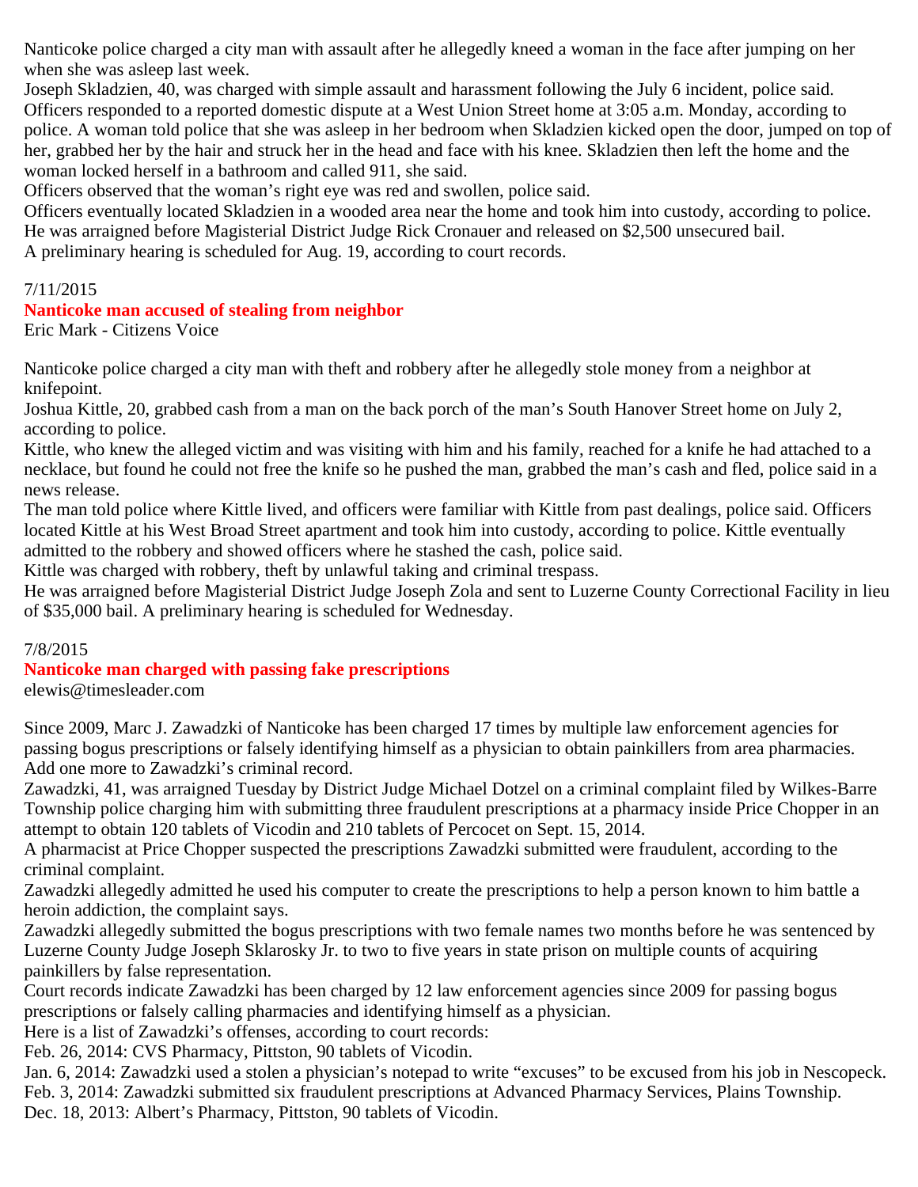Nanticoke police charged a city man with assault after he allegedly kneed a woman in the face after jumping on her when she was asleep last week.

Joseph Skladzien, 40, was charged with simple assault and harassment following the July 6 incident, police said. Officers responded to a reported domestic dispute at a West Union Street home at 3:05 a.m. Monday, according to police. A woman told police that she was asleep in her bedroom when Skladzien kicked open the door, jumped on top of her, grabbed her by the hair and struck her in the head and face with his knee. Skladzien then left the home and the woman locked herself in a bathroom and called 911, she said.

Officers observed that the woman's right eye was red and swollen, police said.

Officers eventually located Skladzien in a wooded area near the home and took him into custody, according to police. He was arraigned before Magisterial District Judge Rick Cronauer and released on $2,500 unsecured bail.

A preliminary hearing is scheduled for Aug. 19, according to court records.

7/11/2015

## Nanticoke man accused of stealing from neighbor

Eric Mark - Citizens Voice

Nanticoke police charged a city man with theft and robbery after he allegedly stole money from a neighbor at knifepoint.

Joshua Kittle, 20, grabbed cash from a man on the back porch of the man's South Hanover Street home on July 2, according to police.

Kittle, who knew the alleged victim and was visiting with him and his family, reached for a knife he had attached to a necklace, but found he could not free the knife so he pushed the man, grabbed the man's cash and fled, police said in a news release.

The man told police where Kittle lived, and officers were familiar with Kittle from past dealings, police said. Officers located Kittle at his West Broad Street apartment and took him into custody, according to police. Kittle eventually admitted to the robbery and showed officers where he stashed the cash, police said.

Kittle was charged with robbery, theft by unlawful taking and criminal trespass.

He was arraigned before Magisterial District Judge Joseph Zola and sent to Luzerne County Correctional Facility in lieu of $35,000 bail. A preliminary hearing is scheduled for Wednesday.

7/8/2015

## Nanticoke man charged with passing fake prescriptions

elewis@timesleader.com

Since 2009, Marc J. Zawadzki of Nanticoke has been charged 17 times by multiple law enforcement agencies for passing bogus prescriptions or falsely identifying himself as a physician to obtain painkillers from area pharmacies. Add one more to Zawadzki's criminal record.

Zawadzki, 41, was arraigned Tuesday by District Judge Michael Dotzel on a criminal complaint filed by Wilkes-Barre Township police charging him with submitting three fraudulent prescriptions at a pharmacy inside Price Chopper in an attempt to obtain 120 tablets of Vicodin and 210 tablets of Percocet on Sept. 15, 2014.

A pharmacist at Price Chopper suspected the prescriptions Zawadzki submitted were fraudulent, according to the criminal complaint.

Zawadzki allegedly admitted he used his computer to create the prescriptions to help a person known to him battle a heroin addiction, the complaint says.

Zawadzki allegedly submitted the bogus prescriptions with two female names two months before he was sentenced by Luzerne County Judge Joseph Sklarosky Jr. to two to five years in state prison on multiple counts of acquiring painkillers by false representation.

Court records indicate Zawadzki has been charged by 12 law enforcement agencies since 2009 for passing bogus prescriptions or falsely calling pharmacies and identifying himself as a physician.

Here is a list of Zawadzki's offenses, according to court records:

Feb. 26, 2014: CVS Pharmacy, Pittston, 90 tablets of Vicodin.

Jan. 6, 2014: Zawadzki used a stolen a physician's notepad to write "excuses" to be excused from his job in Nescopeck.

Feb. 3, 2014: Zawadzki submitted six fraudulent prescriptions at Advanced Pharmacy Services, Plains Township.

Dec. 18, 2013: Albert's Pharmacy, Pittston, 90 tablets of Vicodin.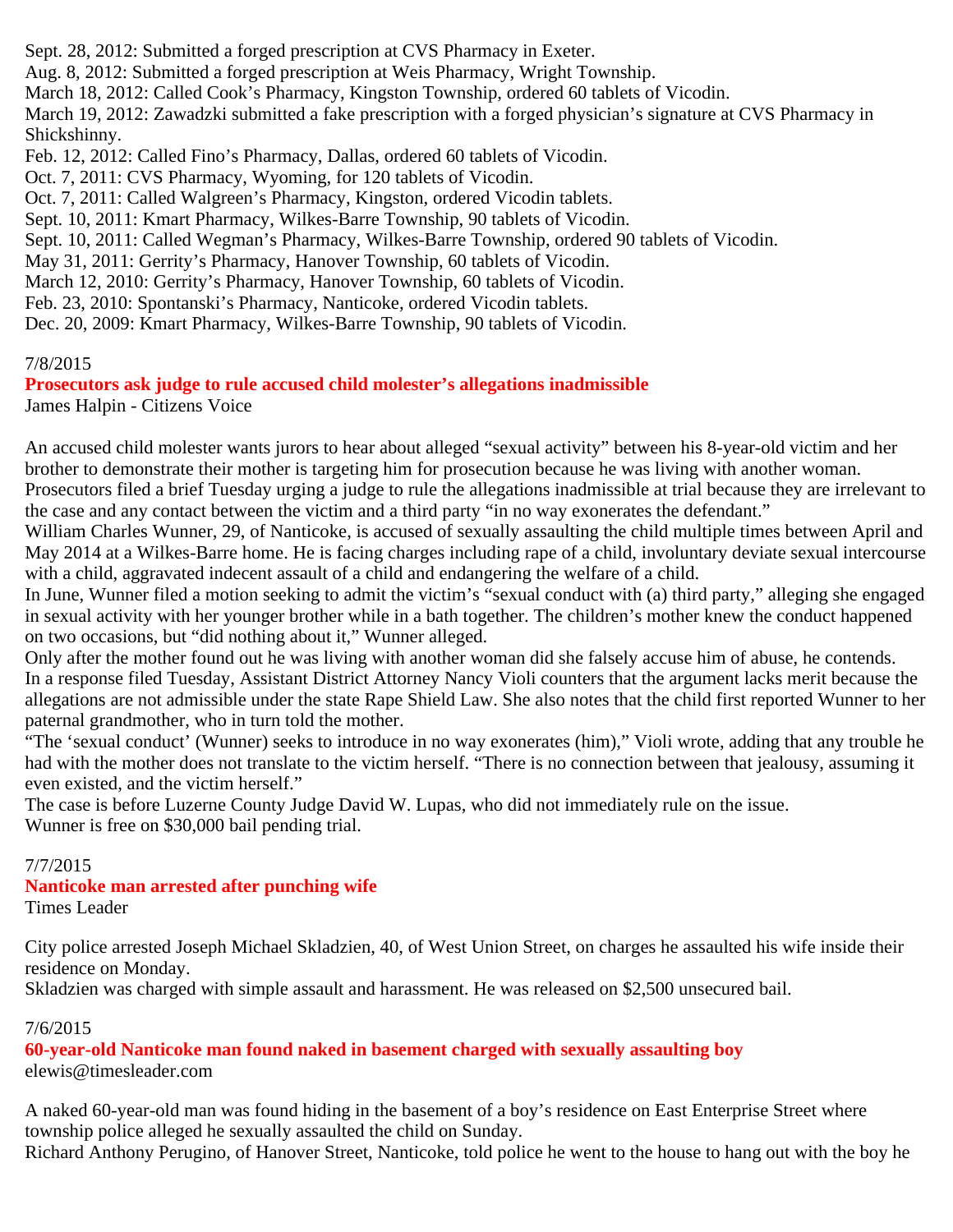Sept. 28, 2012: Submitted a forged prescription at CVS Pharmacy in Exeter.
Aug. 8, 2012: Submitted a forged prescription at Weis Pharmacy, Wright Township.
March 18, 2012: Called Cook's Pharmacy, Kingston Township, ordered 60 tablets of Vicodin.
March 19, 2012: Zawadzki submitted a fake prescription with a forged physician's signature at CVS Pharmacy in Shickshinny.
Feb. 12, 2012: Called Fino's Pharmacy, Dallas, ordered 60 tablets of Vicodin.
Oct. 7, 2011: CVS Pharmacy, Wyoming, for 120 tablets of Vicodin.
Oct. 7, 2011: Called Walgreen's Pharmacy, Kingston, ordered Vicodin tablets.
Sept. 10, 2011: Kmart Pharmacy, Wilkes-Barre Township, 90 tablets of Vicodin.
Sept. 10, 2011: Called Wegman's Pharmacy, Wilkes-Barre Township, ordered 90 tablets of Vicodin.
May 31, 2011: Gerrity's Pharmacy, Hanover Township, 60 tablets of Vicodin.
March 12, 2010: Gerrity's Pharmacy, Hanover Township, 60 tablets of Vicodin.
Feb. 23, 2010: Spontanski's Pharmacy, Nanticoke, ordered Vicodin tablets.
Dec. 20, 2009: Kmart Pharmacy, Wilkes-Barre Township, 90 tablets of Vicodin.

7/8/2015

**Prosecutors ask judge to rule accused child molester's allegations inadmissible**

James Halpin - Citizens Voice

An accused child molester wants jurors to hear about alleged "sexual activity" between his 8-year-old victim and her brother to demonstrate their mother is targeting him for prosecution because he was living with another woman.
Prosecutors filed a brief Tuesday urging a judge to rule the allegations inadmissible at trial because they are irrelevant to the case and any contact between the victim and a third party "in no way exonerates the defendant."
William Charles Wunner, 29, of Nanticoke, is accused of sexually assaulting the child multiple times between April and May 2014 at a Wilkes-Barre home. He is facing charges including rape of a child, involuntary deviate sexual intercourse with a child, aggravated indecent assault of a child and endangering the welfare of a child.
In June, Wunner filed a motion seeking to admit the victim's "sexual conduct with (a) third party," alleging she engaged in sexual activity with her younger brother while in a bath together. The children's mother knew the conduct happened on two occasions, but "did nothing about it," Wunner alleged.
Only after the mother found out he was living with another woman did she falsely accuse him of abuse, he contends.
In a response filed Tuesday, Assistant District Attorney Nancy Violi counters that the argument lacks merit because the allegations are not admissible under the state Rape Shield Law. She also notes that the child first reported Wunner to her paternal grandmother, who in turn told the mother.
"The 'sexual conduct' (Wunner) seeks to introduce in no way exonerates (him)," Violi wrote, adding that any trouble he had with the mother does not translate to the victim herself. "There is no connection between that jealousy, assuming it even existed, and the victim herself."
The case is before Luzerne County Judge David W. Lupas, who did not immediately rule on the issue.
Wunner is free on $30,000 bail pending trial.

7/7/2015

**Nanticoke man arrested after punching wife**

Times Leader

City police arrested Joseph Michael Skladzien, 40, of West Union Street, on charges he assaulted his wife inside their residence on Monday.
Skladzien was charged with simple assault and harassment. He was released on $2,500 unsecured bail.

7/6/2015

**60-year-old Nanticoke man found naked in basement charged with sexually assaulting boy**

elewis@timesleader.com

A naked 60-year-old man was found hiding in the basement of a boy's residence on East Enterprise Street where township police alleged he sexually assaulted the child on Sunday.
Richard Anthony Perugino, of Hanover Street, Nanticoke, told police he went to the house to hang out with the boy he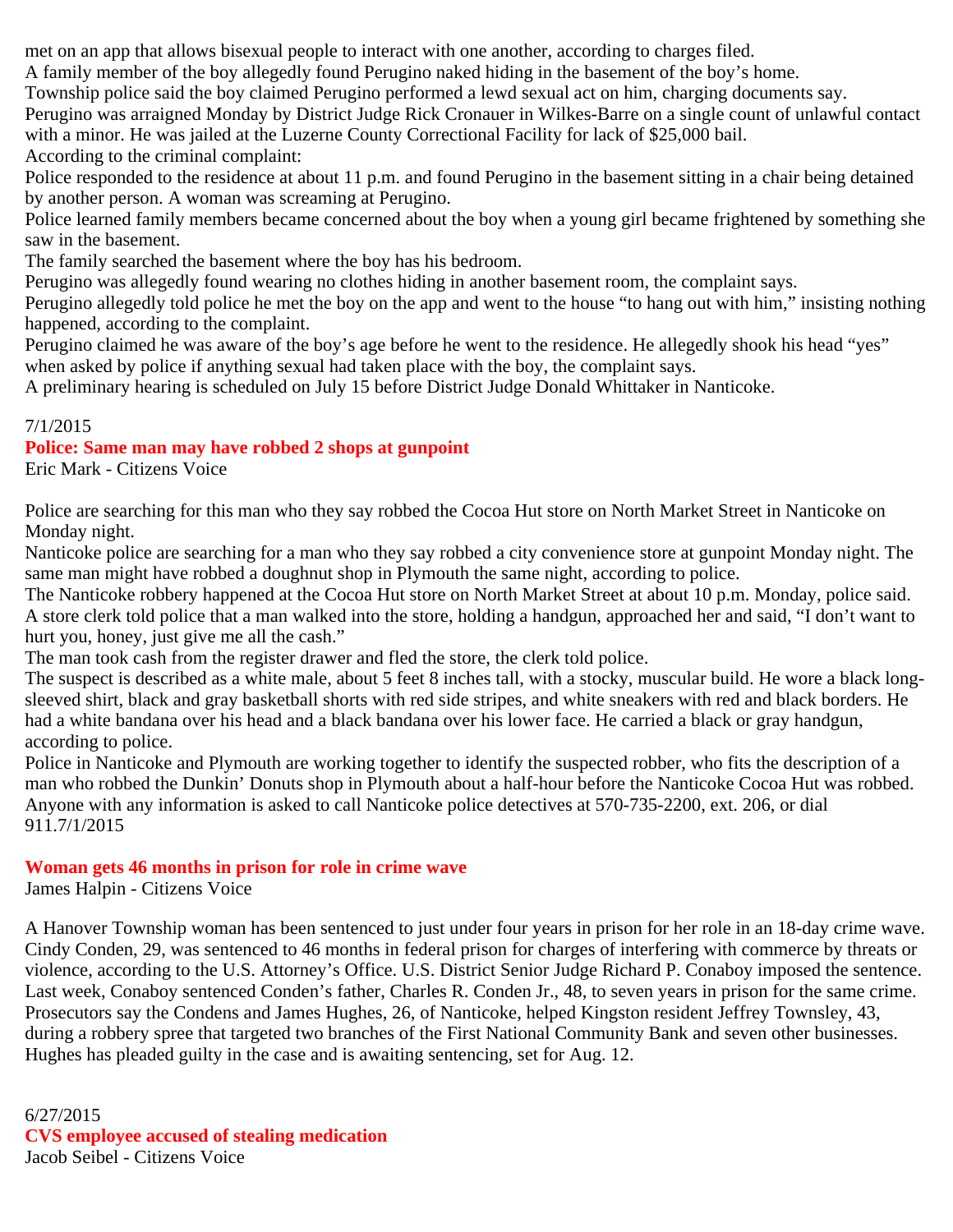met on an app that allows bisexual people to interact with one another, according to charges filed.
A family member of the boy allegedly found Perugino naked hiding in the basement of the boy's home.
Township police said the boy claimed Perugino performed a lewd sexual act on him, charging documents say.
Perugino was arraigned Monday by District Judge Rick Cronauer in Wilkes-Barre on a single count of unlawful contact with a minor. He was jailed at the Luzerne County Correctional Facility for lack of $25,000 bail.
According to the criminal complaint:
Police responded to the residence at about 11 p.m. and found Perugino in the basement sitting in a chair being detained by another person. A woman was screaming at Perugino.
Police learned family members became concerned about the boy when a young girl became frightened by something she saw in the basement.
The family searched the basement where the boy has his bedroom.
Perugino was allegedly found wearing no clothes hiding in another basement room, the complaint says.
Perugino allegedly told police he met the boy on the app and went to the house "to hang out with him," insisting nothing happened, according to the complaint.
Perugino claimed he was aware of the boy's age before he went to the residence. He allegedly shook his head "yes" when asked by police if anything sexual had taken place with the boy, the complaint says.
A preliminary hearing is scheduled on July 15 before District Judge Donald Whittaker in Nanticoke.

7/1/2015

**Police: Same man may have robbed 2 shops at gunpoint**

Eric Mark - Citizens Voice

Police are searching for this man who they say robbed the Cocoa Hut store on North Market Street in Nanticoke on Monday night.
Nanticoke police are searching for a man who they say robbed a city convenience store at gunpoint Monday night. The same man might have robbed a doughnut shop in Plymouth the same night, according to police.
The Nanticoke robbery happened at the Cocoa Hut store on North Market Street at about 10 p.m. Monday, police said.
A store clerk told police that a man walked into the store, holding a handgun, approached her and said, "I don't want to hurt you, honey, just give me all the cash."
The man took cash from the register drawer and fled the store, the clerk told police.
The suspect is described as a white male, about 5 feet 8 inches tall, with a stocky, muscular build. He wore a black long-sleeved shirt, black and gray basketball shorts with red side stripes, and white sneakers with red and black borders. He had a white bandana over his head and a black bandana over his lower face. He carried a black or gray handgun, according to police.
Police in Nanticoke and Plymouth are working together to identify the suspected robber, who fits the description of a man who robbed the Dunkin' Donuts shop in Plymouth about a half-hour before the Nanticoke Cocoa Hut was robbed.
Anyone with any information is asked to call Nanticoke police detectives at 570-735-2200, ext. 206, or dial 911.7/1/2015

**Woman gets 46 months in prison for role in crime wave**

James Halpin - Citizens Voice

A Hanover Township woman has been sentenced to just under four years in prison for her role in an 18-day crime wave.
Cindy Conden, 29, was sentenced to 46 months in federal prison for charges of interfering with commerce by threats or violence, according to the U.S. Attorney's Office. U.S. District Senior Judge Richard P. Conaboy imposed the sentence.
Last week, Conaboy sentenced Conden's father, Charles R. Conden Jr., 48, to seven years in prison for the same crime.
Prosecutors say the Condens and James Hughes, 26, of Nanticoke, helped Kingston resident Jeffrey Townsley, 43, during a robbery spree that targeted two branches of the First National Community Bank and seven other businesses.
Hughes has pleaded guilty in the case and is awaiting sentencing, set for Aug. 12.

6/27/2015

**CVS employee accused of stealing medication**

Jacob Seibel - Citizens Voice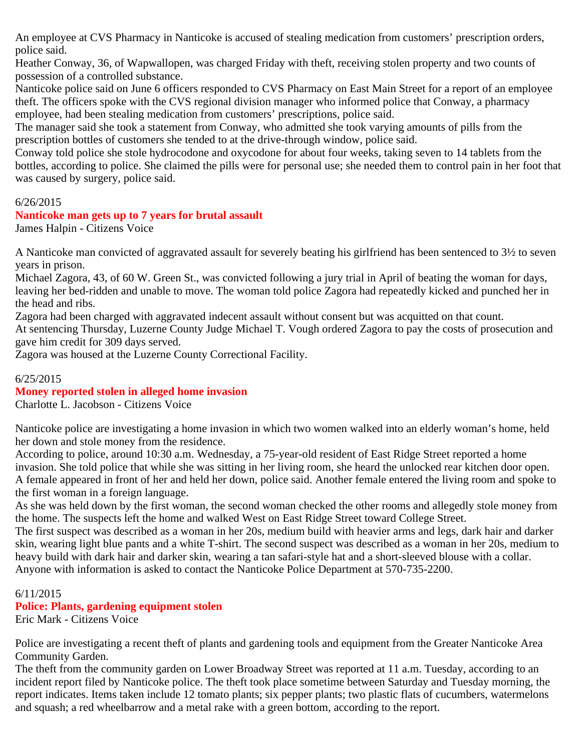An employee at CVS Pharmacy in Nanticoke is accused of stealing medication from customers' prescription orders, police said.

Heather Conway, 36, of Wapwallopen, was charged Friday with theft, receiving stolen property and two counts of possession of a controlled substance.

Nanticoke police said on June 6 officers responded to CVS Pharmacy on East Main Street for a report of an employee theft. The officers spoke with the CVS regional division manager who informed police that Conway, a pharmacy employee, had been stealing medication from customers' prescriptions, police said.

The manager said she took a statement from Conway, who admitted she took varying amounts of pills from the prescription bottles of customers she tended to at the drive-through window, police said.

Conway told police she stole hydrocodone and oxycodone for about four weeks, taking seven to 14 tablets from the bottles, according to police. She claimed the pills were for personal use; she needed them to control pain in her foot that was caused by surgery, police said.

6/26/2015

**Nanticoke man gets up to 7 years for brutal assault**

James Halpin - Citizens Voice

A Nanticoke man convicted of aggravated assault for severely beating his girlfriend has been sentenced to 3½ to seven years in prison.

Michael Zagora, 43, of 60 W. Green St., was convicted following a jury trial in April of beating the woman for days, leaving her bed-ridden and unable to move. The woman told police Zagora had repeatedly kicked and punched her in the head and ribs.

Zagora had been charged with aggravated indecent assault without consent but was acquitted on that count.

At sentencing Thursday, Luzerne County Judge Michael T. Vough ordered Zagora to pay the costs of prosecution and gave him credit for 309 days served.

Zagora was housed at the Luzerne County Correctional Facility.

6/25/2015

**Money reported stolen in alleged home invasion**

Charlotte L. Jacobson - Citizens Voice

Nanticoke police are investigating a home invasion in which two women walked into an elderly woman's home, held her down and stole money from the residence.

According to police, around 10:30 a.m. Wednesday, a 75-year-old resident of East Ridge Street reported a home invasion. She told police that while she was sitting in her living room, she heard the unlocked rear kitchen door open. A female appeared in front of her and held her down, police said. Another female entered the living room and spoke to the first woman in a foreign language.

As she was held down by the first woman, the second woman checked the other rooms and allegedly stole money from the home. The suspects left the home and walked West on East Ridge Street toward College Street.

The first suspect was described as a woman in her 20s, medium build with heavier arms and legs, dark hair and darker skin, wearing light blue pants and a white T-shirt. The second suspect was described as a woman in her 20s, medium to heavy build with dark hair and darker skin, wearing a tan safari-style hat and a short-sleeved blouse with a collar.

Anyone with information is asked to contact the Nanticoke Police Department at 570-735-2200.

6/11/2015

**Police: Plants, gardening equipment stolen**

Eric Mark - Citizens Voice

Police are investigating a recent theft of plants and gardening tools and equipment from the Greater Nanticoke Area Community Garden.

The theft from the community garden on Lower Broadway Street was reported at 11 a.m. Tuesday, according to an incident report filed by Nanticoke police. The theft took place sometime between Saturday and Tuesday morning, the report indicates. Items taken include 12 tomato plants; six pepper plants; two plastic flats of cucumbers, watermelons and squash; a red wheelbarrow and a metal rake with a green bottom, according to the report.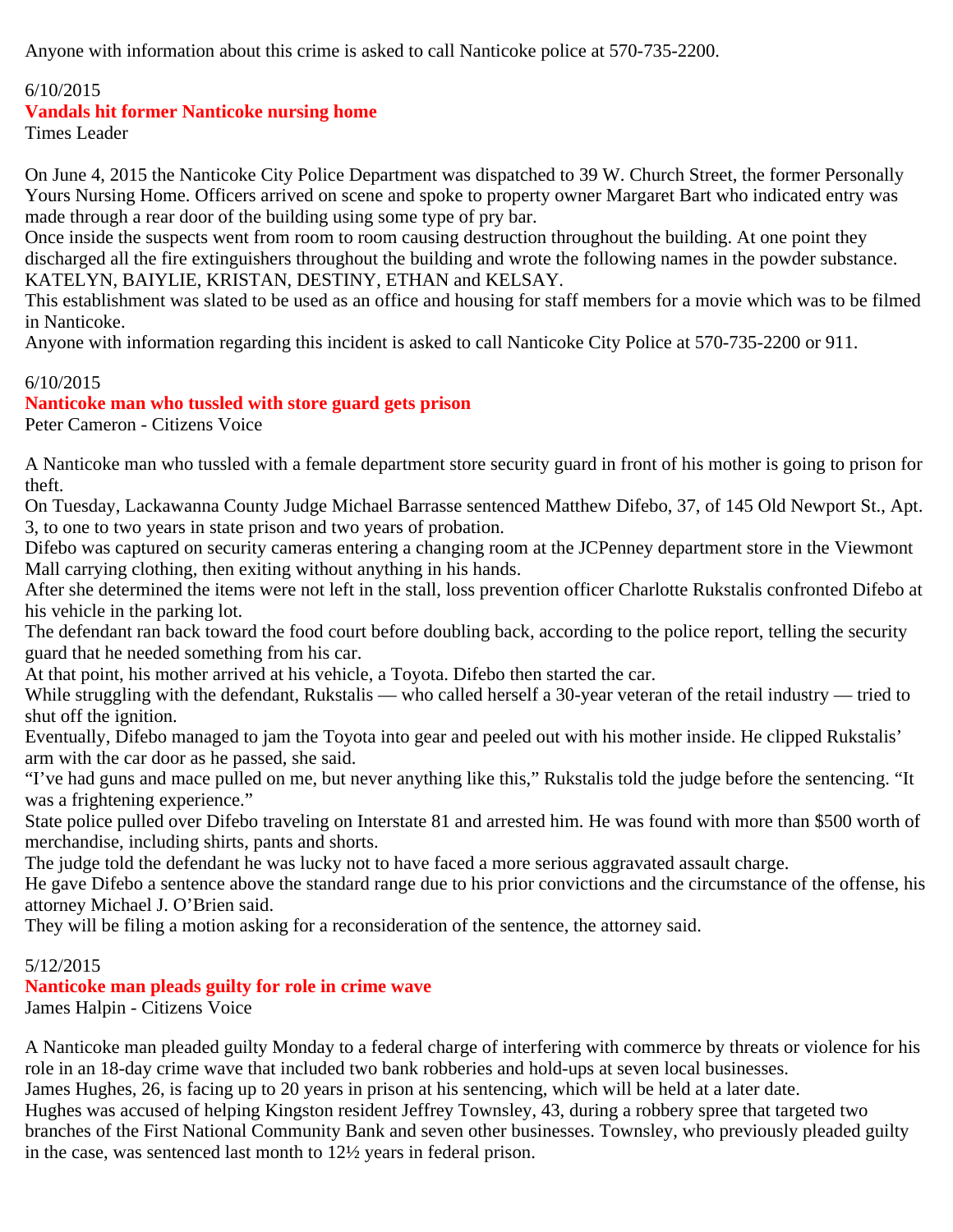Anyone with information about this crime is asked to call Nanticoke police at 570-735-2200.

6/10/2015

**Vandals hit former Nanticoke nursing home**

Times Leader

On June 4, 2015 the Nanticoke City Police Department was dispatched to 39 W. Church Street, the former Personally Yours Nursing Home. Officers arrived on scene and spoke to property owner Margaret Bart who indicated entry was made through a rear door of the building using some type of pry bar.

Once inside the suspects went from room to room causing destruction throughout the building. At one point they discharged all the fire extinguishers throughout the building and wrote the following names in the powder substance. KATELYN, BAIYLIE, KRISTAN, DESTINY, ETHAN and KELSAY.

This establishment was slated to be used as an office and housing for staff members for a movie which was to be filmed in Nanticoke.

Anyone with information regarding this incident is asked to call Nanticoke City Police at 570-735-2200 or 911.

6/10/2015

**Nanticoke man who tussled with store guard gets prison**

Peter Cameron - Citizens Voice

A Nanticoke man who tussled with a female department store security guard in front of his mother is going to prison for theft.

On Tuesday, Lackawanna County Judge Michael Barrasse sentenced Matthew Difebo, 37, of 145 Old Newport St., Apt. 3, to one to two years in state prison and two years of probation.

Difebo was captured on security cameras entering a changing room at the JCPenney department store in the Viewmont Mall carrying clothing, then exiting without anything in his hands.

After she determined the items were not left in the stall, loss prevention officer Charlotte Rukstalis confronted Difebo at his vehicle in the parking lot.

The defendant ran back toward the food court before doubling back, according to the police report, telling the security guard that he needed something from his car.

At that point, his mother arrived at his vehicle, a Toyota. Difebo then started the car.

While struggling with the defendant, Rukstalis — who called herself a 30-year veteran of the retail industry — tried to shut off the ignition.

Eventually, Difebo managed to jam the Toyota into gear and peeled out with his mother inside. He clipped Rukstalis' arm with the car door as he passed, she said.

"I've had guns and mace pulled on me, but never anything like this," Rukstalis told the judge before the sentencing. "It was a frightening experience."

State police pulled over Difebo traveling on Interstate 81 and arrested him. He was found with more than $500 worth of merchandise, including shirts, pants and shorts.

The judge told the defendant he was lucky not to have faced a more serious aggravated assault charge.

He gave Difebo a sentence above the standard range due to his prior convictions and the circumstance of the offense, his attorney Michael J. O'Brien said.

They will be filing a motion asking for a reconsideration of the sentence, the attorney said.

5/12/2015

**Nanticoke man pleads guilty for role in crime wave**

James Halpin - Citizens Voice

A Nanticoke man pleaded guilty Monday to a federal charge of interfering with commerce by threats or violence for his role in an 18-day crime wave that included two bank robberies and hold-ups at seven local businesses.

James Hughes, 26, is facing up to 20 years in prison at his sentencing, which will be held at a later date.

Hughes was accused of helping Kingston resident Jeffrey Townsley, 43, during a robbery spree that targeted two branches of the First National Community Bank and seven other businesses. Townsley, who previously pleaded guilty in the case, was sentenced last month to 12½ years in federal prison.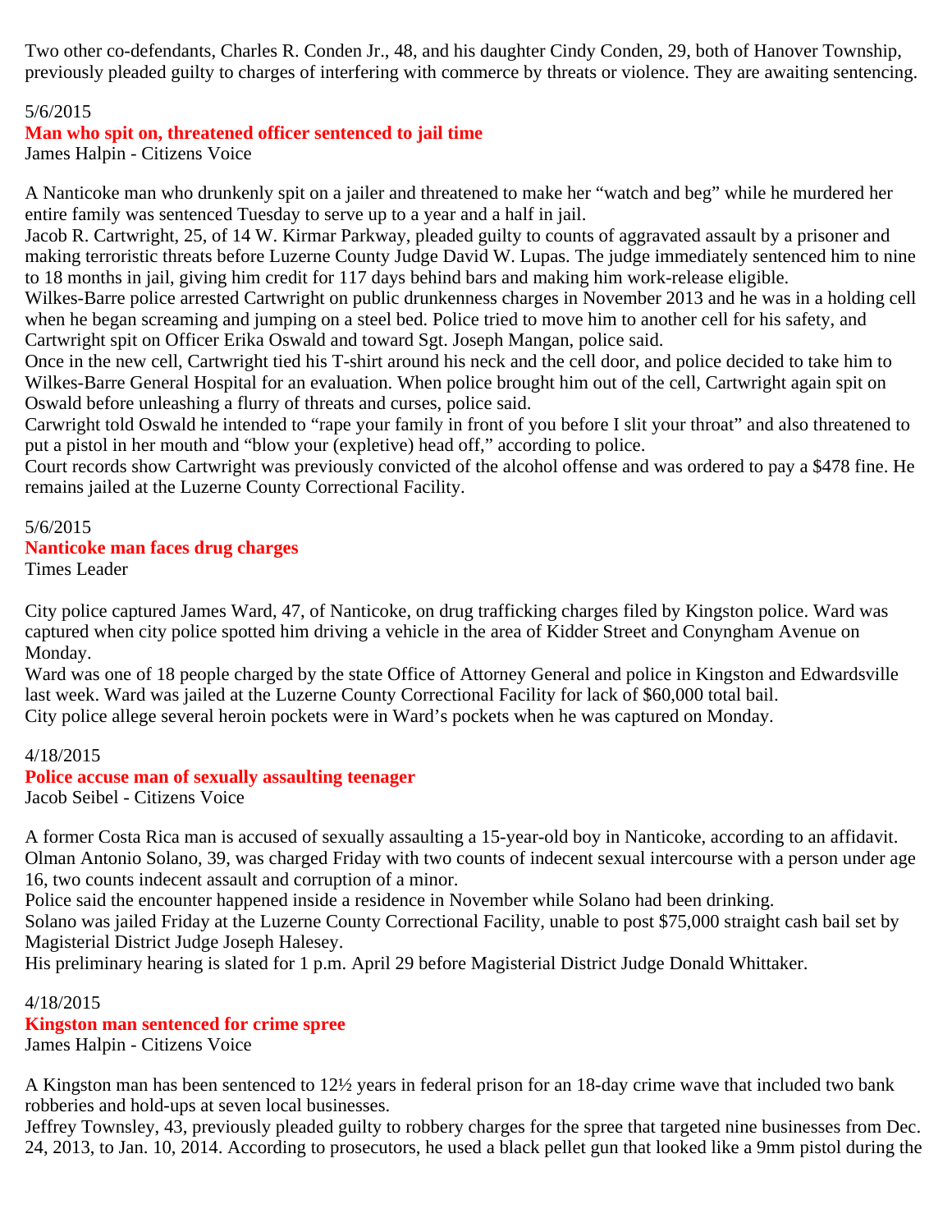Two other co-defendants, Charles R. Conden Jr., 48, and his daughter Cindy Conden, 29, both of Hanover Township, previously pleaded guilty to charges of interfering with commerce by threats or violence. They are awaiting sentencing.

5/6/2015

## Man who spit on, threatened officer sentenced to jail time

James Halpin - Citizens Voice

A Nanticoke man who drunkenly spit on a jailer and threatened to make her "watch and beg" while he murdered her entire family was sentenced Tuesday to serve up to a year and a half in jail.

Jacob R. Cartwright, 25, of 14 W. Kirmar Parkway, pleaded guilty to counts of aggravated assault by a prisoner and making terroristic threats before Luzerne County Judge David W. Lupas. The judge immediately sentenced him to nine to 18 months in jail, giving him credit for 117 days behind bars and making him work-release eligible.

Wilkes-Barre police arrested Cartwright on public drunkenness charges in November 2013 and he was in a holding cell when he began screaming and jumping on a steel bed. Police tried to move him to another cell for his safety, and Cartwright spit on Officer Erika Oswald and toward Sgt. Joseph Mangan, police said.

Once in the new cell, Cartwright tied his T-shirt around his neck and the cell door, and police decided to take him to Wilkes-Barre General Hospital for an evaluation. When police brought him out of the cell, Cartwright again spit on Oswald before unleashing a flurry of threats and curses, police said.

Carwright told Oswald he intended to "rape your family in front of you before I slit your throat" and also threatened to put a pistol in her mouth and "blow your (expletive) head off," according to police.

Court records show Cartwright was previously convicted of the alcohol offense and was ordered to pay a $478 fine. He remains jailed at the Luzerne County Correctional Facility.

5/6/2015

## Nanticoke man faces drug charges

Times Leader

City police captured James Ward, 47, of Nanticoke, on drug trafficking charges filed by Kingston police. Ward was captured when city police spotted him driving a vehicle in the area of Kidder Street and Conyngham Avenue on Monday.

Ward was one of 18 people charged by the state Office of Attorney General and police in Kingston and Edwardsville last week. Ward was jailed at the Luzerne County Correctional Facility for lack of $60,000 total bail.

City police allege several heroin pockets were in Ward's pockets when he was captured on Monday.

4/18/2015

## Police accuse man of sexually assaulting teenager

Jacob Seibel - Citizens Voice

A former Costa Rica man is accused of sexually assaulting a 15-year-old boy in Nanticoke, according to an affidavit.

Olman Antonio Solano, 39, was charged Friday with two counts of indecent sexual intercourse with a person under age 16, two counts indecent assault and corruption of a minor.

Police said the encounter happened inside a residence in November while Solano had been drinking.

Solano was jailed Friday at the Luzerne County Correctional Facility, unable to post $75,000 straight cash bail set by Magisterial District Judge Joseph Halesey.

His preliminary hearing is slated for 1 p.m. April 29 before Magisterial District Judge Donald Whittaker.

4/18/2015

## Kingston man sentenced for crime spree

James Halpin - Citizens Voice

A Kingston man has been sentenced to 12½ years in federal prison for an 18-day crime wave that included two bank robberies and hold-ups at seven local businesses.

Jeffrey Townsley, 43, previously pleaded guilty to robbery charges for the spree that targeted nine businesses from Dec. 24, 2013, to Jan. 10, 2014. According to prosecutors, he used a black pellet gun that looked like a 9mm pistol during the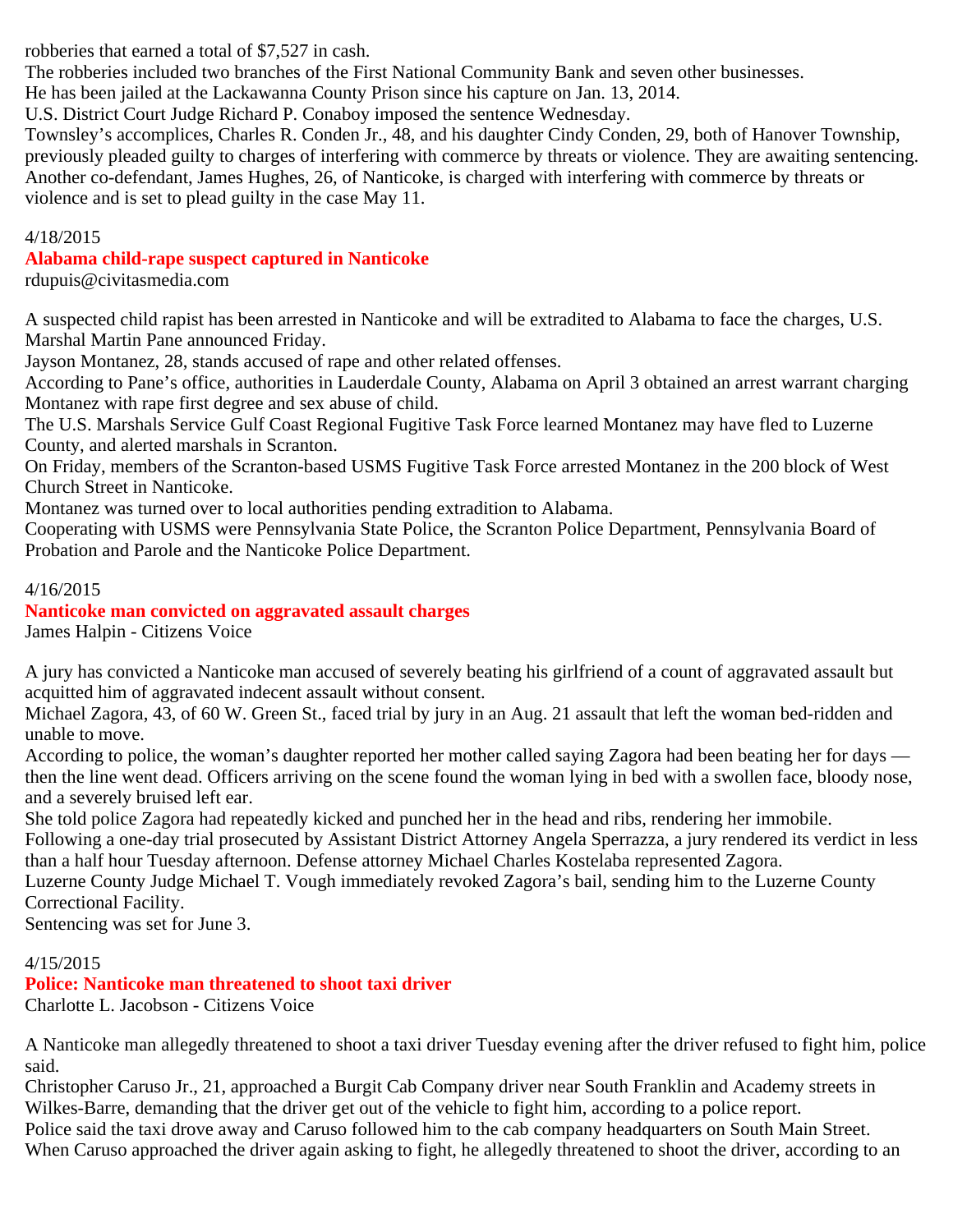robberies that earned a total of $7,527 in cash.
The robberies included two branches of the First National Community Bank and seven other businesses.
He has been jailed at the Lackawanna County Prison since his capture on Jan. 13, 2014.
U.S. District Court Judge Richard P. Conaboy imposed the sentence Wednesday.
Townsley's accomplices, Charles R. Conden Jr., 48, and his daughter Cindy Conden, 29, both of Hanover Township, previously pleaded guilty to charges of interfering with commerce by threats or violence. They are awaiting sentencing.
Another co-defendant, James Hughes, 26, of Nanticoke, is charged with interfering with commerce by threats or violence and is set to plead guilty in the case May 11.

4/18/2015

## Alabama child-rape suspect captured in Nanticoke

rdupuis@civitasmedia.com

A suspected child rapist has been arrested in Nanticoke and will be extradited to Alabama to face the charges, U.S. Marshal Martin Pane announced Friday.
Jayson Montanez, 28, stands accused of rape and other related offenses.
According to Pane's office, authorities in Lauderdale County, Alabama on April 3 obtained an arrest warrant charging Montanez with rape first degree and sex abuse of child.
The U.S. Marshals Service Gulf Coast Regional Fugitive Task Force learned Montanez may have fled to Luzerne County, and alerted marshals in Scranton.
On Friday, members of the Scranton-based USMS Fugitive Task Force arrested Montanez in the 200 block of West Church Street in Nanticoke.
Montanez was turned over to local authorities pending extradition to Alabama.
Cooperating with USMS were Pennsylvania State Police, the Scranton Police Department, Pennsylvania Board of Probation and Parole and the Nanticoke Police Department.

4/16/2015

## Nanticoke man convicted on aggravated assault charges

James Halpin - Citizens Voice

A jury has convicted a Nanticoke man accused of severely beating his girlfriend of a count of aggravated assault but acquitted him of aggravated indecent assault without consent.
Michael Zagora, 43, of 60 W. Green St., faced trial by jury in an Aug. 21 assault that left the woman bed-ridden and unable to move.
According to police, the woman's daughter reported her mother called saying Zagora had been beating her for days — then the line went dead. Officers arriving on the scene found the woman lying in bed with a swollen face, bloody nose, and a severely bruised left ear.
She told police Zagora had repeatedly kicked and punched her in the head and ribs, rendering her immobile.
Following a one-day trial prosecuted by Assistant District Attorney Angela Sperrazza, a jury rendered its verdict in less than a half hour Tuesday afternoon. Defense attorney Michael Charles Kostelaba represented Zagora.
Luzerne County Judge Michael T. Vough immediately revoked Zagora's bail, sending him to the Luzerne County Correctional Facility.
Sentencing was set for June 3.

4/15/2015

## Police: Nanticoke man threatened to shoot taxi driver

Charlotte L. Jacobson - Citizens Voice

A Nanticoke man allegedly threatened to shoot a taxi driver Tuesday evening after the driver refused to fight him, police said.
Christopher Caruso Jr., 21, approached a Burgit Cab Company driver near South Franklin and Academy streets in Wilkes-Barre, demanding that the driver get out of the vehicle to fight him, according to a police report.
Police said the taxi drove away and Caruso followed him to the cab company headquarters on South Main Street.
When Caruso approached the driver again asking to fight, he allegedly threatened to shoot the driver, according to an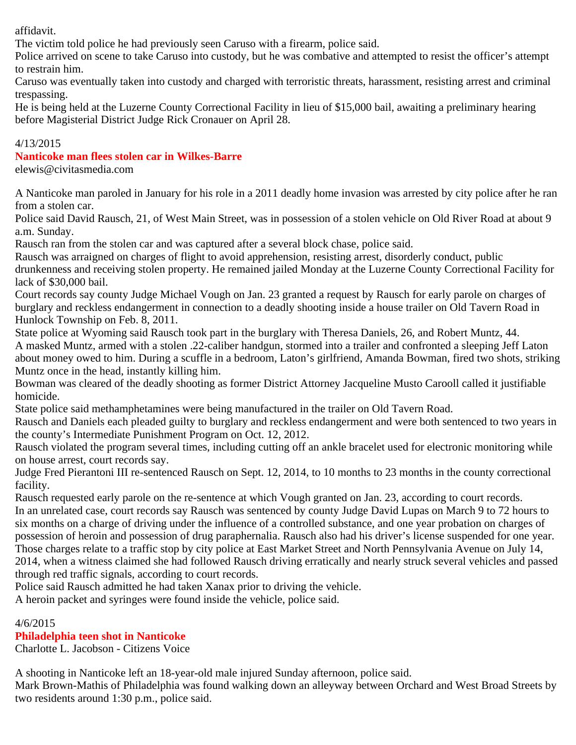affidavit.

The victim told police he had previously seen Caruso with a firearm, police said.

Police arrived on scene to take Caruso into custody, but he was combative and attempted to resist the officer's attempt to restrain him.

Caruso was eventually taken into custody and charged with terroristic threats, harassment, resisting arrest and criminal trespassing.

He is being held at the Luzerne County Correctional Facility in lieu of $15,000 bail, awaiting a preliminary hearing before Magisterial District Judge Rick Cronauer on April 28.

4/13/2015

## Nanticoke man flees stolen car in Wilkes-Barre

elewis@civitasmedia.com

A Nanticoke man paroled in January for his role in a 2011 deadly home invasion was arrested by city police after he ran from a stolen car.

Police said David Rausch, 21, of West Main Street, was in possession of a stolen vehicle on Old River Road at about 9 a.m. Sunday.

Rausch ran from the stolen car and was captured after a several block chase, police said.

Rausch was arraigned on charges of flight to avoid apprehension, resisting arrest, disorderly conduct, public drunkenness and receiving stolen property. He remained jailed Monday at the Luzerne County Correctional Facility for lack of $30,000 bail.

Court records say county Judge Michael Vough on Jan. 23 granted a request by Rausch for early parole on charges of burglary and reckless endangerment in connection to a deadly shooting inside a house trailer on Old Tavern Road in Hunlock Township on Feb. 8, 2011.

State police at Wyoming said Rausch took part in the burglary with Theresa Daniels, 26, and Robert Muntz, 44.

A masked Muntz, armed with a stolen .22-caliber handgun, stormed into a trailer and confronted a sleeping Jeff Laton about money owed to him. During a scuffle in a bedroom, Laton's girlfriend, Amanda Bowman, fired two shots, striking Muntz once in the head, instantly killing him.

Bowman was cleared of the deadly shooting as former District Attorney Jacqueline Musto Carooll called it justifiable homicide.

State police said methamphetamines were being manufactured in the trailer on Old Tavern Road.

Rausch and Daniels each pleaded guilty to burglary and reckless endangerment and were both sentenced to two years in the county's Intermediate Punishment Program on Oct. 12, 2012.

Rausch violated the program several times, including cutting off an ankle bracelet used for electronic monitoring while on house arrest, court records say.

Judge Fred Pierantoni III re-sentenced Rausch on Sept. 12, 2014, to 10 months to 23 months in the county correctional facility.

Rausch requested early parole on the re-sentence at which Vough granted on Jan. 23, according to court records.

In an unrelated case, court records say Rausch was sentenced by county Judge David Lupas on March 9 to 72 hours to six months on a charge of driving under the influence of a controlled substance, and one year probation on charges of possession of heroin and possession of drug paraphernalia. Rausch also had his driver's license suspended for one year.

Those charges relate to a traffic stop by city police at East Market Street and North Pennsylvania Avenue on July 14, 2014, when a witness claimed she had followed Rausch driving erratically and nearly struck several vehicles and passed through red traffic signals, according to court records.

Police said Rausch admitted he had taken Xanax prior to driving the vehicle.

A heroin packet and syringes were found inside the vehicle, police said.

4/6/2015

## Philadelphia teen shot in Nanticoke

Charlotte L. Jacobson - Citizens Voice

A shooting in Nanticoke left an 18-year-old male injured Sunday afternoon, police said.

Mark Brown-Mathis of Philadelphia was found walking down an alleyway between Orchard and West Broad Streets by two residents around 1:30 p.m., police said.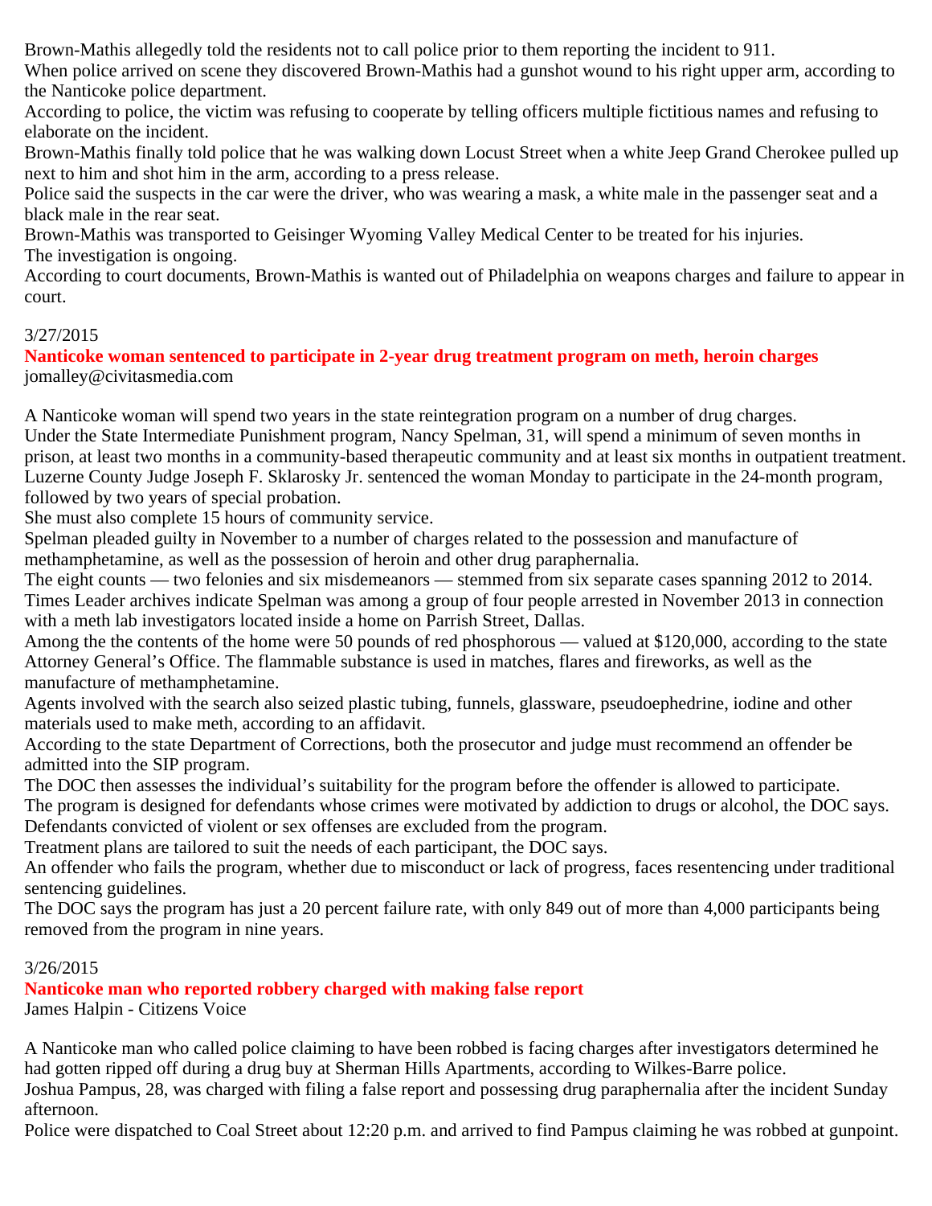Brown-Mathis allegedly told the residents not to call police prior to them reporting the incident to 911.
When police arrived on scene they discovered Brown-Mathis had a gunshot wound to his right upper arm, according to the Nanticoke police department.
According to police, the victim was refusing to cooperate by telling officers multiple fictitious names and refusing to elaborate on the incident.
Brown-Mathis finally told police that he was walking down Locust Street when a white Jeep Grand Cherokee pulled up next to him and shot him in the arm, according to a press release.
Police said the suspects in the car were the driver, who was wearing a mask, a white male in the passenger seat and a black male in the rear seat.
Brown-Mathis was transported to Geisinger Wyoming Valley Medical Center to be treated for his injuries.
The investigation is ongoing.
According to court documents, Brown-Mathis is wanted out of Philadelphia on weapons charges and failure to appear in court.

3/27/2015

**Nanticoke woman sentenced to participate in 2-year drug treatment program on meth, heroin charges**
jomalley@civitasmedia.com

A Nanticoke woman will spend two years in the state reintegration program on a number of drug charges.
Under the State Intermediate Punishment program, Nancy Spelman, 31, will spend a minimum of seven months in prison, at least two months in a community-based therapeutic community and at least six months in outpatient treatment.
Luzerne County Judge Joseph F. Sklarosky Jr. sentenced the woman Monday to participate in the 24-month program, followed by two years of special probation.
She must also complete 15 hours of community service.
Spelman pleaded guilty in November to a number of charges related to the possession and manufacture of methamphetamine, as well as the possession of heroin and other drug paraphernalia.
The eight counts — two felonies and six misdemeanors — stemmed from six separate cases spanning 2012 to 2014.
Times Leader archives indicate Spelman was among a group of four people arrested in November 2013 in connection with a meth lab investigators located inside a home on Parrish Street, Dallas.
Among the the contents of the home were 50 pounds of red phosphorous — valued at $120,000, according to the state Attorney General's Office. The flammable substance is used in matches, flares and fireworks, as well as the manufacture of methamphetamine.
Agents involved with the search also seized plastic tubing, funnels, glassware, pseudoephedrine, iodine and other materials used to make meth, according to an affidavit.
According to the state Department of Corrections, both the prosecutor and judge must recommend an offender be admitted into the SIP program.
The DOC then assesses the individual's suitability for the program before the offender is allowed to participate.
The program is designed for defendants whose crimes were motivated by addiction to drugs or alcohol, the DOC says.
Defendants convicted of violent or sex offenses are excluded from the program.
Treatment plans are tailored to suit the needs of each participant, the DOC says.
An offender who fails the program, whether due to misconduct or lack of progress, faces resentencing under traditional sentencing guidelines.
The DOC says the program has just a 20 percent failure rate, with only 849 out of more than 4,000 participants being removed from the program in nine years.

3/26/2015

**Nanticoke man who reported robbery charged with making false report**
James Halpin - Citizens Voice

A Nanticoke man who called police claiming to have been robbed is facing charges after investigators determined he had gotten ripped off during a drug buy at Sherman Hills Apartments, according to Wilkes-Barre police.
Joshua Pampus, 28, was charged with filing a false report and possessing drug paraphernalia after the incident Sunday afternoon.
Police were dispatched to Coal Street about 12:20 p.m. and arrived to find Pampus claiming he was robbed at gunpoint.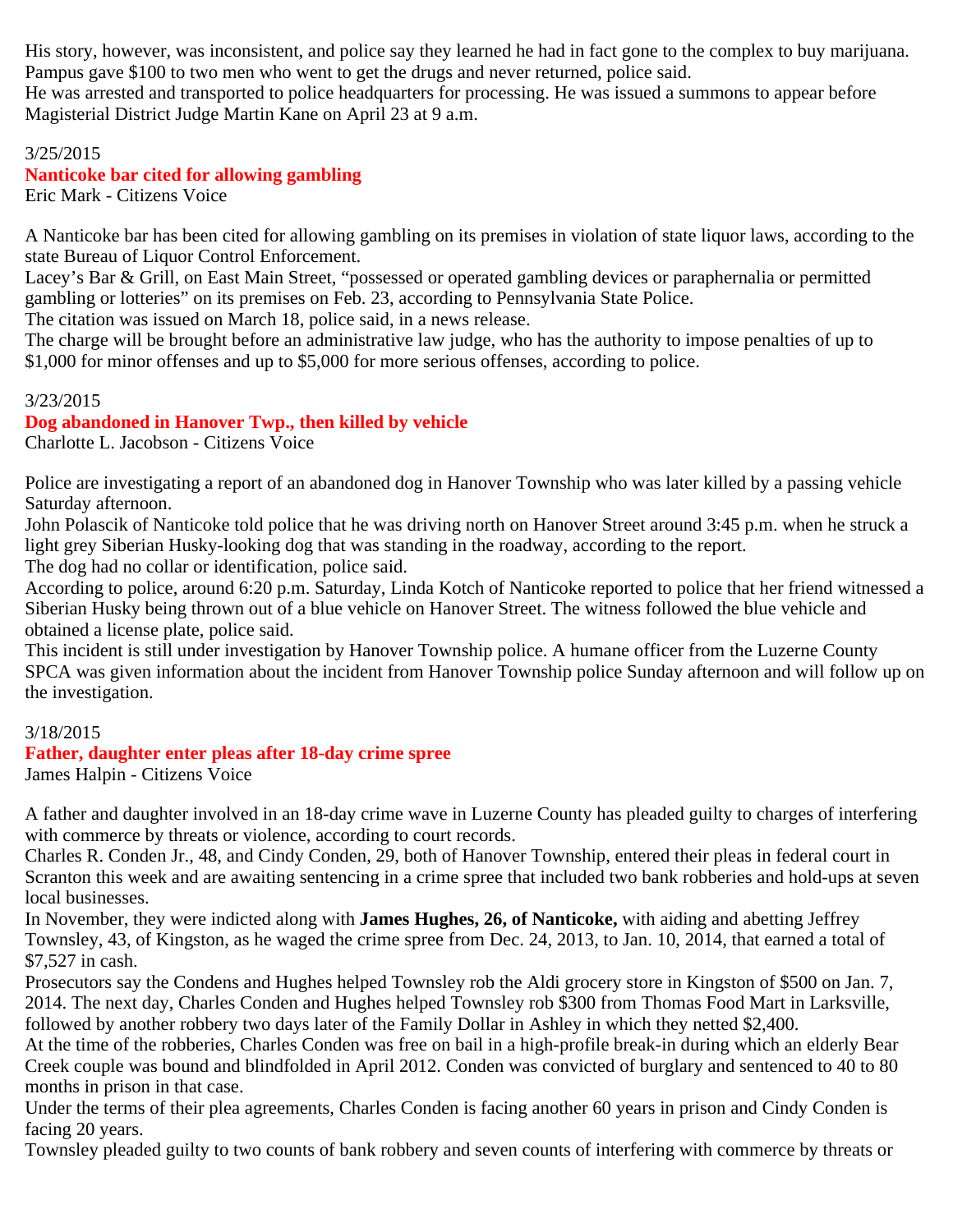His story, however, was inconsistent, and police say they learned he had in fact gone to the complex to buy marijuana. Pampus gave $100 to two men who went to get the drugs and never returned, police said.
He was arrested and transported to police headquarters for processing. He was issued a summons to appear before Magisterial District Judge Martin Kane on April 23 at 9 a.m.

3/25/2015

### Nanticoke bar cited for allowing gambling

Eric Mark - Citizens Voice

A Nanticoke bar has been cited for allowing gambling on its premises in violation of state liquor laws, according to the state Bureau of Liquor Control Enforcement.
Lacey's Bar & Grill, on East Main Street, "possessed or operated gambling devices or paraphernalia or permitted gambling or lotteries" on its premises on Feb. 23, according to Pennsylvania State Police.
The citation was issued on March 18, police said, in a news release.
The charge will be brought before an administrative law judge, who has the authority to impose penalties of up to $1,000 for minor offenses and up to $5,000 for more serious offenses, according to police.

3/23/2015

### Dog abandoned in Hanover Twp., then killed by vehicle

Charlotte L. Jacobson - Citizens Voice

Police are investigating a report of an abandoned dog in Hanover Township who was later killed by a passing vehicle Saturday afternoon.
John Polascik of Nanticoke told police that he was driving north on Hanover Street around 3:45 p.m. when he struck a light grey Siberian Husky-looking dog that was standing in the roadway, according to the report.
The dog had no collar or identification, police said.
According to police, around 6:20 p.m. Saturday, Linda Kotch of Nanticoke reported to police that her friend witnessed a Siberian Husky being thrown out of a blue vehicle on Hanover Street. The witness followed the blue vehicle and obtained a license plate, police said.
This incident is still under investigation by Hanover Township police. A humane officer from the Luzerne County SPCA was given information about the incident from Hanover Township police Sunday afternoon and will follow up on the investigation.

3/18/2015

### Father, daughter enter pleas after 18-day crime spree

James Halpin - Citizens Voice

A father and daughter involved in an 18-day crime wave in Luzerne County has pleaded guilty to charges of interfering with commerce by threats or violence, according to court records.
Charles R. Conden Jr., 48, and Cindy Conden, 29, both of Hanover Township, entered their pleas in federal court in Scranton this week and are awaiting sentencing in a crime spree that included two bank robberies and hold-ups at seven local businesses.
In November, they were indicted along with **James Hughes, 26, of Nanticoke,** with aiding and abetting Jeffrey Townsley, 43, of Kingston, as he waged the crime spree from Dec. 24, 2013, to Jan. 10, 2014, that earned a total of $7,527 in cash.
Prosecutors say the Condens and Hughes helped Townsley rob the Aldi grocery store in Kingston of $500 on Jan. 7, 2014. The next day, Charles Conden and Hughes helped Townsley rob $300 from Thomas Food Mart in Larksville, followed by another robbery two days later of the Family Dollar in Ashley in which they netted $2,400.
At the time of the robberies, Charles Conden was free on bail in a high-profile break-in during which an elderly Bear Creek couple was bound and blindfolded in April 2012. Conden was convicted of burglary and sentenced to 40 to 80 months in prison in that case.
Under the terms of their plea agreements, Charles Conden is facing another 60 years in prison and Cindy Conden is facing 20 years.
Townsley pleaded guilty to two counts of bank robbery and seven counts of interfering with commerce by threats or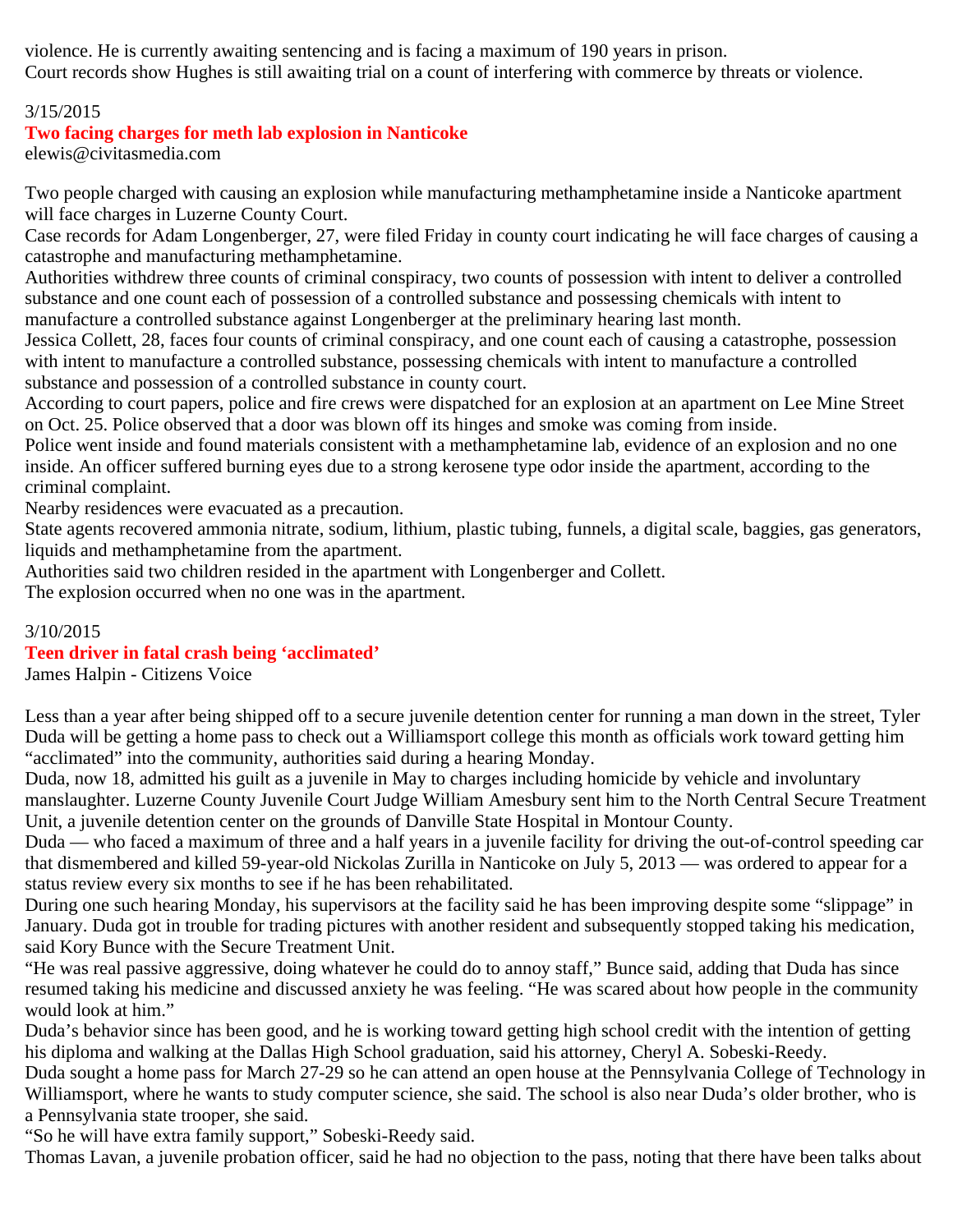violence. He is currently awaiting sentencing and is facing a maximum of 190 years in prison.
Court records show Hughes is still awaiting trial on a count of interfering with commerce by threats or violence.

3/15/2015

**Two facing charges for meth lab explosion in Nanticoke**

elewis@civitasmedia.com

Two people charged with causing an explosion while manufacturing methamphetamine inside a Nanticoke apartment will face charges in Luzerne County Court.
Case records for Adam Longenberger, 27, were filed Friday in county court indicating he will face charges of causing a catastrophe and manufacturing methamphetamine.
Authorities withdrew three counts of criminal conspiracy, two counts of possession with intent to deliver a controlled substance and one count each of possession of a controlled substance and possessing chemicals with intent to manufacture a controlled substance against Longenberger at the preliminary hearing last month.
Jessica Collett, 28, faces four counts of criminal conspiracy, and one count each of causing a catastrophe, possession with intent to manufacture a controlled substance, possessing chemicals with intent to manufacture a controlled substance and possession of a controlled substance in county court.
According to court papers, police and fire crews were dispatched for an explosion at an apartment on Lee Mine Street on Oct. 25. Police observed that a door was blown off its hinges and smoke was coming from inside.
Police went inside and found materials consistent with a methamphetamine lab, evidence of an explosion and no one inside. An officer suffered burning eyes due to a strong kerosene type odor inside the apartment, according to the criminal complaint.
Nearby residences were evacuated as a precaution.
State agents recovered ammonia nitrate, sodium, lithium, plastic tubing, funnels, a digital scale, baggies, gas generators, liquids and methamphetamine from the apartment.
Authorities said two children resided in the apartment with Longenberger and Collett.
The explosion occurred when no one was in the apartment.

3/10/2015

**Teen driver in fatal crash being ‘acclimated’**

James Halpin - Citizens Voice

Less than a year after being shipped off to a secure juvenile detention center for running a man down in the street, Tyler Duda will be getting a home pass to check out a Williamsport college this month as officials work toward getting him “acclimated” into the community, authorities said during a hearing Monday.
Duda, now 18, admitted his guilt as a juvenile in May to charges including homicide by vehicle and involuntary manslaughter. Luzerne County Juvenile Court Judge William Amesbury sent him to the North Central Secure Treatment Unit, a juvenile detention center on the grounds of Danville State Hospital in Montour County.
Duda — who faced a maximum of three and a half years in a juvenile facility for driving the out-of-control speeding car that dismembered and killed 59-year-old Nickolas Zurilla in Nanticoke on July 5, 2013 — was ordered to appear for a status review every six months to see if he has been rehabilitated.
During one such hearing Monday, his supervisors at the facility said he has been improving despite some “slippage” in January. Duda got in trouble for trading pictures with another resident and subsequently stopped taking his medication, said Kory Bunce with the Secure Treatment Unit.
“He was real passive aggressive, doing whatever he could do to annoy staff,” Bunce said, adding that Duda has since resumed taking his medicine and discussed anxiety he was feeling. “He was scared about how people in the community would look at him.”
Duda’s behavior since has been good, and he is working toward getting high school credit with the intention of getting his diploma and walking at the Dallas High School graduation, said his attorney, Cheryl A. Sobeski-Reedy.
Duda sought a home pass for March 27-29 so he can attend an open house at the Pennsylvania College of Technology in Williamsport, where he wants to study computer science, she said. The school is also near Duda’s older brother, who is a Pennsylvania state trooper, she said.
“So he will have extra family support,” Sobeski-Reedy said.
Thomas Lavan, a juvenile probation officer, said he had no objection to the pass, noting that there have been talks about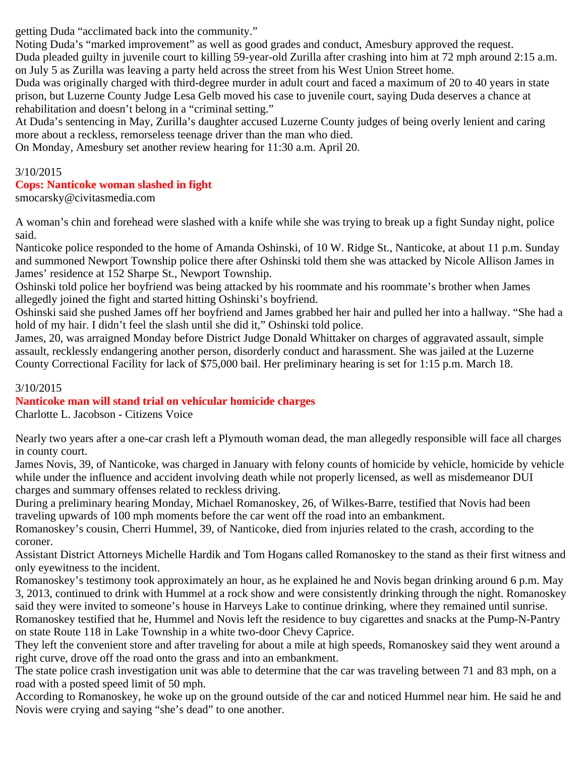getting Duda “acclimated back into the community.”

Noting Duda’s “marked improvement” as well as good grades and conduct, Amesbury approved the request.

Duda pleaded guilty in juvenile court to killing 59-year-old Zurilla after crashing into him at 72 mph around 2:15 a.m. on July 5 as Zurilla was leaving a party held across the street from his West Union Street home.

Duda was originally charged with third-degree murder in adult court and faced a maximum of 20 to 40 years in state prison, but Luzerne County Judge Lesa Gelb moved his case to juvenile court, saying Duda deserves a chance at rehabilitation and doesn’t belong in a “criminal setting.”

At Duda’s sentencing in May, Zurilla’s daughter accused Luzerne County judges of being overly lenient and caring more about a reckless, remorseless teenage driver than the man who died.

On Monday, Amesbury set another review hearing for 11:30 a.m. April 20.

3/10/2015

## Cops: Nanticoke woman slashed in fight

smocarsky@civitasmedia.com

A woman’s chin and forehead were slashed with a knife while she was trying to break up a fight Sunday night, police said.

Nanticoke police responded to the home of Amanda Oshinski, of 10 W. Ridge St., Nanticoke, at about 11 p.m. Sunday and summoned Newport Township police there after Oshinski told them she was attacked by Nicole Allison James in James’ residence at 152 Sharpe St., Newport Township.

Oshinski told police her boyfriend was being attacked by his roommate and his roommate’s brother when James allegedly joined the fight and started hitting Oshinski’s boyfriend.

Oshinski said she pushed James off her boyfriend and James grabbed her hair and pulled her into a hallway. “She had a hold of my hair. I didn’t feel the slash until she did it,” Oshinski told police.

James, 20, was arraigned Monday before District Judge Donald Whittaker on charges of aggravated assault, simple assault, recklessly endangering another person, disorderly conduct and harassment. She was jailed at the Luzerne County Correctional Facility for lack of $75,000 bail. Her preliminary hearing is set for 1:15 p.m. March 18.

3/10/2015

## Nanticoke man will stand trial on vehicular homicide charges

Charlotte L. Jacobson - Citizens Voice

Nearly two years after a one-car crash left a Plymouth woman dead, the man allegedly responsible will face all charges in county court.

James Novis, 39, of Nanticoke, was charged in January with felony counts of homicide by vehicle, homicide by vehicle while under the influence and accident involving death while not properly licensed, as well as misdemeanor DUI charges and summary offenses related to reckless driving.

During a preliminary hearing Monday, Michael Romanoskey, 26, of Wilkes-Barre, testified that Novis had been traveling upwards of 100 mph moments before the car went off the road into an embankment.

Romanoskey’s cousin, Cherri Hummel, 39, of Nanticoke, died from injuries related to the crash, according to the coroner.

Assistant District Attorneys Michelle Hardik and Tom Hogans called Romanoskey to the stand as their first witness and only eyewitness to the incident.

Romanoskey’s testimony took approximately an hour, as he explained he and Novis began drinking around 6 p.m. May 3, 2013, continued to drink with Hummel at a rock show and were consistently drinking through the night. Romanoskey said they were invited to someone’s house in Harveys Lake to continue drinking, where they remained until sunrise.

Romanoskey testified that he, Hummel and Novis left the residence to buy cigarettes and snacks at the Pump-N-Pantry on state Route 118 in Lake Township in a white two-door Chevy Caprice.

They left the convenient store and after traveling for about a mile at high speeds, Romanoskey said they went around a right curve, drove off the road onto the grass and into an embankment.

The state police crash investigation unit was able to determine that the car was traveling between 71 and 83 mph, on a road with a posted speed limit of 50 mph.

According to Romanoskey, he woke up on the ground outside of the car and noticed Hummel near him. He said he and Novis were crying and saying “she’s dead” to one another.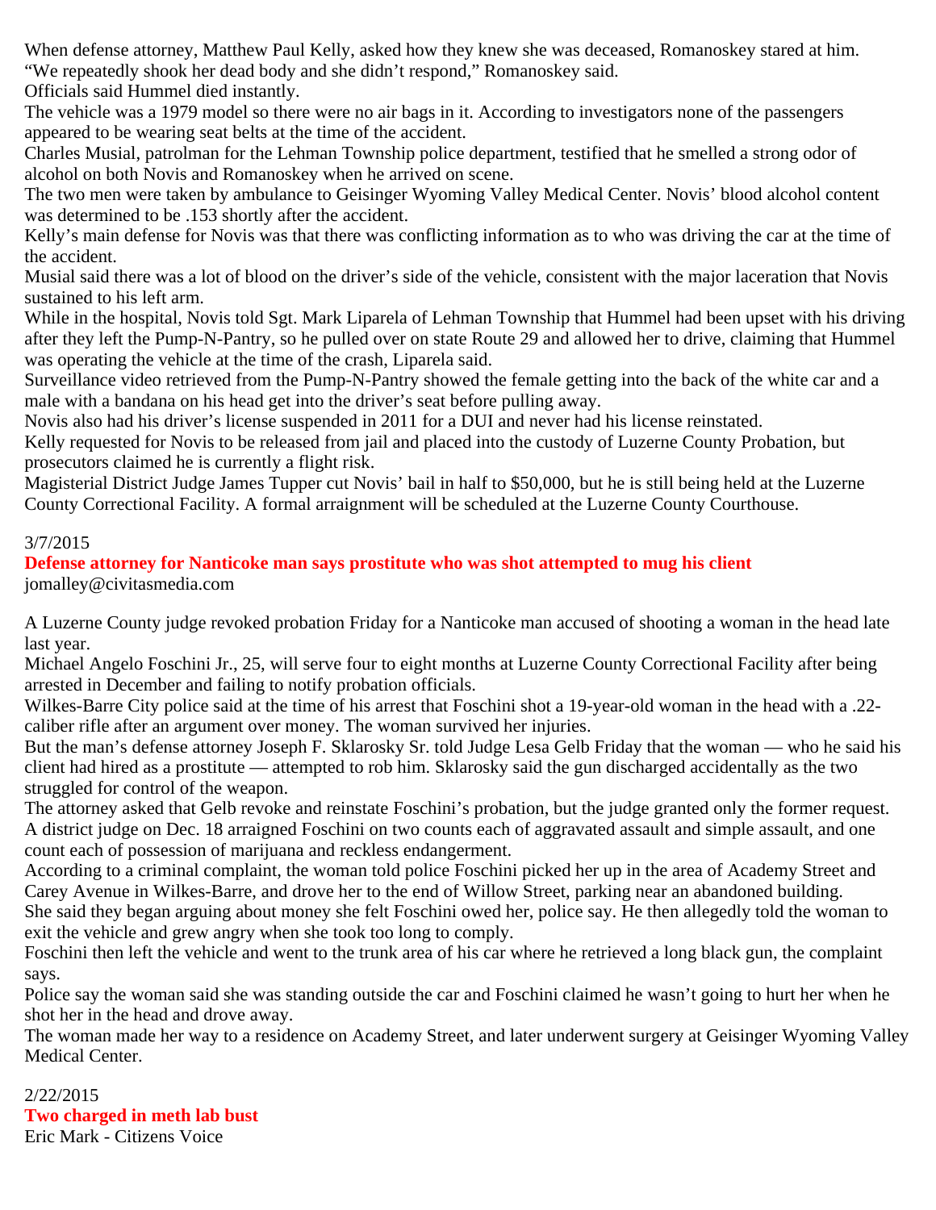When defense attorney, Matthew Paul Kelly, asked how they knew she was deceased, Romanoskey stared at him. "We repeatedly shook her dead body and she didn't respond," Romanoskey said.

Officials said Hummel died instantly.

The vehicle was a 1979 model so there were no air bags in it. According to investigators none of the passengers appeared to be wearing seat belts at the time of the accident.

Charles Musial, patrolman for the Lehman Township police department, testified that he smelled a strong odor of alcohol on both Novis and Romanoskey when he arrived on scene.

The two men were taken by ambulance to Geisinger Wyoming Valley Medical Center. Novis' blood alcohol content was determined to be .153 shortly after the accident.

Kelly's main defense for Novis was that there was conflicting information as to who was driving the car at the time of the accident.

Musial said there was a lot of blood on the driver's side of the vehicle, consistent with the major laceration that Novis sustained to his left arm.

While in the hospital, Novis told Sgt. Mark Liparela of Lehman Township that Hummel had been upset with his driving after they left the Pump-N-Pantry, so he pulled over on state Route 29 and allowed her to drive, claiming that Hummel was operating the vehicle at the time of the crash, Liparela said.

Surveillance video retrieved from the Pump-N-Pantry showed the female getting into the back of the white car and a male with a bandana on his head get into the driver's seat before pulling away.

Novis also had his driver's license suspended in 2011 for a DUI and never had his license reinstated.

Kelly requested for Novis to be released from jail and placed into the custody of Luzerne County Probation, but prosecutors claimed he is currently a flight risk.

Magisterial District Judge James Tupper cut Novis' bail in half to $50,000, but he is still being held at the Luzerne County Correctional Facility. A formal arraignment will be scheduled at the Luzerne County Courthouse.

3/7/2015

**Defense attorney for Nanticoke man says prostitute who was shot attempted to mug his client**

jomalley@civitasmedia.com

A Luzerne County judge revoked probation Friday for a Nanticoke man accused of shooting a woman in the head late last year.

Michael Angelo Foschini Jr., 25, will serve four to eight months at Luzerne County Correctional Facility after being arrested in December and failing to notify probation officials.

Wilkes-Barre City police said at the time of his arrest that Foschini shot a 19-year-old woman in the head with a .22-caliber rifle after an argument over money. The woman survived her injuries.

But the man's defense attorney Joseph F. Sklarosky Sr. told Judge Lesa Gelb Friday that the woman — who he said his client had hired as a prostitute — attempted to rob him. Sklarosky said the gun discharged accidentally as the two struggled for control of the weapon.

The attorney asked that Gelb revoke and reinstate Foschini's probation, but the judge granted only the former request.

A district judge on Dec. 18 arraigned Foschini on two counts each of aggravated assault and simple assault, and one count each of possession of marijuana and reckless endangerment.

According to a criminal complaint, the woman told police Foschini picked her up in the area of Academy Street and Carey Avenue in Wilkes-Barre, and drove her to the end of Willow Street, parking near an abandoned building.

She said they began arguing about money she felt Foschini owed her, police say. He then allegedly told the woman to exit the vehicle and grew angry when she took too long to comply.

Foschini then left the vehicle and went to the trunk area of his car where he retrieved a long black gun, the complaint says.

Police say the woman said she was standing outside the car and Foschini claimed he wasn't going to hurt her when he shot her in the head and drove away.

The woman made her way to a residence on Academy Street, and later underwent surgery at Geisinger Wyoming Valley Medical Center.

2/22/2015

**Two charged in meth lab bust**

Eric Mark - Citizens Voice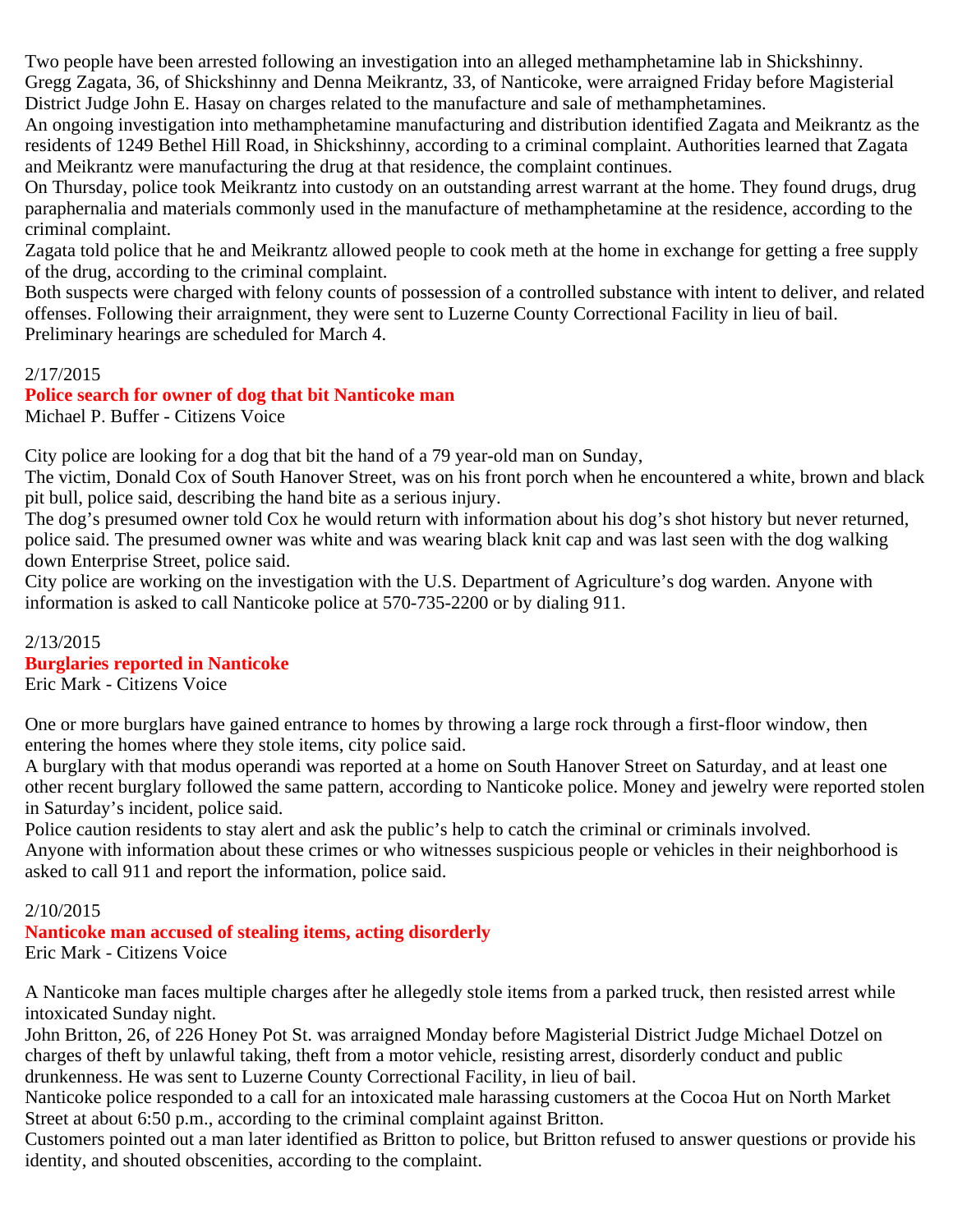Two people have been arrested following an investigation into an alleged methamphetamine lab in Shickshinny.

Gregg Zagata, 36, of Shickshinny and Denna Meikrantz, 33, of Nanticoke, were arraigned Friday before Magisterial District Judge John E. Hasay on charges related to the manufacture and sale of methamphetamines.

An ongoing investigation into methamphetamine manufacturing and distribution identified Zagata and Meikrantz as the residents of 1249 Bethel Hill Road, in Shickshinny, according to a criminal complaint. Authorities learned that Zagata and Meikrantz were manufacturing the drug at that residence, the complaint continues.

On Thursday, police took Meikrantz into custody on an outstanding arrest warrant at the home. They found drugs, drug paraphernalia and materials commonly used in the manufacture of methamphetamine at the residence, according to the criminal complaint.

Zagata told police that he and Meikrantz allowed people to cook meth at the home in exchange for getting a free supply of the drug, according to the criminal complaint.

Both suspects were charged with felony counts of possession of a controlled substance with intent to deliver, and related offenses. Following their arraignment, they were sent to Luzerne County Correctional Facility in lieu of bail.

Preliminary hearings are scheduled for March 4.

2/17/2015

## Police search for owner of dog that bit Nanticoke man

Michael P. Buffer - Citizens Voice

City police are looking for a dog that bit the hand of a 79 year-old man on Sunday,

The victim, Donald Cox of South Hanover Street, was on his front porch when he encountered a white, brown and black pit bull, police said, describing the hand bite as a serious injury.

The dog's presumed owner told Cox he would return with information about his dog's shot history but never returned, police said. The presumed owner was white and was wearing black knit cap and was last seen with the dog walking down Enterprise Street, police said.

City police are working on the investigation with the U.S. Department of Agriculture's dog warden. Anyone with information is asked to call Nanticoke police at 570-735-2200 or by dialing 911.

2/13/2015

## Burglaries reported in Nanticoke

Eric Mark - Citizens Voice

One or more burglars have gained entrance to homes by throwing a large rock through a first-floor window, then entering the homes where they stole items, city police said.

A burglary with that modus operandi was reported at a home on South Hanover Street on Saturday, and at least one other recent burglary followed the same pattern, according to Nanticoke police. Money and jewelry were reported stolen in Saturday's incident, police said.

Police caution residents to stay alert and ask the public's help to catch the criminal or criminals involved.

Anyone with information about these crimes or who witnesses suspicious people or vehicles in their neighborhood is asked to call 911 and report the information, police said.

2/10/2015

## Nanticoke man accused of stealing items, acting disorderly

Eric Mark - Citizens Voice

A Nanticoke man faces multiple charges after he allegedly stole items from a parked truck, then resisted arrest while intoxicated Sunday night.

John Britton, 26, of 226 Honey Pot St. was arraigned Monday before Magisterial District Judge Michael Dotzel on charges of theft by unlawful taking, theft from a motor vehicle, resisting arrest, disorderly conduct and public drunkenness. He was sent to Luzerne County Correctional Facility, in lieu of bail.

Nanticoke police responded to a call for an intoxicated male harassing customers at the Cocoa Hut on North Market Street at about 6:50 p.m., according to the criminal complaint against Britton.

Customers pointed out a man later identified as Britton to police, but Britton refused to answer questions or provide his identity, and shouted obscenities, according to the complaint.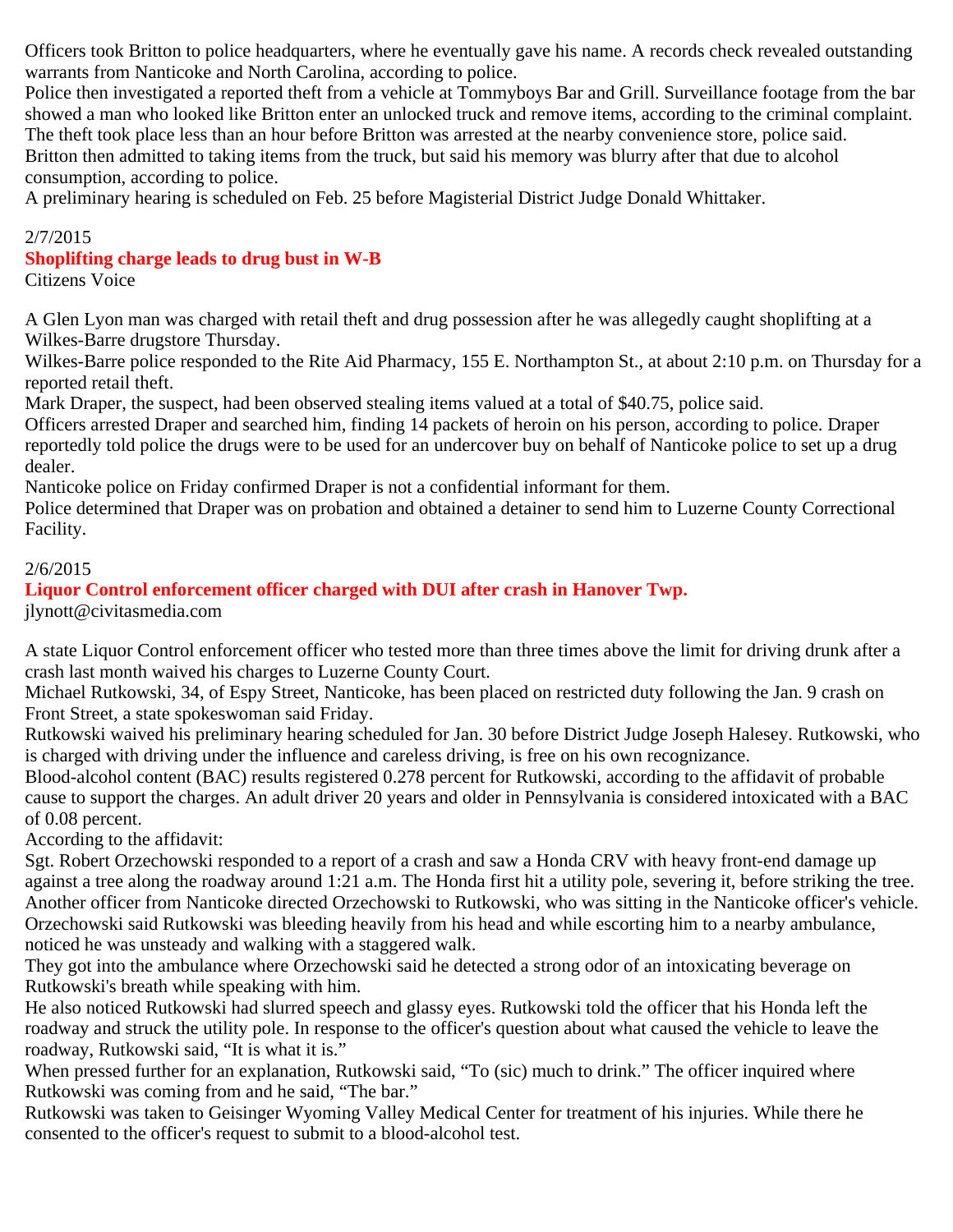Officers took Britton to police headquarters, where he eventually gave his name. A records check revealed outstanding warrants from Nanticoke and North Carolina, according to police.

Police then investigated a reported theft from a vehicle at Tommyboys Bar and Grill. Surveillance footage from the bar showed a man who looked like Britton enter an unlocked truck and remove items, according to the criminal complaint. The theft took place less than an hour before Britton was arrested at the nearby convenience store, police said.

Britton then admitted to taking items from the truck, but said his memory was blurry after that due to alcohol consumption, according to police.

A preliminary hearing is scheduled on Feb. 25 before Magisterial District Judge Donald Whittaker.

2/7/2015

## Shoplifting charge leads to drug bust in W-B

Citizens Voice

A Glen Lyon man was charged with retail theft and drug possession after he was allegedly caught shoplifting at a Wilkes-Barre drugstore Thursday.

Wilkes-Barre police responded to the Rite Aid Pharmacy, 155 E. Northampton St., at about 2:10 p.m. on Thursday for a reported retail theft.

Mark Draper, the suspect, had been observed stealing items valued at a total of $40.75, police said.

Officers arrested Draper and searched him, finding 14 packets of heroin on his person, according to police. Draper reportedly told police the drugs were to be used for an undercover buy on behalf of Nanticoke police to set up a drug dealer.

Nanticoke police on Friday confirmed Draper is not a confidential informant for them.

Police determined that Draper was on probation and obtained a detainer to send him to Luzerne County Correctional Facility.

2/6/2015

## Liquor Control enforcement officer charged with DUI after crash in Hanover Twp.

jlynott@civitasmedia.com

A state Liquor Control enforcement officer who tested more than three times above the limit for driving drunk after a crash last month waived his charges to Luzerne County Court.

Michael Rutkowski, 34, of Espy Street, Nanticoke, has been placed on restricted duty following the Jan. 9 crash on Front Street, a state spokeswoman said Friday.

Rutkowski waived his preliminary hearing scheduled for Jan. 30 before District Judge Joseph Halesey. Rutkowski, who is charged with driving under the influence and careless driving, is free on his own recognizance.

Blood-alcohol content (BAC) results registered 0.278 percent for Rutkowski, according to the affidavit of probable cause to support the charges. An adult driver 20 years and older in Pennsylvania is considered intoxicated with a BAC of 0.08 percent.

According to the affidavit:

Sgt. Robert Orzechowski responded to a report of a crash and saw a Honda CRV with heavy front-end damage up against a tree along the roadway around 1:21 a.m. The Honda first hit a utility pole, severing it, before striking the tree. Another officer from Nanticoke directed Orzechowski to Rutkowski, who was sitting in the Nanticoke officer's vehicle.

Orzechowski said Rutkowski was bleeding heavily from his head and while escorting him to a nearby ambulance, noticed he was unsteady and walking with a staggered walk.

They got into the ambulance where Orzechowski said he detected a strong odor of an intoxicating beverage on Rutkowski's breath while speaking with him.

He also noticed Rutkowski had slurred speech and glassy eyes. Rutkowski told the officer that his Honda left the roadway and struck the utility pole. In response to the officer's question about what caused the vehicle to leave the roadway, Rutkowski said, "It is what it is."

When pressed further for an explanation, Rutkowski said, "To (sic) much to drink." The officer inquired where Rutkowski was coming from and he said, "The bar."

Rutkowski was taken to Geisinger Wyoming Valley Medical Center for treatment of his injuries. While there he consented to the officer's request to submit to a blood-alcohol test.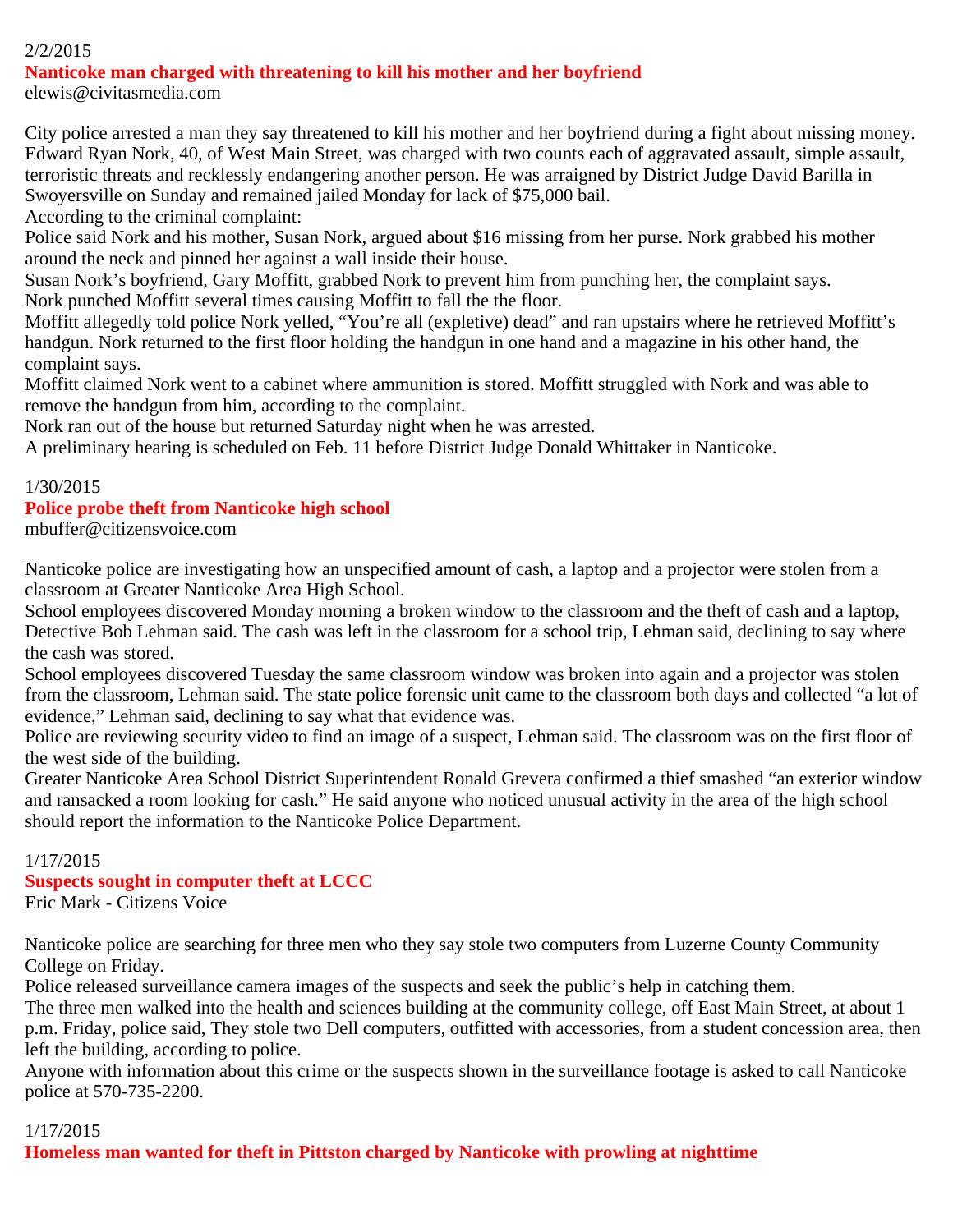2/2/2015

## Nanticoke man charged with threatening to kill his mother and her boyfriend

elewis@civitasmedia.com

City police arrested a man they say threatened to kill his mother and her boyfriend during a fight about missing money.
Edward Ryan Nork, 40, of West Main Street, was charged with two counts each of aggravated assault, simple assault, terroristic threats and recklessly endangering another person. He was arraigned by District Judge David Barilla in Swoyersville on Sunday and remained jailed Monday for lack of $75,000 bail.
According to the criminal complaint:
Police said Nork and his mother, Susan Nork, argued about $16 missing from her purse. Nork grabbed his mother around the neck and pinned her against a wall inside their house.
Susan Nork's boyfriend, Gary Moffitt, grabbed Nork to prevent him from punching her, the complaint says.
Nork punched Moffitt several times causing Moffitt to fall the the floor.
Moffitt allegedly told police Nork yelled, "You're all (expletive) dead" and ran upstairs where he retrieved Moffitt's handgun. Nork returned to the first floor holding the handgun in one hand and a magazine in his other hand, the complaint says.
Moffitt claimed Nork went to a cabinet where ammunition is stored. Moffitt struggled with Nork and was able to remove the handgun from him, according to the complaint.
Nork ran out of the house but returned Saturday night when he was arrested.
A preliminary hearing is scheduled on Feb. 11 before District Judge Donald Whittaker in Nanticoke.

1/30/2015

## Police probe theft from Nanticoke high school

mbuffer@citizensvoice.com

Nanticoke police are investigating how an unspecified amount of cash, a laptop and a projector were stolen from a classroom at Greater Nanticoke Area High School.
School employees discovered Monday morning a broken window to the classroom and the theft of cash and a laptop, Detective Bob Lehman said. The cash was left in the classroom for a school trip, Lehman said, declining to say where the cash was stored.
School employees discovered Tuesday the same classroom window was broken into again and a projector was stolen from the classroom, Lehman said. The state police forensic unit came to the classroom both days and collected "a lot of evidence," Lehman said, declining to say what that evidence was.
Police are reviewing security video to find an image of a suspect, Lehman said. The classroom was on the first floor of the west side of the building.
Greater Nanticoke Area School District Superintendent Ronald Grevera confirmed a thief smashed "an exterior window and ransacked a room looking for cash." He said anyone who noticed unusual activity in the area of the high school should report the information to the Nanticoke Police Department.

1/17/2015

## Suspects sought in computer theft at LCCC

Eric Mark - Citizens Voice

Nanticoke police are searching for three men who they say stole two computers from Luzerne County Community College on Friday.
Police released surveillance camera images of the suspects and seek the public's help in catching them.
The three men walked into the health and sciences building at the community college, off East Main Street, at about 1 p.m. Friday, police said, They stole two Dell computers, outfitted with accessories, from a student concession area, then left the building, according to police.
Anyone with information about this crime or the suspects shown in the surveillance footage is asked to call Nanticoke police at 570-735-2200.

1/17/2015

## Homeless man wanted for theft in Pittston charged by Nanticoke with prowling at nighttime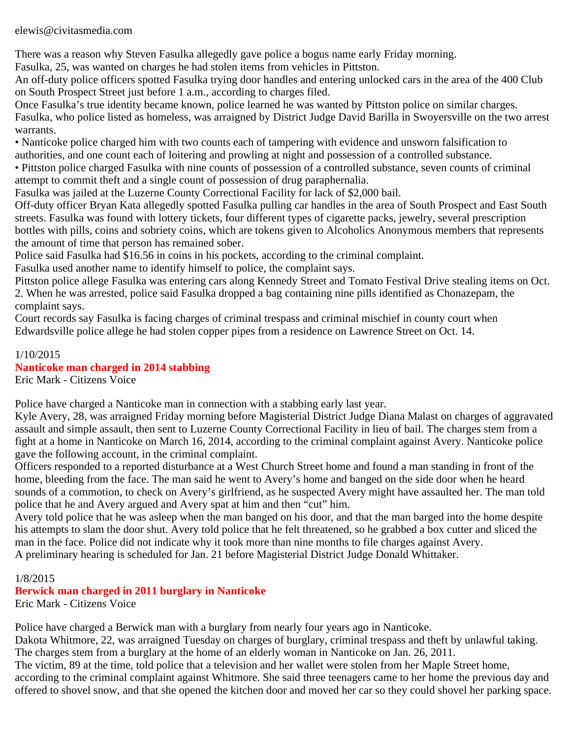elewis@civitasmedia.com

There was a reason why Steven Fasulka allegedly gave police a bogus name early Friday morning.

Fasulka, 25, was wanted on charges he had stolen items from vehicles in Pittston.

An off-duty police officers spotted Fasulka trying door handles and entering unlocked cars in the area of the 400 Club on South Prospect Street just before 1 a.m., according to charges filed.

Once Fasulka's true identity became known, police learned he was wanted by Pittston police on similar charges.

Fasulka, who police listed as homeless, was arraigned by District Judge David Barilla in Swoyersville on the two arrest warrants.

- Nanticoke police charged him with two counts each of tampering with evidence and unsworn falsification to authorities, and one count each of loitering and prowling at night and possession of a controlled substance.
- Pittston police charged Fasulka with nine counts of possession of a controlled substance, seven counts of criminal attempt to commit theft and a single count of possession of drug paraphernalia.

Fasulka was jailed at the Luzerne County Correctional Facility for lack of $2,000 bail.

Off-duty officer Bryan Kata allegedly spotted Fasulka pulling car handles in the area of South Prospect and East South streets. Fasulka was found with lottery tickets, four different types of cigarette packs, jewelry, several prescription bottles with pills, coins and sobriety coins, which are tokens given to Alcoholics Anonymous members that represents the amount of time that person has remained sober.

Police said Fasulka had $16.56 in coins in his pockets, according to the criminal complaint.

Fasulka used another name to identify himself to police, the complaint says.

Pittston police allege Fasulka was entering cars along Kennedy Street and Tomato Festival Drive stealing items on Oct. 2. When he was arrested, police said Fasulka dropped a bag containing nine pills identified as Chonazepam, the complaint says.

Court records say Fasulka is facing charges of criminal trespass and criminal mischief in county court when Edwardsville police allege he had stolen copper pipes from a residence on Lawrence Street on Oct. 14.

1/10/2015

**Nanticoke man charged in 2014 stabbing**

Eric Mark - Citizens Voice

Police have charged a Nanticoke man in connection with a stabbing early last year.

Kyle Avery, 28, was arraigned Friday morning before Magisterial District Judge Diana Malast on charges of aggravated assault and simple assault, then sent to Luzerne County Correctional Facility in lieu of bail. The charges stem from a fight at a home in Nanticoke on March 16, 2014, according to the criminal complaint against Avery. Nanticoke police gave the following account, in the criminal complaint.

Officers responded to a reported disturbance at a West Church Street home and found a man standing in front of the home, bleeding from the face. The man said he went to Avery's home and banged on the side door when he heard sounds of a commotion, to check on Avery's girlfriend, as he suspected Avery might have assaulted her. The man told police that he and Avery argued and Avery spat at him and then "cut" him.

Avery told police that he was asleep when the man banged on his door, and that the man barged into the home despite his attempts to slam the door shut. Avery told police that he felt threatened, so he grabbed a box cutter and sliced the man in the face. Police did not indicate why it took more than nine months to file charges against Avery.

A preliminary hearing is scheduled for Jan. 21 before Magisterial District Judge Donald Whittaker.

1/8/2015

**Berwick man charged in 2011 burglary in Nanticoke**

Eric Mark - Citizens Voice

Police have charged a Berwick man with a burglary from nearly four years ago in Nanticoke.

Dakota Whitmore, 22, was arraigned Tuesday on charges of burglary, criminal trespass and theft by unlawful taking. The charges stem from a burglary at the home of an elderly woman in Nanticoke on Jan. 26, 2011.

The victim, 89 at the time, told police that a television and her wallet were stolen from her Maple Street home, according to the criminal complaint against Whitmore. She said three teenagers came to her home the previous day and offered to shovel snow, and that she opened the kitchen door and moved her car so they could shovel her parking space.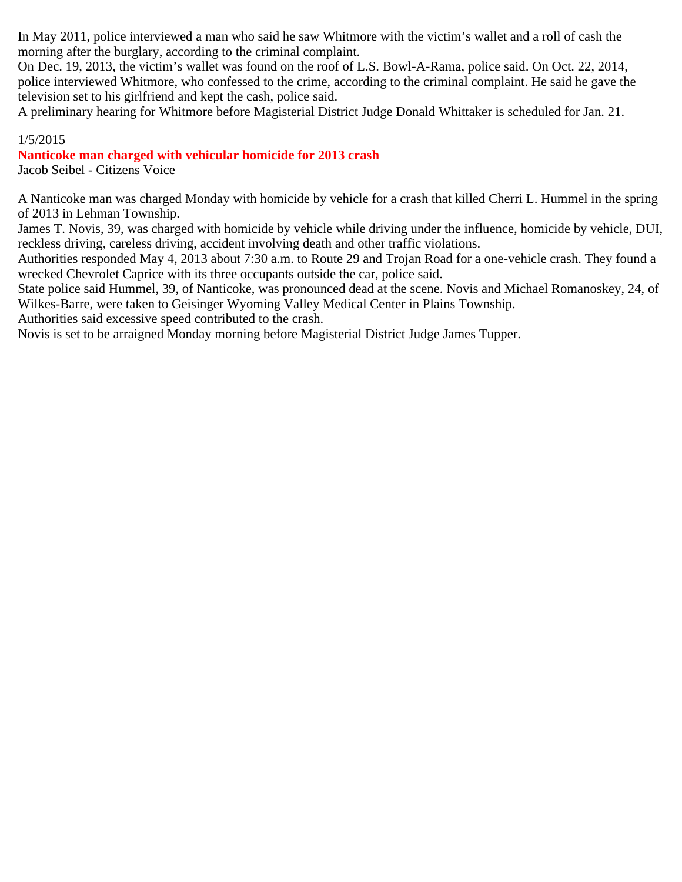In May 2011, police interviewed a man who said he saw Whitmore with the victim's wallet and a roll of cash the morning after the burglary, according to the criminal complaint.

On Dec. 19, 2013, the victim's wallet was found on the roof of L.S. Bowl-A-Rama, police said. On Oct. 22, 2014, police interviewed Whitmore, who confessed to the crime, according to the criminal complaint. He said he gave the television set to his girlfriend and kept the cash, police said.

A preliminary hearing for Whitmore before Magisterial District Judge Donald Whittaker is scheduled for Jan. 21.

1/5/2015

## Nanticoke man charged with vehicular homicide for 2013 crash

Jacob Seibel - Citizens Voice

A Nanticoke man was charged Monday with homicide by vehicle for a crash that killed Cherri L. Hummel in the spring of 2013 in Lehman Township.

James T. Novis, 39, was charged with homicide by vehicle while driving under the influence, homicide by vehicle, DUI, reckless driving, careless driving, accident involving death and other traffic violations.

Authorities responded May 4, 2013 about 7:30 a.m. to Route 29 and Trojan Road for a one-vehicle crash. They found a wrecked Chevrolet Caprice with its three occupants outside the car, police said.

State police said Hummel, 39, of Nanticoke, was pronounced dead at the scene. Novis and Michael Romanoskey, 24, of Wilkes-Barre, were taken to Geisinger Wyoming Valley Medical Center in Plains Township.

Authorities said excessive speed contributed to the crash.

Novis is set to be arraigned Monday morning before Magisterial District Judge James Tupper.